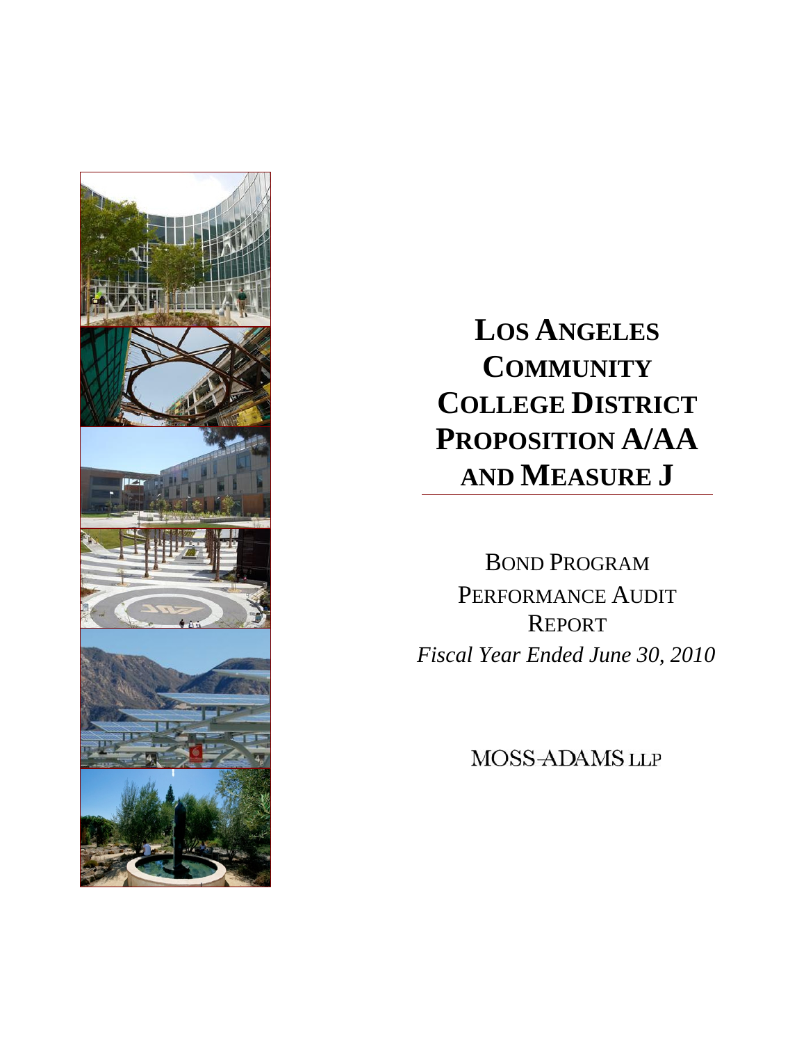# LOS ANGELES COMMUNITY COLLEGE DISTRICT PROPOSITION A/AA AND MEASURE J

BOND PROGRAM PERFORMANCE AUDIT REPORT

*Fiscal Year Ended June 30, 2010*

MOSS-ADAMS LLP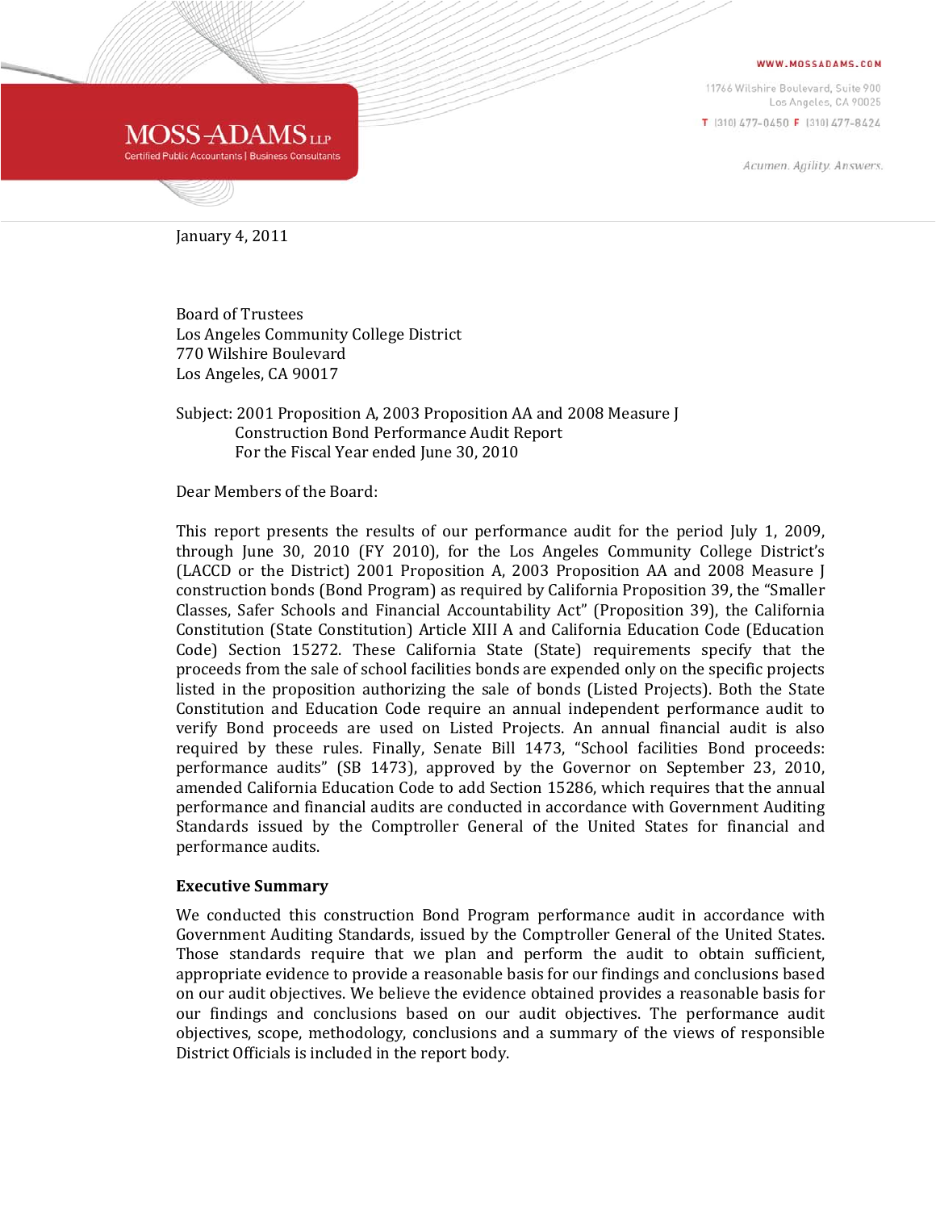MOSS ADAMS LLP
Certified Public Accountants | Business Consultants

WWW.MOSSADAMS.COM

11766 Wilshire Boulevard, Suite 900
Los Angeles, CA 90025

T (310) 477-0450 F (310) 477-8424

Acumen. Agility. Answers.

January 4, 2011

Board of Trustees
Los Angeles Community College District
770 Wilshire Boulevard
Los Angeles, CA 90017

Subject: 2001 Proposition A, 2003 Proposition AA and 2008 Measure J
Construction Bond Performance Audit Report
For the Fiscal Year ended June 30, 2010

Dear Members of the Board:

This report presents the results of our performance audit for the period July 1, 2009, through June 30, 2010 (FY 2010), for the Los Angeles Community College District's (LACCD or the District) 2001 Proposition A, 2003 Proposition AA and 2008 Measure J construction bonds (Bond Program) as required by California Proposition 39, the "Smaller Classes, Safer Schools and Financial Accountability Act" (Proposition 39), the California Constitution (State Constitution) Article XIII A and California Education Code (Education Code) Section 15272. These California State (State) requirements specify that the proceeds from the sale of school facilities bonds are expended only on the specific projects listed in the proposition authorizing the sale of bonds (Listed Projects). Both the State Constitution and Education Code require an annual independent performance audit to verify Bond proceeds are used on Listed Projects. An annual financial audit is also required by these rules. Finally, Senate Bill 1473, "School facilities Bond proceeds: performance audits" (SB 1473), approved by the Governor on September 23, 2010, amended California Education Code to add Section 15286, which requires that the annual performance and financial audits are conducted in accordance with Government Auditing Standards issued by the Comptroller General of the United States for financial and performance audits.

**Executive Summary**

We conducted this construction Bond Program performance audit in accordance with Government Auditing Standards, issued by the Comptroller General of the United States. Those standards require that we plan and perform the audit to obtain sufficient, appropriate evidence to provide a reasonable basis for our findings and conclusions based on our audit objectives. We believe the evidence obtained provides a reasonable basis for our findings and conclusions based on our audit objectives. The performance audit objectives, scope, methodology, conclusions and a summary of the views of responsible District Officials is included in the report body.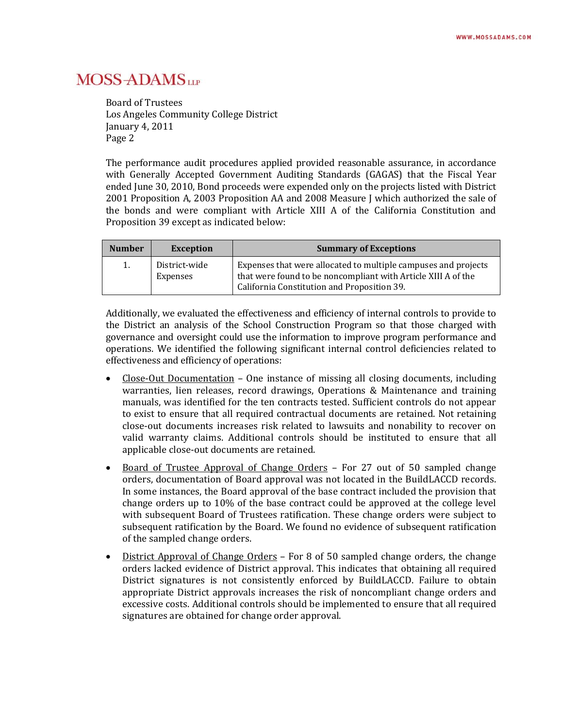Board of Trustees
Los Angeles Community College District
January 4, 2011
Page 2

The performance audit procedures applied provided reasonable assurance, in accordance with Generally Accepted Government Auditing Standards (GAGAS) that the Fiscal Year ended June 30, 2010, Bond proceeds were expended only on the projects listed with District 2001 Proposition A, 2003 Proposition AA and 2008 Measure J which authorized the sale of the bonds and were compliant with Article XIII A of the California Constitution and Proposition 39 except as indicated below:

| Number | Exception | Summary of Exceptions |
|---|---|---|
| 1. | District-wide Expenses | Expenses that were allocated to multiple campuses and projects that were found to be noncompliant with Article XIII A of the California Constitution and Proposition 39. |

Additionally, we evaluated the effectiveness and efficiency of internal controls to provide to the District an analysis of the School Construction Program so that those charged with governance and oversight could use the information to improve program performance and operations. We identified the following significant internal control deficiencies related to effectiveness and efficiency of operations:

- Close-Out Documentation – One instance of missing all closing documents, including warranties, lien releases, record drawings, Operations & Maintenance and training manuals, was identified for the ten contracts tested. Sufficient controls do not appear to exist to ensure that all required contractual documents are retained. Not retaining close-out documents increases risk related to lawsuits and nonability to recover on valid warranty claims. Additional controls should be instituted to ensure that all applicable close-out documents are retained.

- Board of Trustee Approval of Change Orders – For 27 out of 50 sampled change orders, documentation of Board approval was not located in the BuildLACCD records. In some instances, the Board approval of the base contract included the provision that change orders up to 10% of the base contract could be approved at the college level with subsequent Board of Trustees ratification. These change orders were subject to subsequent ratification by the Board. We found no evidence of subsequent ratification of the sampled change orders.

- District Approval of Change Orders – For 8 of 50 sampled change orders, the change orders lacked evidence of District approval. This indicates that obtaining all required District signatures is not consistently enforced by BuildLACCD. Failure to obtain appropriate District approvals increases the risk of noncompliant change orders and excessive costs. Additional controls should be implemented to ensure that all required signatures are obtained for change order approval.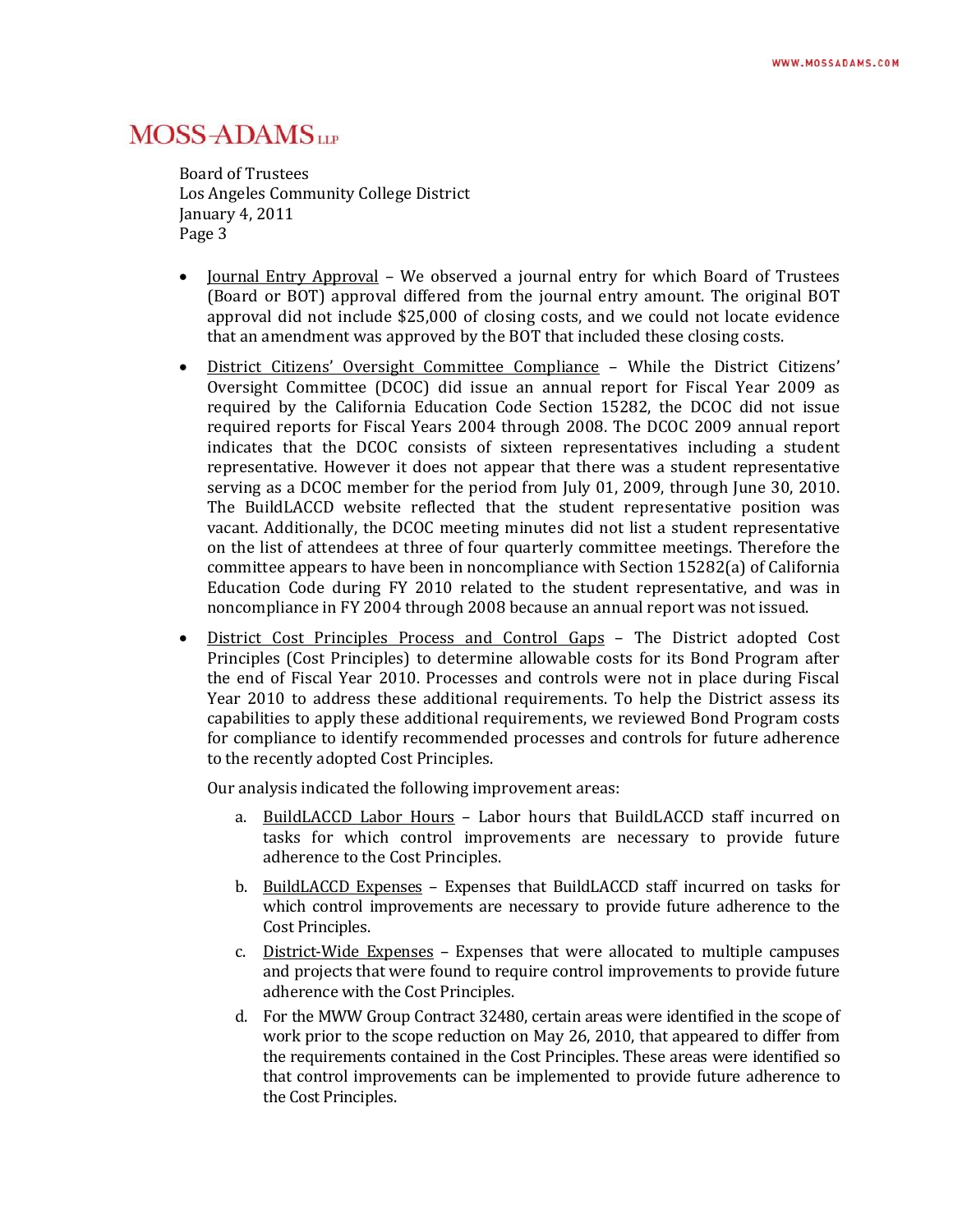Board of Trustees
Los Angeles Community College District
January 4, 2011
Page 3

- Journal Entry Approval – We observed a journal entry for which Board of Trustees (Board or BOT) approval differed from the journal entry amount. The original BOT approval did not include $25,000 of closing costs, and we could not locate evidence that an amendment was approved by the BOT that included these closing costs.

- District Citizens' Oversight Committee Compliance – While the District Citizens' Oversight Committee (DCOC) did issue an annual report for Fiscal Year 2009 as required by the California Education Code Section 15282, the DCOC did not issue required reports for Fiscal Years 2004 through 2008. The DCOC 2009 annual report indicates that the DCOC consists of sixteen representatives including a student representative. However it does not appear that there was a student representative serving as a DCOC member for the period from July 01, 2009, through June 30, 2010. The BuildLACCD website reflected that the student representative position was vacant. Additionally, the DCOC meeting minutes did not list a student representative on the list of attendees at three of four quarterly committee meetings. Therefore the committee appears to have been in noncompliance with Section 15282(a) of California Education Code during FY 2010 related to the student representative, and was in noncompliance in FY 2004 through 2008 because an annual report was not issued.

- District Cost Principles Process and Control Gaps – The District adopted Cost Principles (Cost Principles) to determine allowable costs for its Bond Program after the end of Fiscal Year 2010. Processes and controls were not in place during Fiscal Year 2010 to address these additional requirements. To help the District assess its capabilities to apply these additional requirements, we reviewed Bond Program costs for compliance to identify recommended processes and controls for future adherence to the recently adopted Cost Principles.

  Our analysis indicated the following improvement areas:

  a. BuildLACCD Labor Hours – Labor hours that BuildLACCD staff incurred on tasks for which control improvements are necessary to provide future adherence to the Cost Principles.

  b. BuildLACCD Expenses – Expenses that BuildLACCD staff incurred on tasks for which control improvements are necessary to provide future adherence to the Cost Principles.

  c. District-Wide Expenses – Expenses that were allocated to multiple campuses and projects that were found to require control improvements to provide future adherence with the Cost Principles.

  d. For the MWW Group Contract 32480, certain areas were identified in the scope of work prior to the scope reduction on May 26, 2010, that appeared to differ from the requirements contained in the Cost Principles. These areas were identified so that control improvements can be implemented to provide future adherence to the Cost Principles.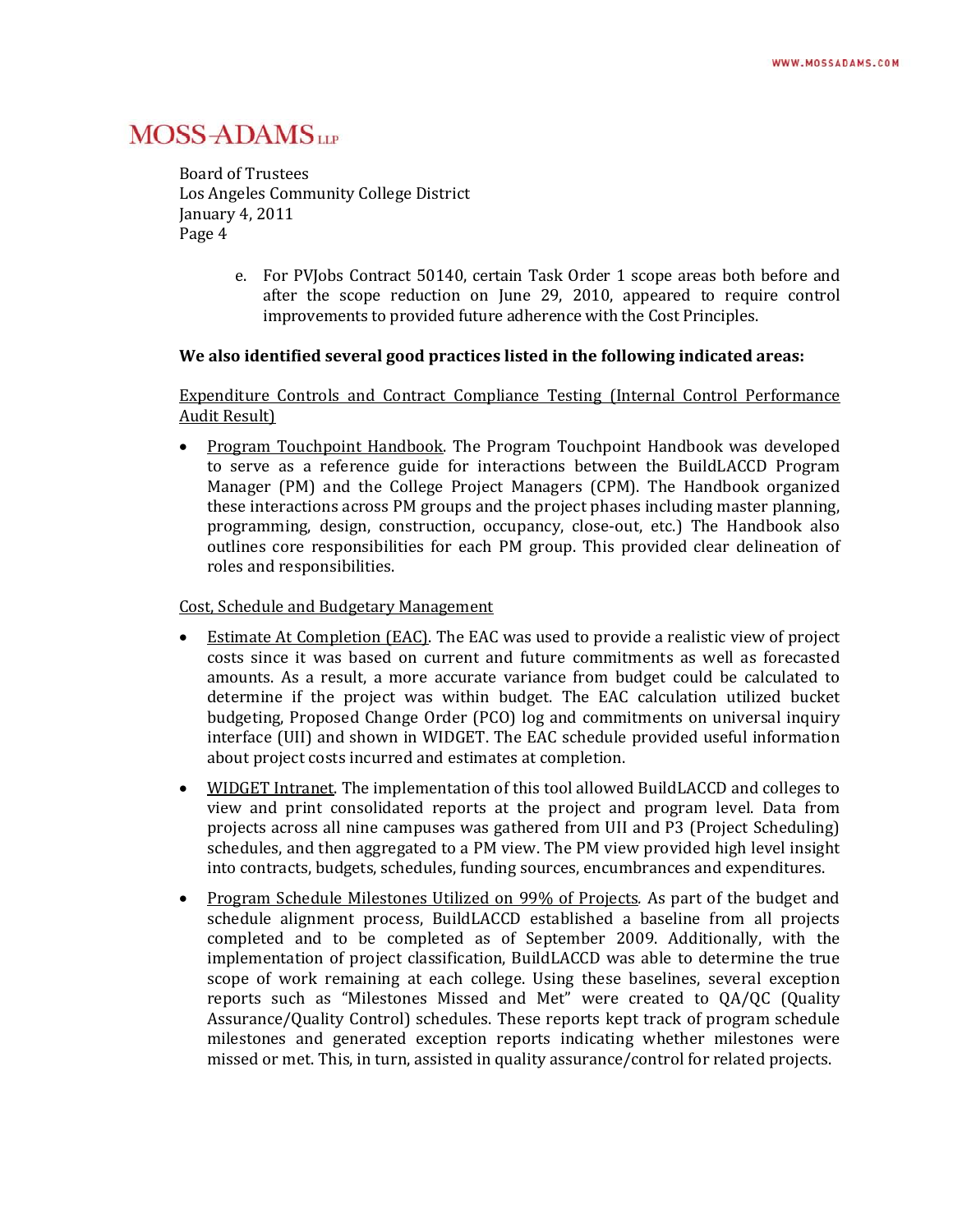Board of Trustees
Los Angeles Community College District
January 4, 2011
Page 4

e. For PVJobs Contract 50140, certain Task Order 1 scope areas both before and after the scope reduction on June 29, 2010, appeared to require control improvements to provided future adherence with the Cost Principles.

**We also identified several good practices listed in the following indicated areas:**

<u>Expenditure Controls and Contract Compliance Testing (Internal Control Performance Audit Result)</u>

- <u>Program Touchpoint Handbook</u>. The Program Touchpoint Handbook was developed to serve as a reference guide for interactions between the BuildLACCD Program Manager (PM) and the College Project Managers (CPM). The Handbook organized these interactions across PM groups and the project phases including master planning, programming, design, construction, occupancy, close-out, etc.) The Handbook also outlines core responsibilities for each PM group. This provided clear delineation of roles and responsibilities.

<u>Cost, Schedule and Budgetary Management</u>

- <u>Estimate At Completion (EAC)</u>. The EAC was used to provide a realistic view of project costs since it was based on current and future commitments as well as forecasted amounts. As a result, a more accurate variance from budget could be calculated to determine if the project was within budget. The EAC calculation utilized bucket budgeting, Proposed Change Order (PCO) log and commitments on universal inquiry interface (UII) and shown in WIDGET. The EAC schedule provided useful information about project costs incurred and estimates at completion.

- <u>WIDGET Intranet</u>. The implementation of this tool allowed BuildLACCD and colleges to view and print consolidated reports at the project and program level. Data from projects across all nine campuses was gathered from UII and P3 (Project Scheduling) schedules, and then aggregated to a PM view. The PM view provided high level insight into contracts, budgets, schedules, funding sources, encumbrances and expenditures.

- <u>Program Schedule Milestones Utilized on 99% of Projects</u>. As part of the budget and schedule alignment process, BuildLACCD established a baseline from all projects completed and to be completed as of September 2009. Additionally, with the implementation of project classification, BuildLACCD was able to determine the true scope of work remaining at each college. Using these baselines, several exception reports such as "Milestones Missed and Met" were created to QA/QC (Quality Assurance/Quality Control) schedules. These reports kept track of program schedule milestones and generated exception reports indicating whether milestones were missed or met. This, in turn, assisted in quality assurance/control for related projects.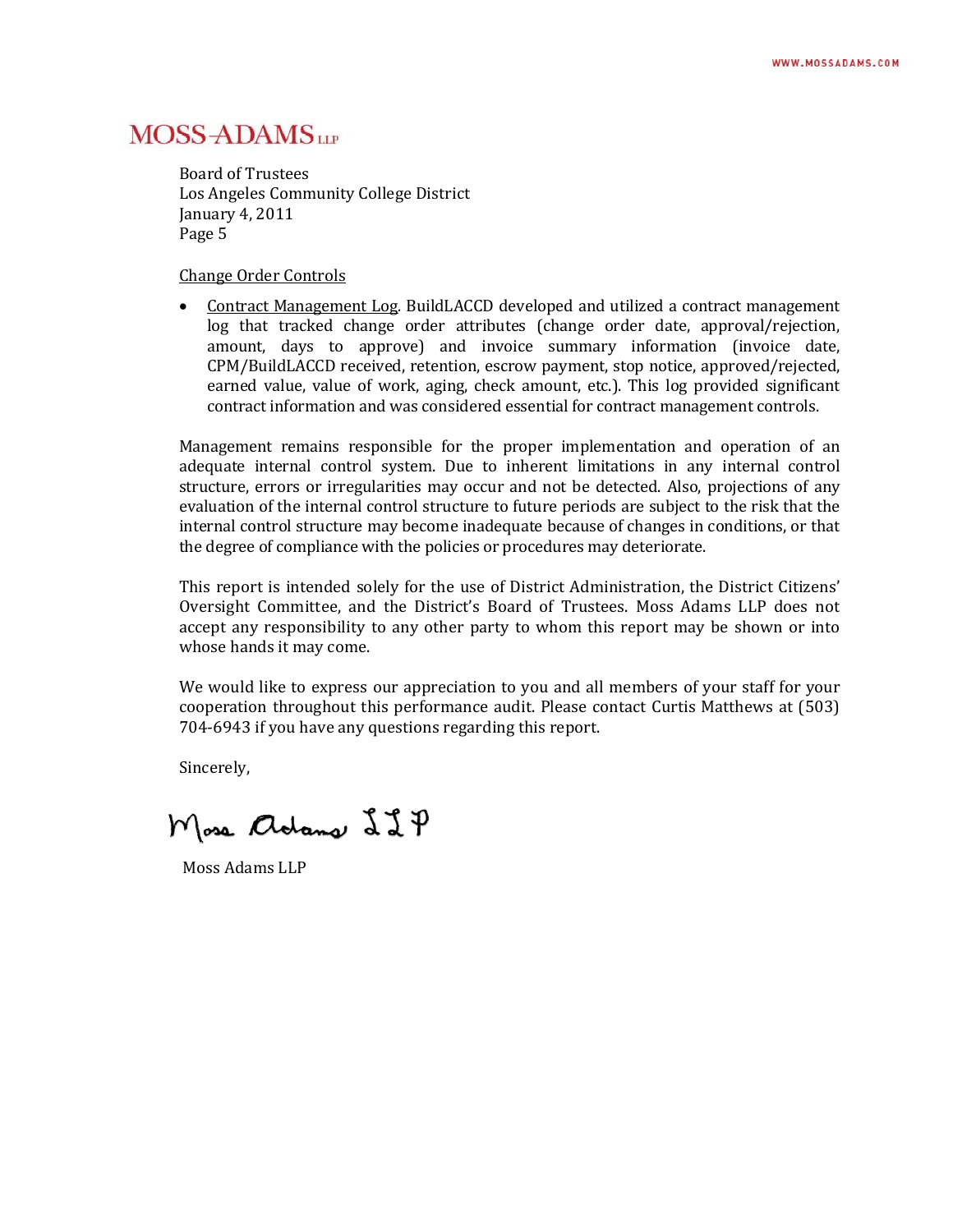Board of Trustees
Los Angeles Community College District
January 4, 2011
Page 5

Change Order Controls

- Contract Management Log. BuildLACCD developed and utilized a contract management log that tracked change order attributes (change order date, approval/rejection, amount, days to approve) and invoice summary information (invoice date, CPM/BuildLACCD received, retention, escrow payment, stop notice, approved/rejected, earned value, value of work, aging, check amount, etc.). This log provided significant contract information and was considered essential for contract management controls.

Management remains responsible for the proper implementation and operation of an adequate internal control system. Due to inherent limitations in any internal control structure, errors or irregularities may occur and not be detected. Also, projections of any evaluation of the internal control structure to future periods are subject to the risk that the internal control structure may become inadequate because of changes in conditions, or that the degree of compliance with the policies or procedures may deteriorate.

This report is intended solely for the use of District Administration, the District Citizens' Oversight Committee, and the District's Board of Trustees. Moss Adams LLP does not accept any responsibility to any other party to whom this report may be shown or into whose hands it may come.

We would like to express our appreciation to you and all members of your staff for your cooperation throughout this performance audit. Please contact Curtis Matthews at (503) 704-6943 if you have any questions regarding this report.

Sincerely,

Moss Adams LLP

Moss Adams LLP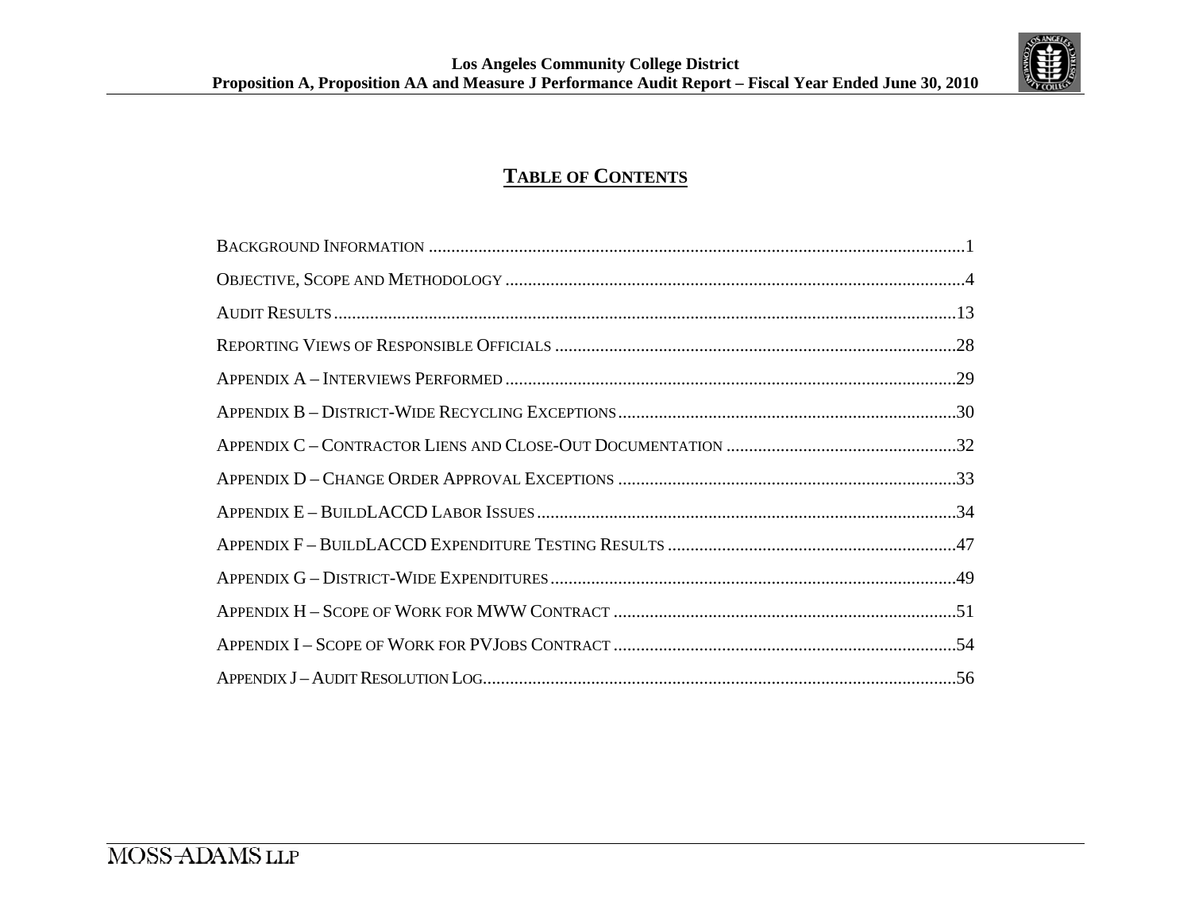# TABLE OF CONTENTS

Background Information ..........1

Objective, Scope and Methodology ..........4

Audit Results ..........13

Reporting Views of Responsible Officials ..........28

Appendix A – Interviews Performed ..........29

Appendix B – District-Wide Recycling Exceptions ..........30

Appendix C – Contractor Liens and Close-Out Documentation ..........32

Appendix D – Change Order Approval Exceptions ..........33

Appendix E – BuildLACCD Labor Issues ..........34

Appendix F – BuildLACCD Expenditure Testing Results ..........47

Appendix G – District-Wide Expenditures ..........49

Appendix H – Scope of Work for MWW Contract ..........51

Appendix I – Scope of Work for PVJobs Contract ..........54

Appendix J – Audit Resolution Log ..........56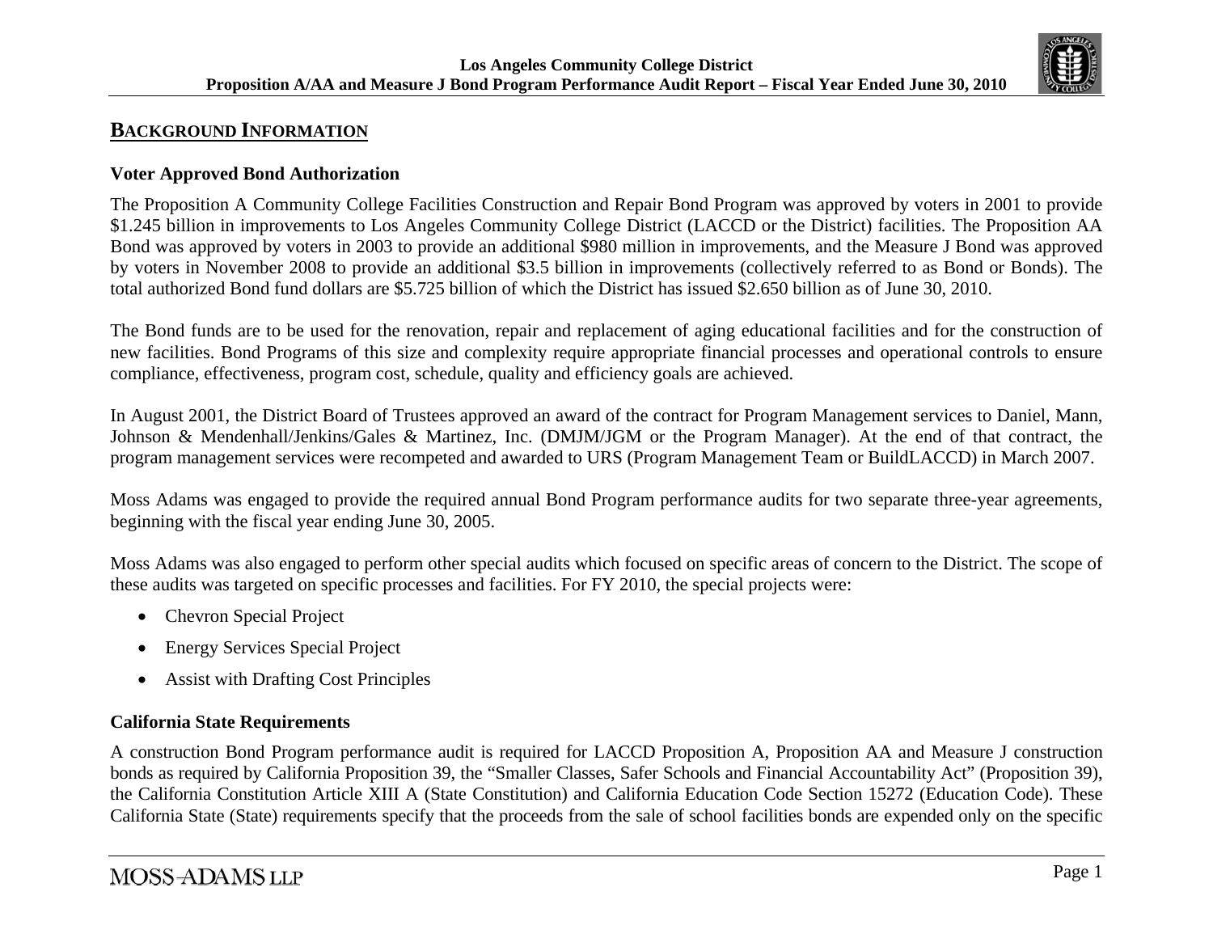## BACKGROUND INFORMATION

### Voter Approved Bond Authorization

The Proposition A Community College Facilities Construction and Repair Bond Program was approved by voters in 2001 to provide \$1.245 billion in improvements to Los Angeles Community College District (LACCD or the District) facilities. The Proposition AA Bond was approved by voters in 2003 to provide an additional \$980 million in improvements, and the Measure J Bond was approved by voters in November 2008 to provide an additional \$3.5 billion in improvements (collectively referred to as Bond or Bonds). The total authorized Bond fund dollars are \$5.725 billion of which the District has issued \$2.650 billion as of June 30, 2010.

The Bond funds are to be used for the renovation, repair and replacement of aging educational facilities and for the construction of new facilities. Bond Programs of this size and complexity require appropriate financial processes and operational controls to ensure compliance, effectiveness, program cost, schedule, quality and efficiency goals are achieved.

In August 2001, the District Board of Trustees approved an award of the contract for Program Management services to Daniel, Mann, Johnson & Mendenhall/Jenkins/Gales & Martinez, Inc. (DMJM/JGM or the Program Manager). At the end of that contract, the program management services were recompeted and awarded to URS (Program Management Team or BuildLACCD) in March 2007.

Moss Adams was engaged to provide the required annual Bond Program performance audits for two separate three-year agreements, beginning with the fiscal year ending June 30, 2005.

Moss Adams was also engaged to perform other special audits which focused on specific areas of concern to the District. The scope of these audits was targeted on specific processes and facilities. For FY 2010, the special projects were:

- Chevron Special Project
- Energy Services Special Project
- Assist with Drafting Cost Principles

### California State Requirements

A construction Bond Program performance audit is required for LACCD Proposition A, Proposition AA and Measure J construction bonds as required by California Proposition 39, the "Smaller Classes, Safer Schools and Financial Accountability Act" (Proposition 39), the California Constitution Article XIII A (State Constitution) and California Education Code Section 15272 (Education Code). These California State (State) requirements specify that the proceeds from the sale of school facilities bonds are expended only on the specific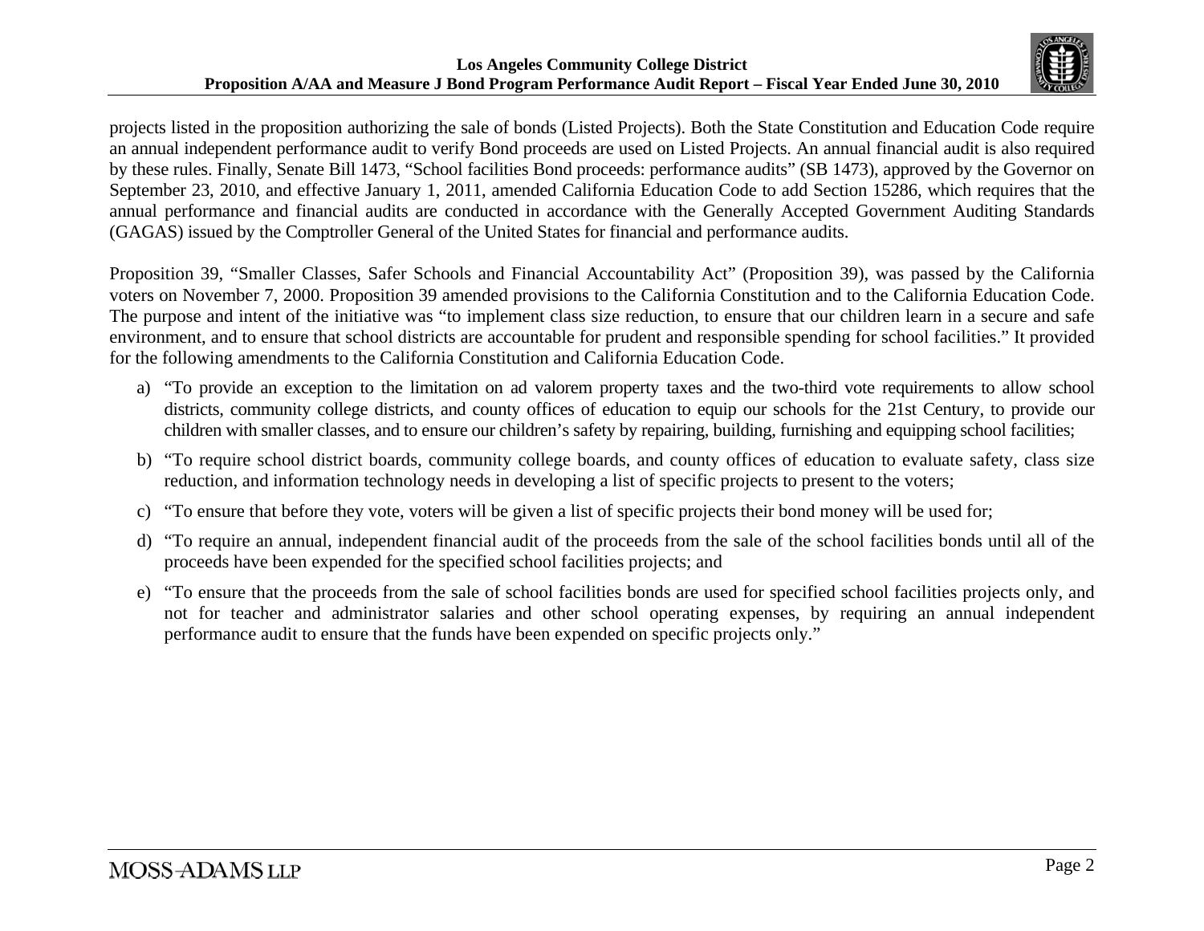projects listed in the proposition authorizing the sale of bonds (Listed Projects). Both the State Constitution and Education Code require an annual independent performance audit to verify Bond proceeds are used on Listed Projects. An annual financial audit is also required by these rules. Finally, Senate Bill 1473, "School facilities Bond proceeds: performance audits" (SB 1473), approved by the Governor on September 23, 2010, and effective January 1, 2011, amended California Education Code to add Section 15286, which requires that the annual performance and financial audits are conducted in accordance with the Generally Accepted Government Auditing Standards (GAGAS) issued by the Comptroller General of the United States for financial and performance audits.

Proposition 39, "Smaller Classes, Safer Schools and Financial Accountability Act" (Proposition 39), was passed by the California voters on November 7, 2000. Proposition 39 amended provisions to the California Constitution and to the California Education Code. The purpose and intent of the initiative was "to implement class size reduction, to ensure that our children learn in a secure and safe environment, and to ensure that school districts are accountable for prudent and responsible spending for school facilities." It provided for the following amendments to the California Constitution and California Education Code.

a) "To provide an exception to the limitation on ad valorem property taxes and the two-third vote requirements to allow school districts, community college districts, and county offices of education to equip our schools for the 21st Century, to provide our children with smaller classes, and to ensure our children's safety by repairing, building, furnishing and equipping school facilities;

b) "To require school district boards, community college boards, and county offices of education to evaluate safety, class size reduction, and information technology needs in developing a list of specific projects to present to the voters;

c) "To ensure that before they vote, voters will be given a list of specific projects their bond money will be used for;

d) "To require an annual, independent financial audit of the proceeds from the sale of the school facilities bonds until all of the proceeds have been expended for the specified school facilities projects; and

e) "To ensure that the proceeds from the sale of school facilities bonds are used for specified school facilities projects only, and not for teacher and administrator salaries and other school operating expenses, by requiring an annual independent performance audit to ensure that the funds have been expended on specific projects only."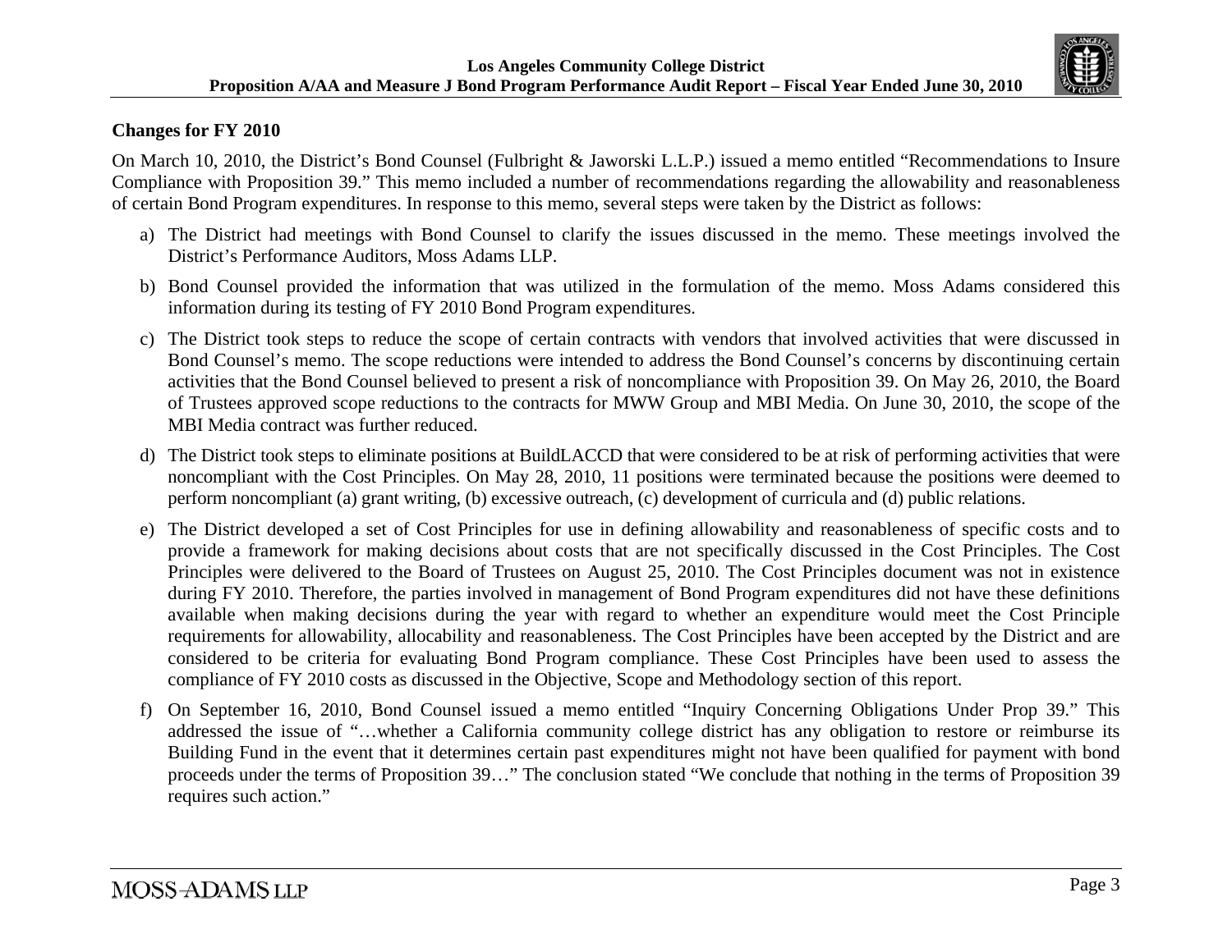**Changes for FY 2010**

On March 10, 2010, the District's Bond Counsel (Fulbright & Jaworski L.L.P.) issued a memo entitled "Recommendations to Insure Compliance with Proposition 39." This memo included a number of recommendations regarding the allowability and reasonableness of certain Bond Program expenditures. In response to this memo, several steps were taken by the District as follows:

a) The District had meetings with Bond Counsel to clarify the issues discussed in the memo. These meetings involved the District's Performance Auditors, Moss Adams LLP.

b) Bond Counsel provided the information that was utilized in the formulation of the memo. Moss Adams considered this information during its testing of FY 2010 Bond Program expenditures.

c) The District took steps to reduce the scope of certain contracts with vendors that involved activities that were discussed in Bond Counsel's memo. The scope reductions were intended to address the Bond Counsel's concerns by discontinuing certain activities that the Bond Counsel believed to present a risk of noncompliance with Proposition 39. On May 26, 2010, the Board of Trustees approved scope reductions to the contracts for MWW Group and MBI Media. On June 30, 2010, the scope of the MBI Media contract was further reduced.

d) The District took steps to eliminate positions at BuildLACCD that were considered to be at risk of performing activities that were noncompliant with the Cost Principles. On May 28, 2010, 11 positions were terminated because the positions were deemed to perform noncompliant (a) grant writing, (b) excessive outreach, (c) development of curricula and (d) public relations.

e) The District developed a set of Cost Principles for use in defining allowability and reasonableness of specific costs and to provide a framework for making decisions about costs that are not specifically discussed in the Cost Principles. The Cost Principles were delivered to the Board of Trustees on August 25, 2010. The Cost Principles document was not in existence during FY 2010. Therefore, the parties involved in management of Bond Program expenditures did not have these definitions available when making decisions during the year with regard to whether an expenditure would meet the Cost Principle requirements for allowability, allocability and reasonableness. The Cost Principles have been accepted by the District and are considered to be criteria for evaluating Bond Program compliance. These Cost Principles have been used to assess the compliance of FY 2010 costs as discussed in the Objective, Scope and Methodology section of this report.

f) On September 16, 2010, Bond Counsel issued a memo entitled "Inquiry Concerning Obligations Under Prop 39." This addressed the issue of "…whether a California community college district has any obligation to restore or reimburse its Building Fund in the event that it determines certain past expenditures might not have been qualified for payment with bond proceeds under the terms of Proposition 39…" The conclusion stated "We conclude that nothing in the terms of Proposition 39 requires such action."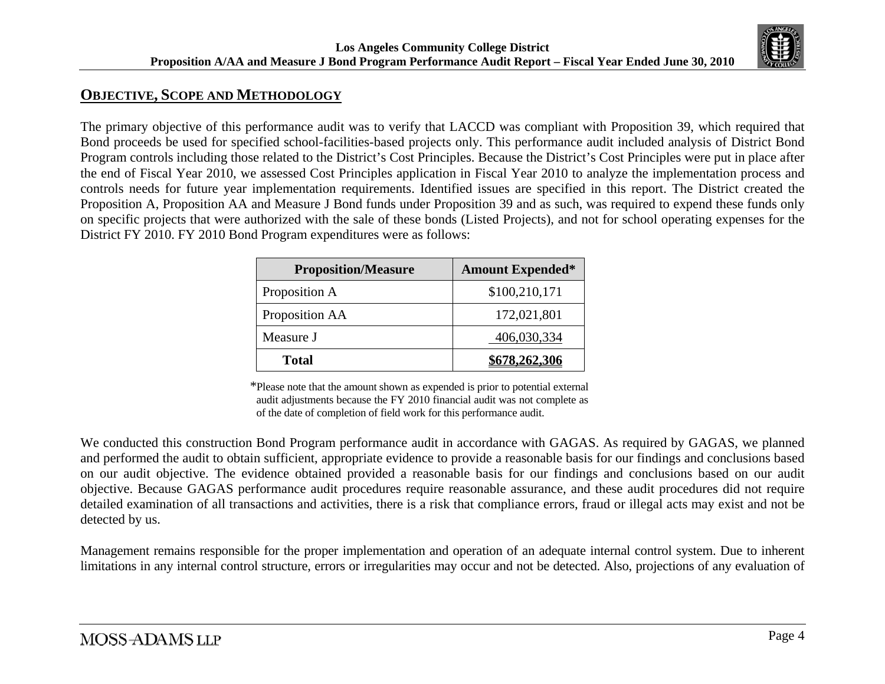## OBJECTIVE, SCOPE AND METHODOLOGY

The primary objective of this performance audit was to verify that LACCD was compliant with Proposition 39, which required that Bond proceeds be used for specified school-facilities-based projects only. This performance audit included analysis of District Bond Program controls including those related to the District's Cost Principles. Because the District's Cost Principles were put in place after the end of Fiscal Year 2010, we assessed Cost Principles application in Fiscal Year 2010 to analyze the implementation process and controls needs for future year implementation requirements. Identified issues are specified in this report. The District created the Proposition A, Proposition AA and Measure J Bond funds under Proposition 39 and as such, was required to expend these funds only on specific projects that were authorized with the sale of these bonds (Listed Projects), and not for school operating expenses for the District FY 2010. FY 2010 Bond Program expenditures were as follows:

| Proposition/Measure | Amount Expended* |
|---|---|
| Proposition A | $100,210,171 |
| Proposition AA | 172,021,801 |
| Measure J | 406,030,334 |
| **Total** | **$678,262,306** |

*Please note that the amount shown as expended is prior to potential external audit adjustments because the FY 2010 financial audit was not complete as of the date of completion of field work for this performance audit.

We conducted this construction Bond Program performance audit in accordance with GAGAS. As required by GAGAS, we planned and performed the audit to obtain sufficient, appropriate evidence to provide a reasonable basis for our findings and conclusions based on our audit objective. The evidence obtained provided a reasonable basis for our findings and conclusions based on our audit objective. Because GAGAS performance audit procedures require reasonable assurance, and these audit procedures did not require detailed examination of all transactions and activities, there is a risk that compliance errors, fraud or illegal acts may exist and not be detected by us.

Management remains responsible for the proper implementation and operation of an adequate internal control system. Due to inherent limitations in any internal control structure, errors or irregularities may occur and not be detected. Also, projections of any evaluation of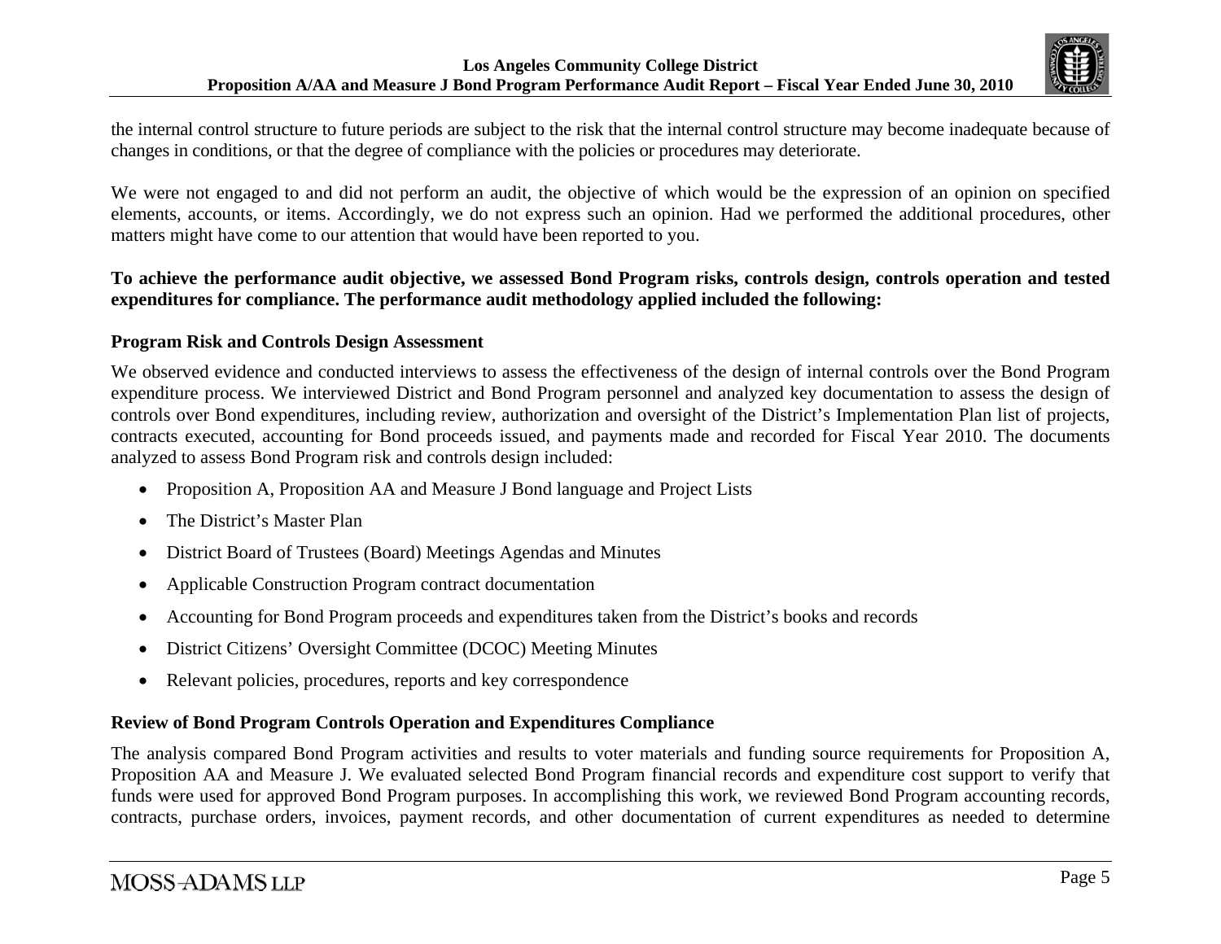the internal control structure to future periods are subject to the risk that the internal control structure may become inadequate because of changes in conditions, or that the degree of compliance with the policies or procedures may deteriorate.

We were not engaged to and did not perform an audit, the objective of which would be the expression of an opinion on specified elements, accounts, or items. Accordingly, we do not express such an opinion. Had we performed the additional procedures, other matters might have come to our attention that would have been reported to you.

**To achieve the performance audit objective, we assessed Bond Program risks, controls design, controls operation and tested expenditures for compliance. The performance audit methodology applied included the following:**

**Program Risk and Controls Design Assessment**

We observed evidence and conducted interviews to assess the effectiveness of the design of internal controls over the Bond Program expenditure process. We interviewed District and Bond Program personnel and analyzed key documentation to assess the design of controls over Bond expenditures, including review, authorization and oversight of the District's Implementation Plan list of projects, contracts executed, accounting for Bond proceeds issued, and payments made and recorded for Fiscal Year 2010. The documents analyzed to assess Bond Program risk and controls design included:

- Proposition A, Proposition AA and Measure J Bond language and Project Lists
- The District's Master Plan
- District Board of Trustees (Board) Meetings Agendas and Minutes
- Applicable Construction Program contract documentation
- Accounting for Bond Program proceeds and expenditures taken from the District's books and records
- District Citizens' Oversight Committee (DCOC) Meeting Minutes
- Relevant policies, procedures, reports and key correspondence

**Review of Bond Program Controls Operation and Expenditures Compliance**

The analysis compared Bond Program activities and results to voter materials and funding source requirements for Proposition A, Proposition AA and Measure J. We evaluated selected Bond Program financial records and expenditure cost support to verify that funds were used for approved Bond Program purposes. In accomplishing this work, we reviewed Bond Program accounting records, contracts, purchase orders, invoices, payment records, and other documentation of current expenditures as needed to determine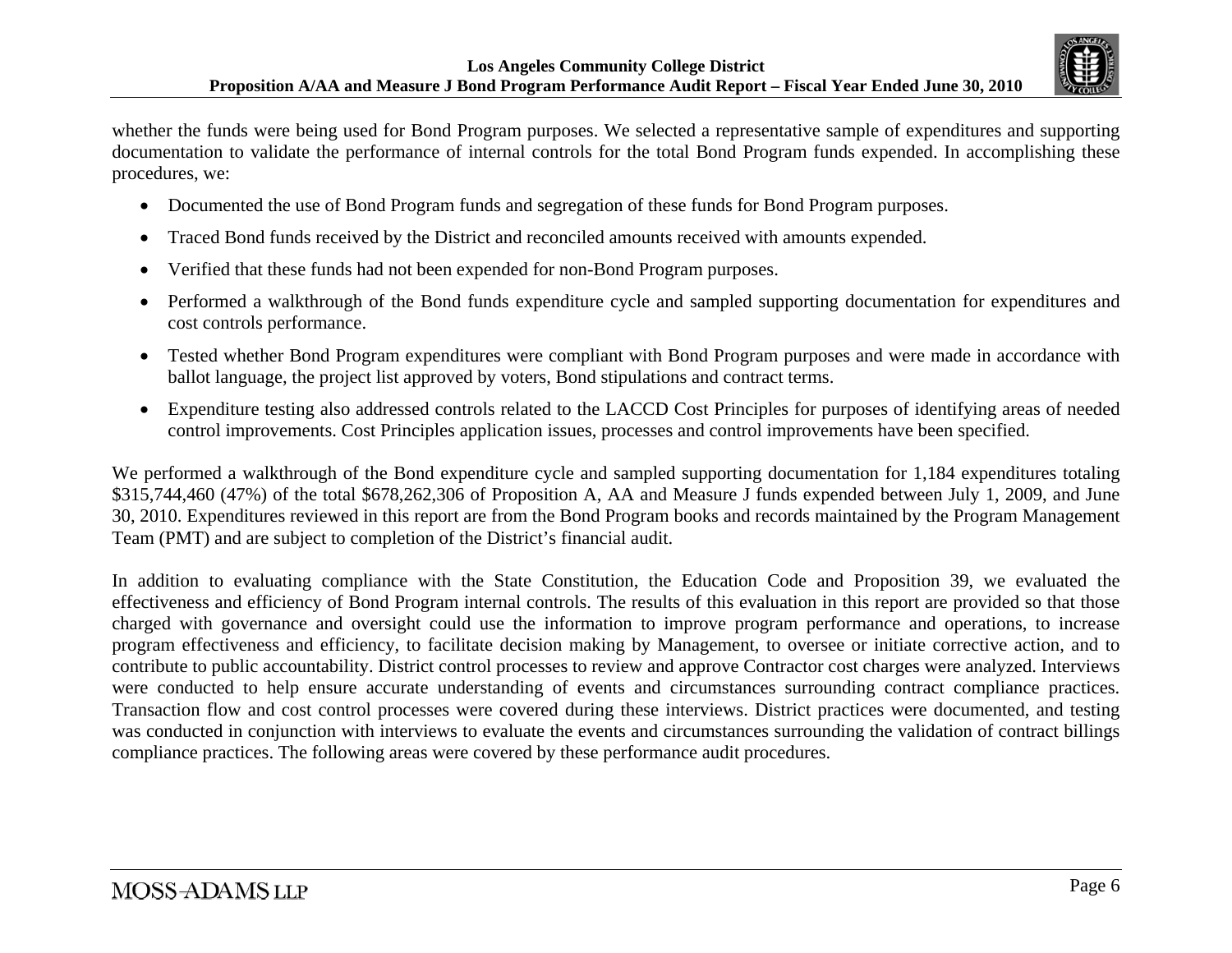whether the funds were being used for Bond Program purposes. We selected a representative sample of expenditures and supporting documentation to validate the performance of internal controls for the total Bond Program funds expended. In accomplishing these procedures, we:

- Documented the use of Bond Program funds and segregation of these funds for Bond Program purposes.
- Traced Bond funds received by the District and reconciled amounts received with amounts expended.
- Verified that these funds had not been expended for non-Bond Program purposes.
- Performed a walkthrough of the Bond funds expenditure cycle and sampled supporting documentation for expenditures and cost controls performance.
- Tested whether Bond Program expenditures were compliant with Bond Program purposes and were made in accordance with ballot language, the project list approved by voters, Bond stipulations and contract terms.
- Expenditure testing also addressed controls related to the LACCD Cost Principles for purposes of identifying areas of needed control improvements. Cost Principles application issues, processes and control improvements have been specified.

We performed a walkthrough of the Bond expenditure cycle and sampled supporting documentation for 1,184 expenditures totaling $315,744,460 (47%) of the total $678,262,306 of Proposition A, AA and Measure J funds expended between July 1, 2009, and June 30, 2010. Expenditures reviewed in this report are from the Bond Program books and records maintained by the Program Management Team (PMT) and are subject to completion of the District's financial audit.

In addition to evaluating compliance with the State Constitution, the Education Code and Proposition 39, we evaluated the effectiveness and efficiency of Bond Program internal controls. The results of this evaluation in this report are provided so that those charged with governance and oversight could use the information to improve program performance and operations, to increase program effectiveness and efficiency, to facilitate decision making by Management, to oversee or initiate corrective action, and to contribute to public accountability. District control processes to review and approve Contractor cost charges were analyzed. Interviews were conducted to help ensure accurate understanding of events and circumstances surrounding contract compliance practices. Transaction flow and cost control processes were covered during these interviews. District practices were documented, and testing was conducted in conjunction with interviews to evaluate the events and circumstances surrounding the validation of contract billings compliance practices. The following areas were covered by these performance audit procedures.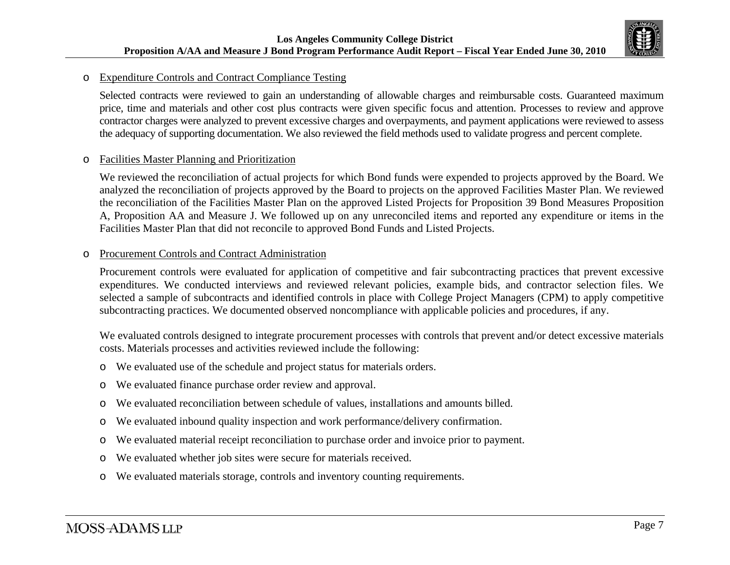- <u>Expenditure Controls and Contract Compliance Testing</u>

  Selected contracts were reviewed to gain an understanding of allowable charges and reimbursable costs. Guaranteed maximum price, time and materials and other cost plus contracts were given specific focus and attention. Processes to review and approve contractor charges were analyzed to prevent excessive charges and overpayments, and payment applications were reviewed to assess the adequacy of supporting documentation. We also reviewed the field methods used to validate progress and percent complete.

- <u>Facilities Master Planning and Prioritization</u>

  We reviewed the reconciliation of actual projects for which Bond funds were expended to projects approved by the Board. We analyzed the reconciliation of projects approved by the Board to projects on the approved Facilities Master Plan. We reviewed the reconciliation of the Facilities Master Plan on the approved Listed Projects for Proposition 39 Bond Measures Proposition A, Proposition AA and Measure J. We followed up on any unreconciled items and reported any expenditure or items in the Facilities Master Plan that did not reconcile to approved Bond Funds and Listed Projects.

- <u>Procurement Controls and Contract Administration</u>

  Procurement controls were evaluated for application of competitive and fair subcontracting practices that prevent excessive expenditures. We conducted interviews and reviewed relevant policies, example bids, and contractor selection files. We selected a sample of subcontracts and identified controls in place with College Project Managers (CPM) to apply competitive subcontracting practices. We documented observed noncompliance with applicable policies and procedures, if any.

  We evaluated controls designed to integrate procurement processes with controls that prevent and/or detect excessive materials costs. Materials processes and activities reviewed include the following:

  - We evaluated use of the schedule and project status for materials orders.
  - We evaluated finance purchase order review and approval.
  - We evaluated reconciliation between schedule of values, installations and amounts billed.
  - We evaluated inbound quality inspection and work performance/delivery confirmation.
  - We evaluated material receipt reconciliation to purchase order and invoice prior to payment.
  - We evaluated whether job sites were secure for materials received.
  - We evaluated materials storage, controls and inventory counting requirements.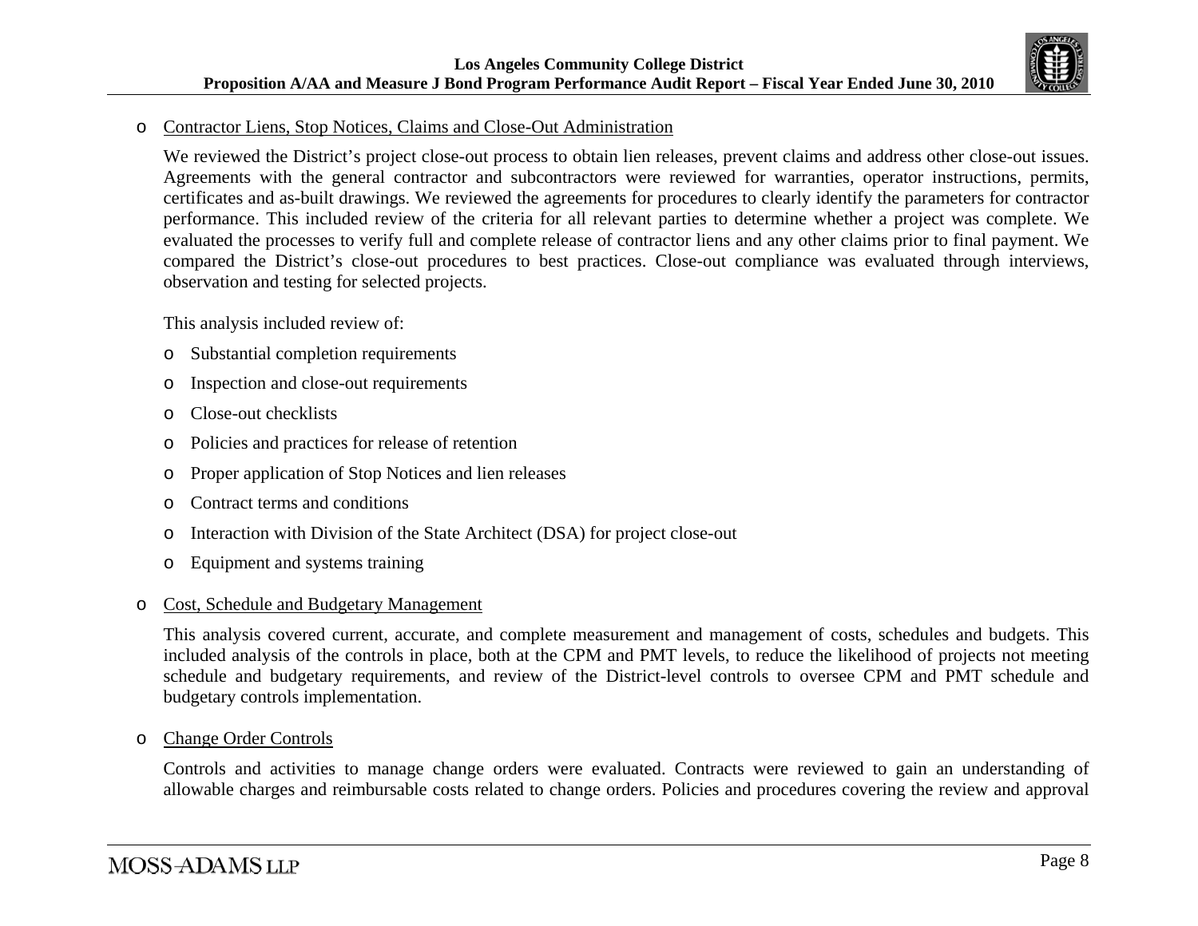- Contractor Liens, Stop Notices, Claims and Close-Out Administration

  We reviewed the District's project close-out process to obtain lien releases, prevent claims and address other close-out issues. Agreements with the general contractor and subcontractors were reviewed for warranties, operator instructions, permits, certificates and as-built drawings. We reviewed the agreements for procedures to clearly identify the parameters for contractor performance. This included review of the criteria for all relevant parties to determine whether a project was complete. We evaluated the processes to verify full and complete release of contractor liens and any other claims prior to final payment. We compared the District's close-out procedures to best practices. Close-out compliance was evaluated through interviews, observation and testing for selected projects.

  This analysis included review of:

  - Substantial completion requirements
  - Inspection and close-out requirements
  - Close-out checklists
  - Policies and practices for release of retention
  - Proper application of Stop Notices and lien releases
  - Contract terms and conditions
  - Interaction with Division of the State Architect (DSA) for project close-out
  - Equipment and systems training

- Cost, Schedule and Budgetary Management

  This analysis covered current, accurate, and complete measurement and management of costs, schedules and budgets. This included analysis of the controls in place, both at the CPM and PMT levels, to reduce the likelihood of projects not meeting schedule and budgetary requirements, and review of the District-level controls to oversee CPM and PMT schedule and budgetary controls implementation.

- Change Order Controls

  Controls and activities to manage change orders were evaluated. Contracts were reviewed to gain an understanding of allowable charges and reimbursable costs related to change orders. Policies and procedures covering the review and approval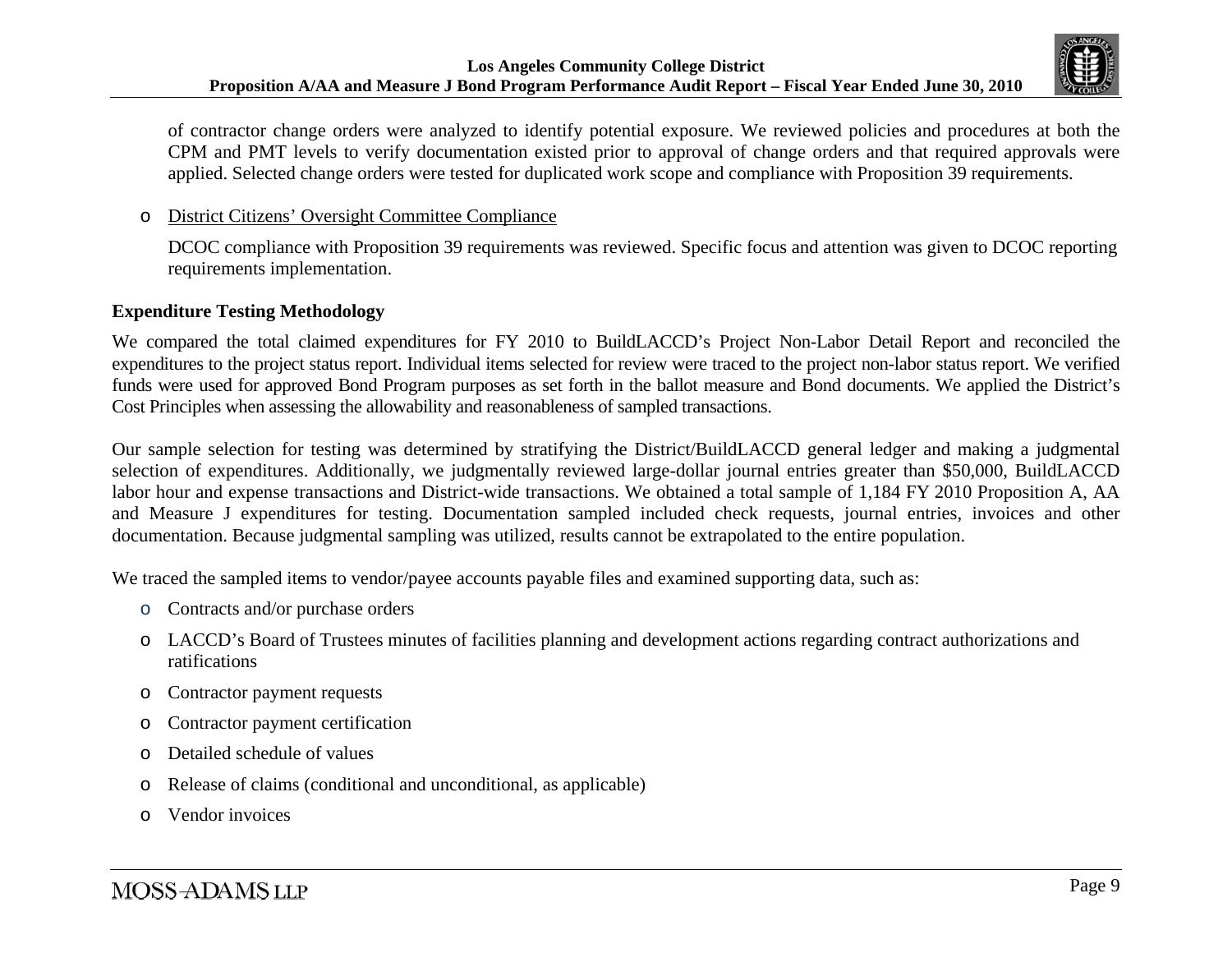of contractor change orders were analyzed to identify potential exposure. We reviewed policies and procedures at both the CPM and PMT levels to verify documentation existed prior to approval of change orders and that required approvals were applied. Selected change orders were tested for duplicated work scope and compliance with Proposition 39 requirements.

- District Citizens' Oversight Committee Compliance

  DCOC compliance with Proposition 39 requirements was reviewed. Specific focus and attention was given to DCOC reporting requirements implementation.

**Expenditure Testing Methodology**

We compared the total claimed expenditures for FY 2010 to BuildLACCD's Project Non-Labor Detail Report and reconciled the expenditures to the project status report. Individual items selected for review were traced to the project non-labor status report. We verified funds were used for approved Bond Program purposes as set forth in the ballot measure and Bond documents. We applied the District's Cost Principles when assessing the allowability and reasonableness of sampled transactions.

Our sample selection for testing was determined by stratifying the District/BuildLACCD general ledger and making a judgmental selection of expenditures. Additionally, we judgmentally reviewed large-dollar journal entries greater than $50,000, BuildLACCD labor hour and expense transactions and District-wide transactions. We obtained a total sample of 1,184 FY 2010 Proposition A, AA and Measure J expenditures for testing. Documentation sampled included check requests, journal entries, invoices and other documentation. Because judgmental sampling was utilized, results cannot be extrapolated to the entire population.

We traced the sampled items to vendor/payee accounts payable files and examined supporting data, such as:

- Contracts and/or purchase orders
- LACCD's Board of Trustees minutes of facilities planning and development actions regarding contract authorizations and ratifications
- Contractor payment requests
- Contractor payment certification
- Detailed schedule of values
- Release of claims (conditional and unconditional, as applicable)
- Vendor invoices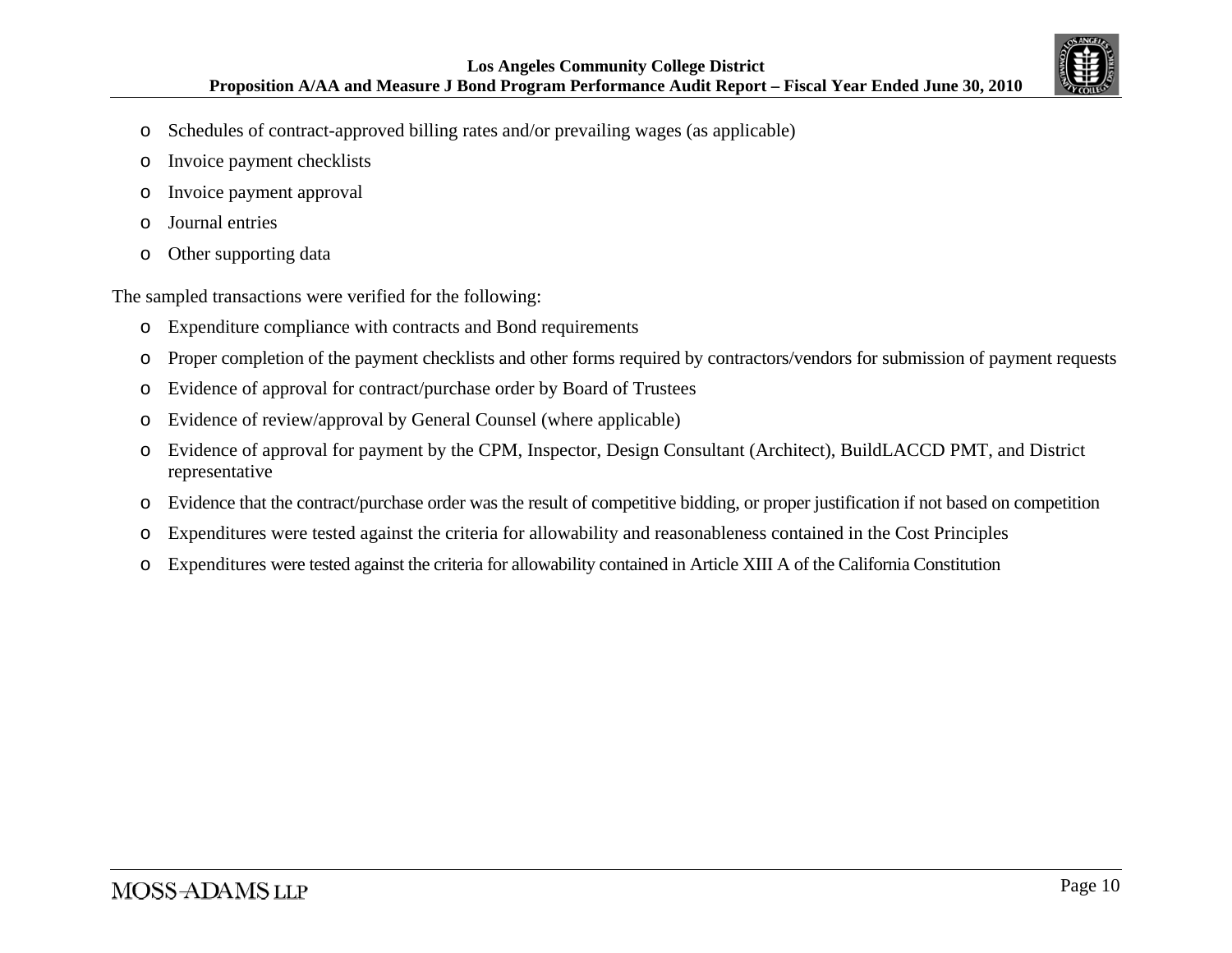- Schedules of contract-approved billing rates and/or prevailing wages (as applicable)
- Invoice payment checklists
- Invoice payment approval
- Journal entries
- Other supporting data

The sampled transactions were verified for the following:

- Expenditure compliance with contracts and Bond requirements
- Proper completion of the payment checklists and other forms required by contractors/vendors for submission of payment requests
- Evidence of approval for contract/purchase order by Board of Trustees
- Evidence of review/approval by General Counsel (where applicable)
- Evidence of approval for payment by the CPM, Inspector, Design Consultant (Architect), BuildLACCD PMT, and District representative
- Evidence that the contract/purchase order was the result of competitive bidding, or proper justification if not based on competition
- Expenditures were tested against the criteria for allowability and reasonableness contained in the Cost Principles
- Expenditures were tested against the criteria for allowability contained in Article XIII A of the California Constitution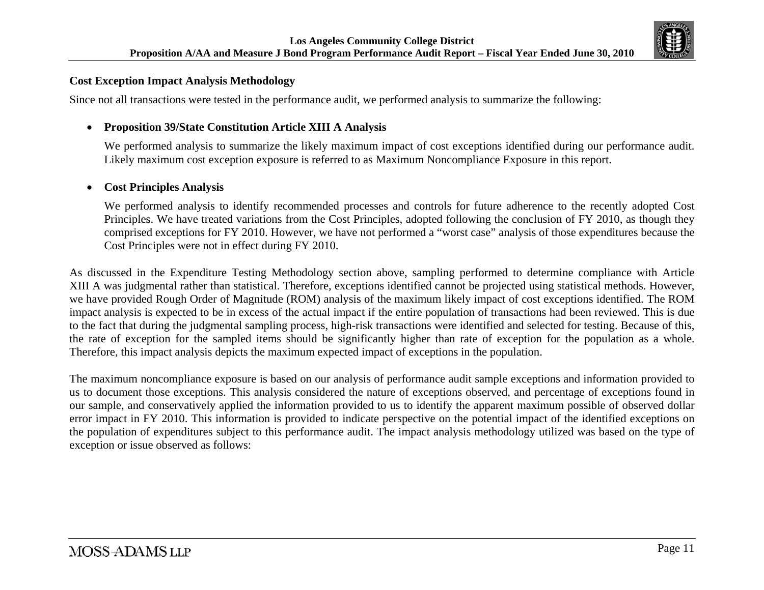**Cost Exception Impact Analysis Methodology**

Since not all transactions were tested in the performance audit, we performed analysis to summarize the following:

- **Proposition 39/State Constitution Article XIII A Analysis**

  We performed analysis to summarize the likely maximum impact of cost exceptions identified during our performance audit. Likely maximum cost exception exposure is referred to as Maximum Noncompliance Exposure in this report.

- **Cost Principles Analysis**

  We performed analysis to identify recommended processes and controls for future adherence to the recently adopted Cost Principles. We have treated variations from the Cost Principles, adopted following the conclusion of FY 2010, as though they comprised exceptions for FY 2010. However, we have not performed a "worst case" analysis of those expenditures because the Cost Principles were not in effect during FY 2010.

As discussed in the Expenditure Testing Methodology section above, sampling performed to determine compliance with Article XIII A was judgmental rather than statistical. Therefore, exceptions identified cannot be projected using statistical methods. However, we have provided Rough Order of Magnitude (ROM) analysis of the maximum likely impact of cost exceptions identified. The ROM impact analysis is expected to be in excess of the actual impact if the entire population of transactions had been reviewed. This is due to the fact that during the judgmental sampling process, high-risk transactions were identified and selected for testing. Because of this, the rate of exception for the sampled items should be significantly higher than rate of exception for the population as a whole. Therefore, this impact analysis depicts the maximum expected impact of exceptions in the population.

The maximum noncompliance exposure is based on our analysis of performance audit sample exceptions and information provided to us to document those exceptions. This analysis considered the nature of exceptions observed, and percentage of exceptions found in our sample, and conservatively applied the information provided to us to identify the apparent maximum possible of observed dollar error impact in FY 2010. This information is provided to indicate perspective on the potential impact of the identified exceptions on the population of expenditures subject to this performance audit. The impact analysis methodology utilized was based on the type of exception or issue observed as follows: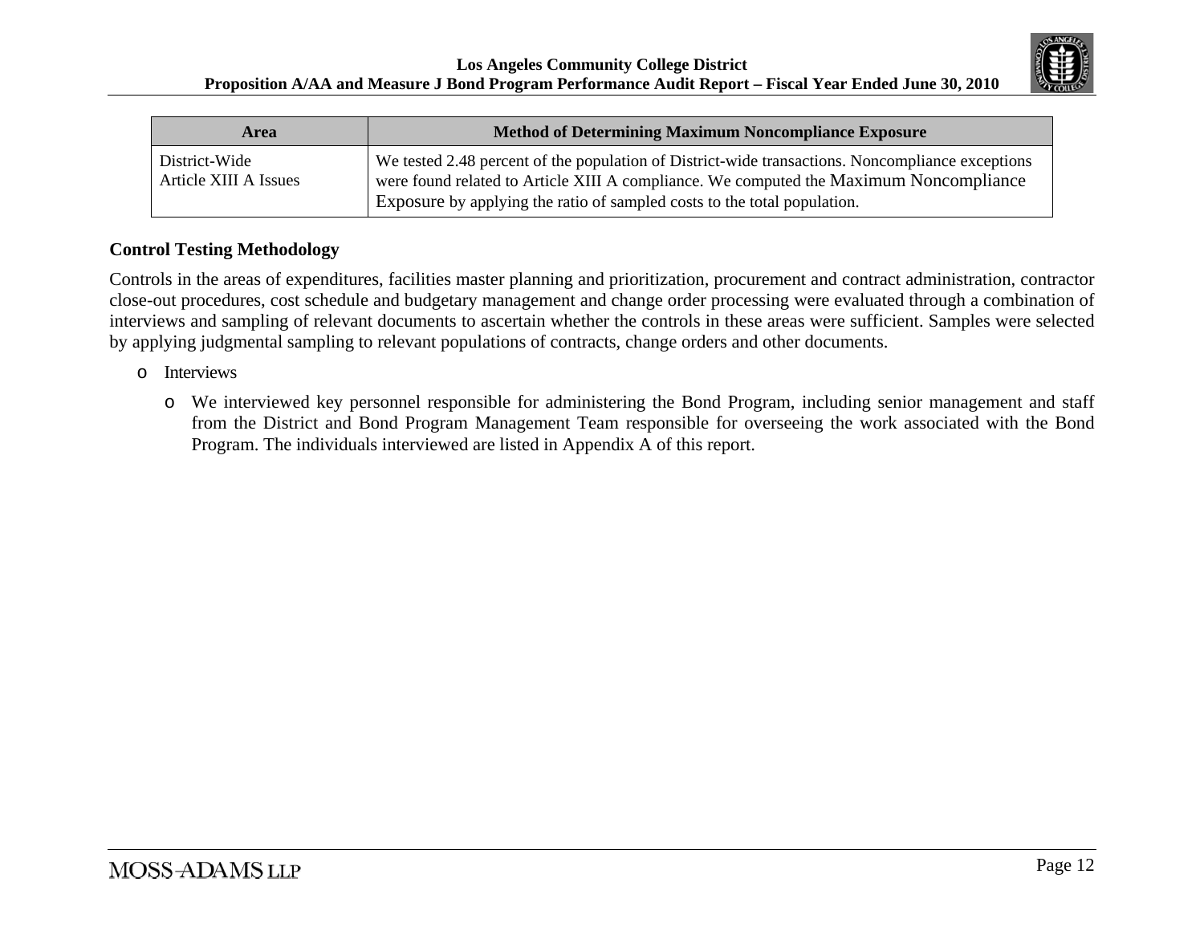| Area | Method of Determining Maximum Noncompliance Exposure |
| --- | --- |
| District-Wide Article XIII A Issues | We tested 2.48 percent of the population of District-wide transactions. Noncompliance exceptions were found related to Article XIII A compliance. We computed the Maximum Noncompliance Exposure by applying the ratio of sampled costs to the total population. |

**Control Testing Methodology**

Controls in the areas of expenditures, facilities master planning and prioritization, procurement and contract administration, contractor close-out procedures, cost schedule and budgetary management and change order processing were evaluated through a combination of interviews and sampling of relevant documents to ascertain whether the controls in these areas were sufficient. Samples were selected by applying judgmental sampling to relevant populations of contracts, change orders and other documents.

- Interviews
  - We interviewed key personnel responsible for administering the Bond Program, including senior management and staff from the District and Bond Program Management Team responsible for overseeing the work associated with the Bond Program. The individuals interviewed are listed in Appendix A of this report.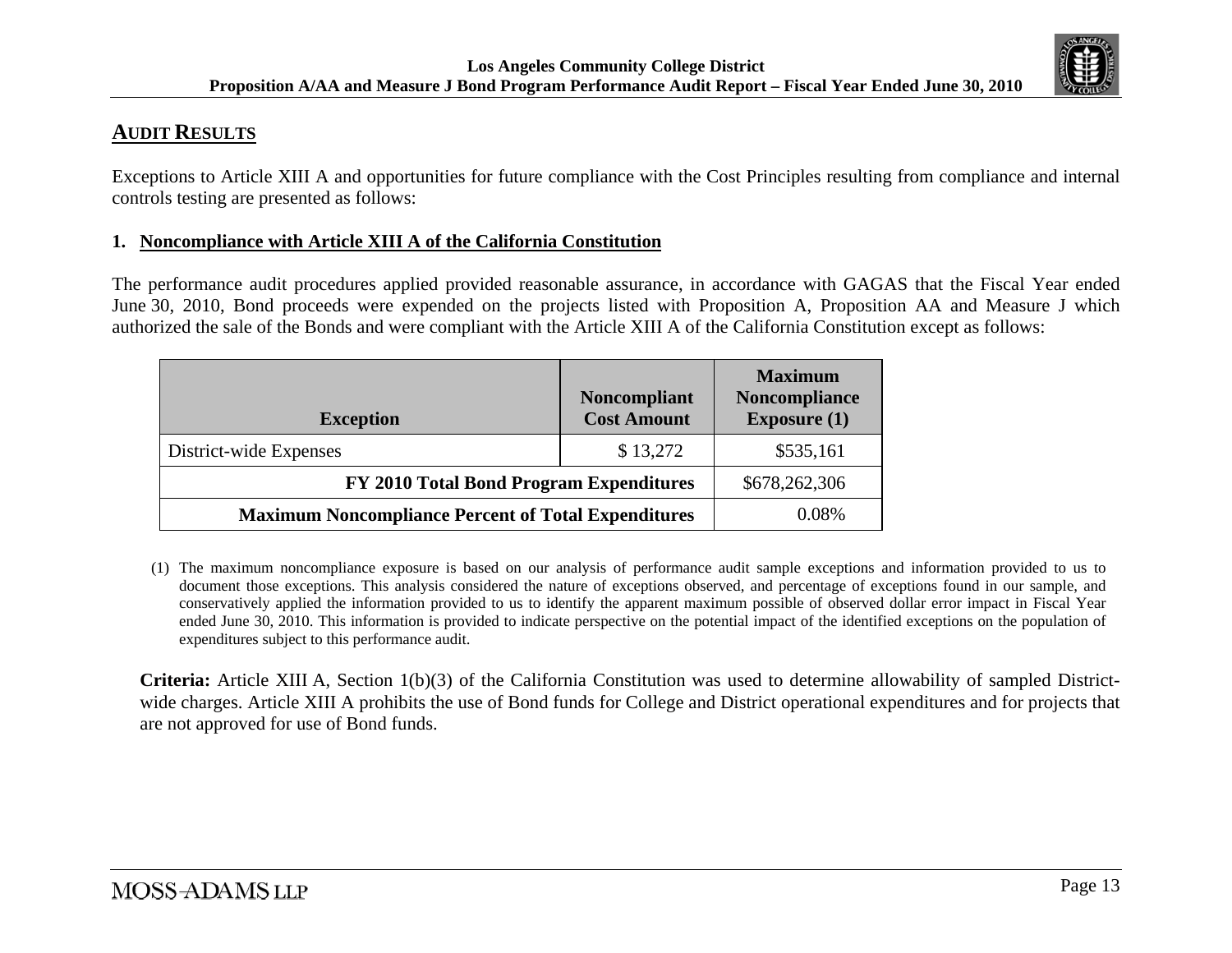## AUDIT RESULTS

Exceptions to Article XIII A and opportunities for future compliance with the Cost Principles resulting from compliance and internal controls testing are presented as follows:

### 1. Noncompliance with Article XIII A of the California Constitution

The performance audit procedures applied provided reasonable assurance, in accordance with GAGAS that the Fiscal Year ended June 30, 2010, Bond proceeds were expended on the projects listed with Proposition A, Proposition AA and Measure J which authorized the sale of the Bonds and were compliant with the Article XIII A of the California Constitution except as follows:

| Exception | Noncompliant Cost Amount | Maximum Noncompliance Exposure (1) |
|---|---|---|
| District-wide Expenses | $ 13,272 | $535,161 |
| **FY 2010 Total Bond Program Expenditures** | | $678,262,306 |
| **Maximum Noncompliance Percent of Total Expenditures** | | 0.08% |

(1) The maximum noncompliance exposure is based on our analysis of performance audit sample exceptions and information provided to us to document those exceptions. This analysis considered the nature of exceptions observed, and percentage of exceptions found in our sample, and conservatively applied the information provided to us to identify the apparent maximum possible of observed dollar error impact in Fiscal Year ended June 30, 2010. This information is provided to indicate perspective on the potential impact of the identified exceptions on the population of expenditures subject to this performance audit.

**Criteria:** Article XIII A, Section 1(b)(3) of the California Constitution was used to determine allowability of sampled District-wide charges. Article XIII A prohibits the use of Bond funds for College and District operational expenditures and for projects that are not approved for use of Bond funds.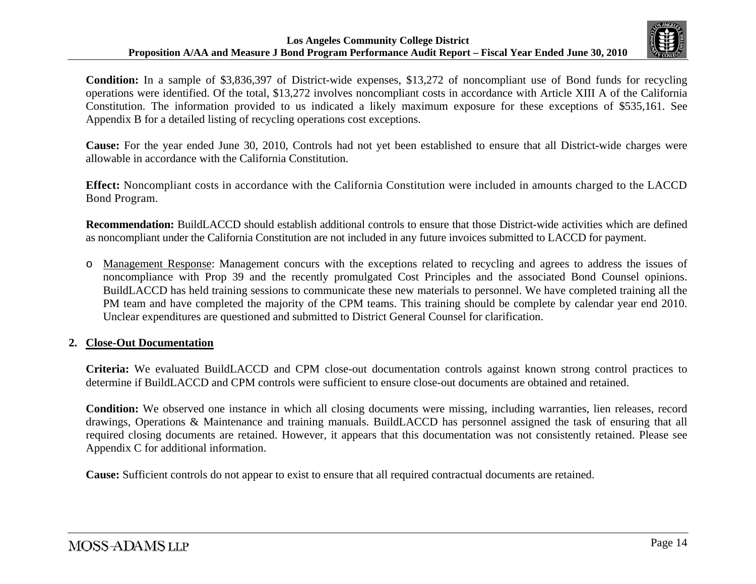**Condition:** In a sample of $3,836,397 of District-wide expenses, $13,272 of noncompliant use of Bond funds for recycling operations were identified. Of the total, $13,272 involves noncompliant costs in accordance with Article XIII A of the California Constitution. The information provided to us indicated a likely maximum exposure for these exceptions of $535,161. See Appendix B for a detailed listing of recycling operations cost exceptions.

**Cause:** For the year ended June 30, 2010, Controls had not yet been established to ensure that all District-wide charges were allowable in accordance with the California Constitution.

**Effect:** Noncompliant costs in accordance with the California Constitution were included in amounts charged to the LACCD Bond Program.

**Recommendation:** BuildLACCD should establish additional controls to ensure that those District-wide activities which are defined as noncompliant under the California Constitution are not included in any future invoices submitted to LACCD for payment.

- Management Response: Management concurs with the exceptions related to recycling and agrees to address the issues of noncompliance with Prop 39 and the recently promulgated Cost Principles and the associated Bond Counsel opinions. BuildLACCD has held training sessions to communicate these new materials to personnel. We have completed training all the PM team and have completed the majority of the CPM teams. This training should be complete by calendar year end 2010. Unclear expenditures are questioned and submitted to District General Counsel for clarification.

## 2. Close-Out Documentation

**Criteria:** We evaluated BuildLACCD and CPM close-out documentation controls against known strong control practices to determine if BuildLACCD and CPM controls were sufficient to ensure close-out documents are obtained and retained.

**Condition:** We observed one instance in which all closing documents were missing, including warranties, lien releases, record drawings, Operations & Maintenance and training manuals. BuildLACCD has personnel assigned the task of ensuring that all required closing documents are retained. However, it appears that this documentation was not consistently retained. Please see Appendix C for additional information.

**Cause:** Sufficient controls do not appear to exist to ensure that all required contractual documents are retained.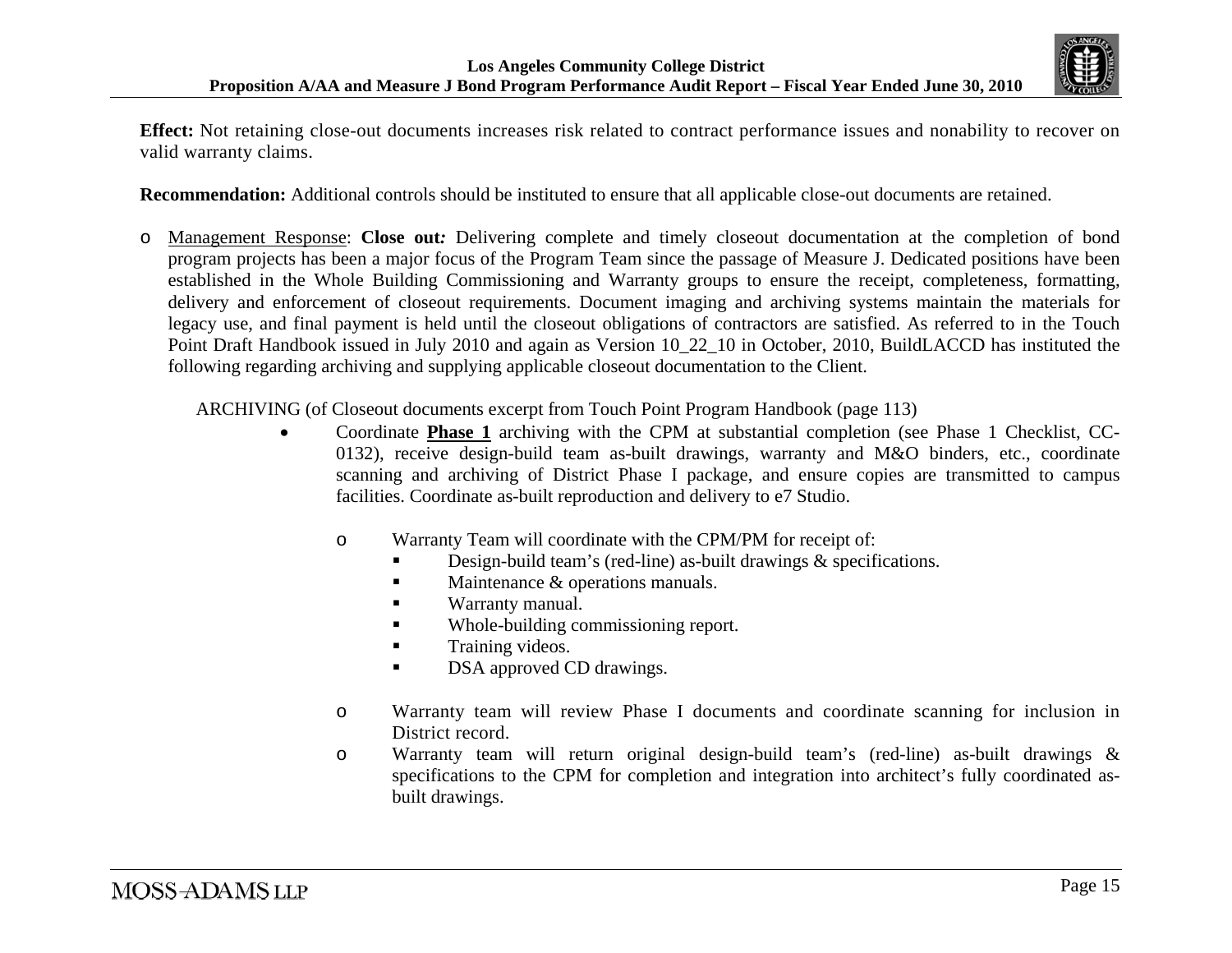**Effect:** Not retaining close-out documents increases risk related to contract performance issues and nonability to recover on valid warranty claims.

**Recommendation:** Additional controls should be instituted to ensure that all applicable close-out documents are retained.

- Management Response: **Close out:** Delivering complete and timely closeout documentation at the completion of bond program projects has been a major focus of the Program Team since the passage of Measure J. Dedicated positions have been established in the Whole Building Commissioning and Warranty groups to ensure the receipt, completeness, formatting, delivery and enforcement of closeout requirements. Document imaging and archiving systems maintain the materials for legacy use, and final payment is held until the closeout obligations of contractors are satisfied. As referred to in the Touch Point Draft Handbook issued in July 2010 and again as Version 10_22_10 in October, 2010, BuildLACCD has instituted the following regarding archiving and supplying applicable closeout documentation to the Client.

  ARCHIVING (of Closeout documents excerpt from Touch Point Program Handbook (page 113)

  - Coordinate **Phase 1** archiving with the CPM at substantial completion (see Phase 1 Checklist, CC-0132), receive design-build team as-built drawings, warranty and M&O binders, etc., coordinate scanning and archiving of District Phase I package, and ensure copies are transmitted to campus facilities. Coordinate as-built reproduction and delivery to e7 Studio.

    - Warranty Team will coordinate with the CPM/PM for receipt of:
      - Design-build team's (red-line) as-built drawings & specifications.
      - Maintenance & operations manuals.
      - Warranty manual.
      - Whole-building commissioning report.
      - Training videos.
      - DSA approved CD drawings.

    - Warranty team will review Phase I documents and coordinate scanning for inclusion in District record.
    - Warranty team will return original design-build team's (red-line) as-built drawings & specifications to the CPM for completion and integration into architect's fully coordinated as-built drawings.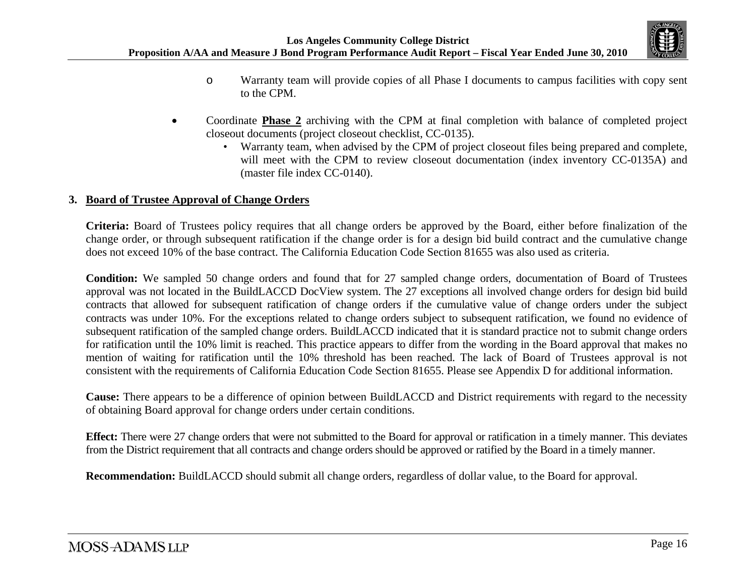- Warranty team will provide copies of all Phase I documents to campus facilities with copy sent to the CPM.

- Coordinate **Phase 2** archiving with the CPM at final completion with balance of completed project closeout documents (project closeout checklist, CC-0135).
  - Warranty team, when advised by the CPM of project closeout files being prepared and complete, will meet with the CPM to review closeout documentation (index inventory CC-0135A) and (master file index CC-0140).

### 3. Board of Trustee Approval of Change Orders

**Criteria:** Board of Trustees policy requires that all change orders be approved by the Board, either before finalization of the change order, or through subsequent ratification if the change order is for a design bid build contract and the cumulative change does not exceed 10% of the base contract. The California Education Code Section 81655 was also used as criteria.

**Condition:** We sampled 50 change orders and found that for 27 sampled change orders, documentation of Board of Trustees approval was not located in the BuildLACCD DocView system. The 27 exceptions all involved change orders for design bid build contracts that allowed for subsequent ratification of change orders if the cumulative value of change orders under the subject contracts was under 10%. For the exceptions related to change orders subject to subsequent ratification, we found no evidence of subsequent ratification of the sampled change orders. BuildLACCD indicated that it is standard practice not to submit change orders for ratification until the 10% limit is reached. This practice appears to differ from the wording in the Board approval that makes no mention of waiting for ratification until the 10% threshold has been reached. The lack of Board of Trustees approval is not consistent with the requirements of California Education Code Section 81655. Please see Appendix D for additional information.

**Cause:** There appears to be a difference of opinion between BuildLACCD and District requirements with regard to the necessity of obtaining Board approval for change orders under certain conditions.

**Effect:** There were 27 change orders that were not submitted to the Board for approval or ratification in a timely manner. This deviates from the District requirement that all contracts and change orders should be approved or ratified by the Board in a timely manner.

**Recommendation:** BuildLACCD should submit all change orders, regardless of dollar value, to the Board for approval.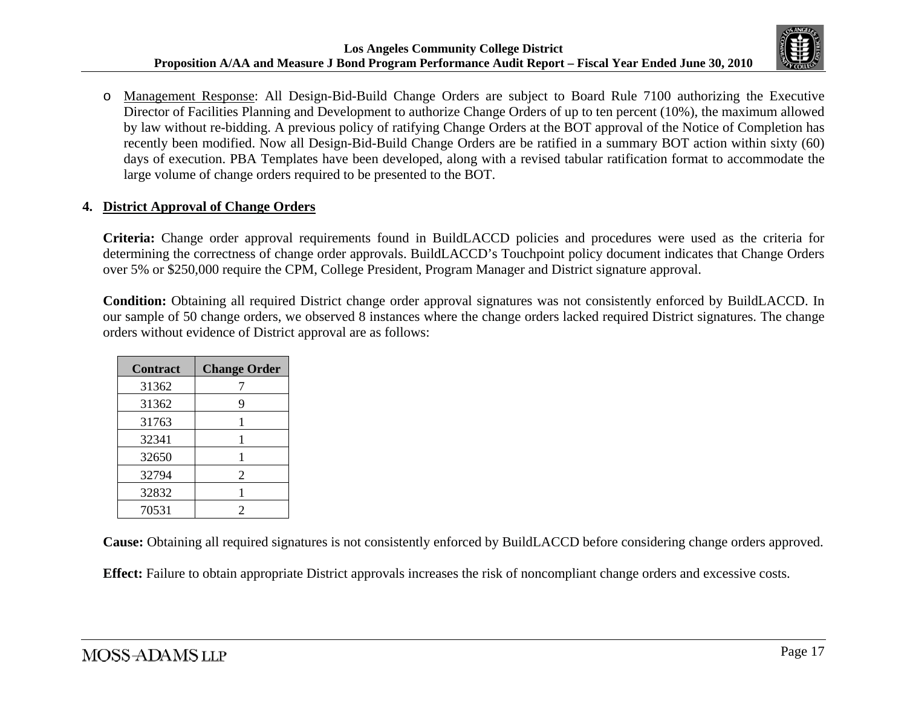- <u>Management Response</u>: All Design-Bid-Build Change Orders are subject to Board Rule 7100 authorizing the Executive Director of Facilities Planning and Development to authorize Change Orders of up to ten percent (10%), the maximum allowed by law without re-bidding. A previous policy of ratifying Change Orders at the BOT approval of the Notice of Completion has recently been modified. Now all Design-Bid-Build Change Orders are be ratified in a summary BOT action within sixty (60) days of execution. PBA Templates have been developed, along with a revised tabular ratification format to accommodate the large volume of change orders required to be presented to the BOT.

**4. <u>District Approval of Change Orders</u>**

**Criteria:** Change order approval requirements found in BuildLACCD policies and procedures were used as the criteria for determining the correctness of change order approvals. BuildLACCD's Touchpoint policy document indicates that Change Orders over 5% or $250,000 require the CPM, College President, Program Manager and District signature approval.

**Condition:** Obtaining all required District change order approval signatures was not consistently enforced by BuildLACCD. In our sample of 50 change orders, we observed 8 instances where the change orders lacked required District signatures. The change orders without evidence of District approval are as follows:

| Contract | Change Order |
|---|---|
| 31362 | 7 |
| 31362 | 9 |
| 31763 | 1 |
| 32341 | 1 |
| 32650 | 1 |
| 32794 | 2 |
| 32832 | 1 |
| 70531 | 2 |

**Cause:** Obtaining all required signatures is not consistently enforced by BuildLACCD before considering change orders approved.

**Effect:** Failure to obtain appropriate District approvals increases the risk of noncompliant change orders and excessive costs.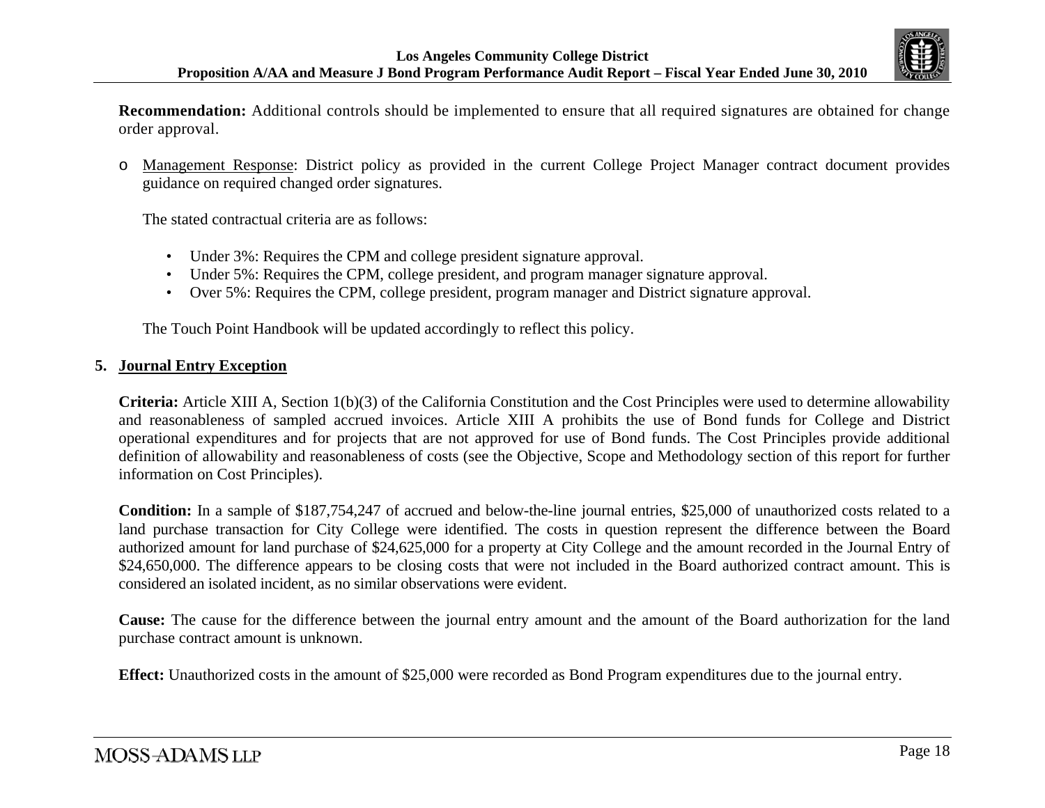**Recommendation:** Additional controls should be implemented to ensure that all required signatures are obtained for change order approval.

- Management Response: District policy as provided in the current College Project Manager contract document provides guidance on required changed order signatures.

  The stated contractual criteria are as follows:

  - Under 3%: Requires the CPM and college president signature approval.
  - Under 5%: Requires the CPM, college president, and program manager signature approval.
  - Over 5%: Requires the CPM, college president, program manager and District signature approval.

  The Touch Point Handbook will be updated accordingly to reflect this policy.

## 5. Journal Entry Exception

**Criteria:** Article XIII A, Section 1(b)(3) of the California Constitution and the Cost Principles were used to determine allowability and reasonableness of sampled accrued invoices. Article XIII A prohibits the use of Bond funds for College and District operational expenditures and for projects that are not approved for use of Bond funds. The Cost Principles provide additional definition of allowability and reasonableness of costs (see the Objective, Scope and Methodology section of this report for further information on Cost Principles).

**Condition:** In a sample of $187,754,247 of accrued and below-the-line journal entries, $25,000 of unauthorized costs related to a land purchase transaction for City College were identified. The costs in question represent the difference between the Board authorized amount for land purchase of $24,625,000 for a property at City College and the amount recorded in the Journal Entry of $24,650,000. The difference appears to be closing costs that were not included in the Board authorized contract amount. This is considered an isolated incident, as no similar observations were evident.

**Cause:** The cause for the difference between the journal entry amount and the amount of the Board authorization for the land purchase contract amount is unknown.

**Effect:** Unauthorized costs in the amount of $25,000 were recorded as Bond Program expenditures due to the journal entry.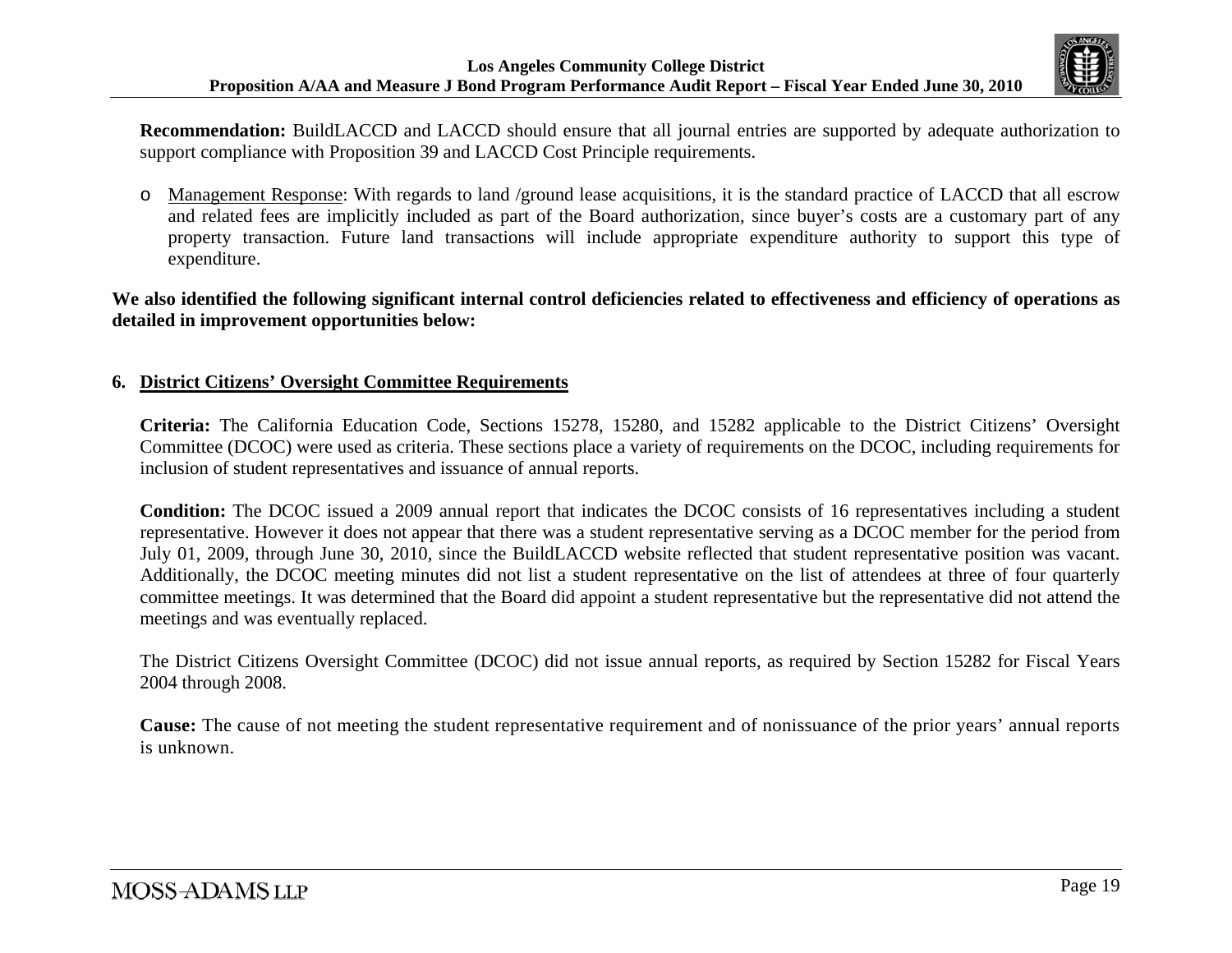**Recommendation:** BuildLACCD and LACCD should ensure that all journal entries are supported by adequate authorization to support compliance with Proposition 39 and LACCD Cost Principle requirements.

- Management Response: With regards to land /ground lease acquisitions, it is the standard practice of LACCD that all escrow and related fees are implicitly included as part of the Board authorization, since buyer's costs are a customary part of any property transaction. Future land transactions will include appropriate expenditure authority to support this type of expenditure.

**We also identified the following significant internal control deficiencies related to effectiveness and efficiency of operations as detailed in improvement opportunities below:**

**6. District Citizens' Oversight Committee Requirements**

**Criteria:** The California Education Code, Sections 15278, 15280, and 15282 applicable to the District Citizens' Oversight Committee (DCOC) were used as criteria. These sections place a variety of requirements on the DCOC, including requirements for inclusion of student representatives and issuance of annual reports.

**Condition:** The DCOC issued a 2009 annual report that indicates the DCOC consists of 16 representatives including a student representative. However it does not appear that there was a student representative serving as a DCOC member for the period from July 01, 2009, through June 30, 2010, since the BuildLACCD website reflected that student representative position was vacant. Additionally, the DCOC meeting minutes did not list a student representative on the list of attendees at three of four quarterly committee meetings. It was determined that the Board did appoint a student representative but the representative did not attend the meetings and was eventually replaced.

The District Citizens Oversight Committee (DCOC) did not issue annual reports, as required by Section 15282 for Fiscal Years 2004 through 2008.

**Cause:** The cause of not meeting the student representative requirement and of nonissuance of the prior years' annual reports is unknown.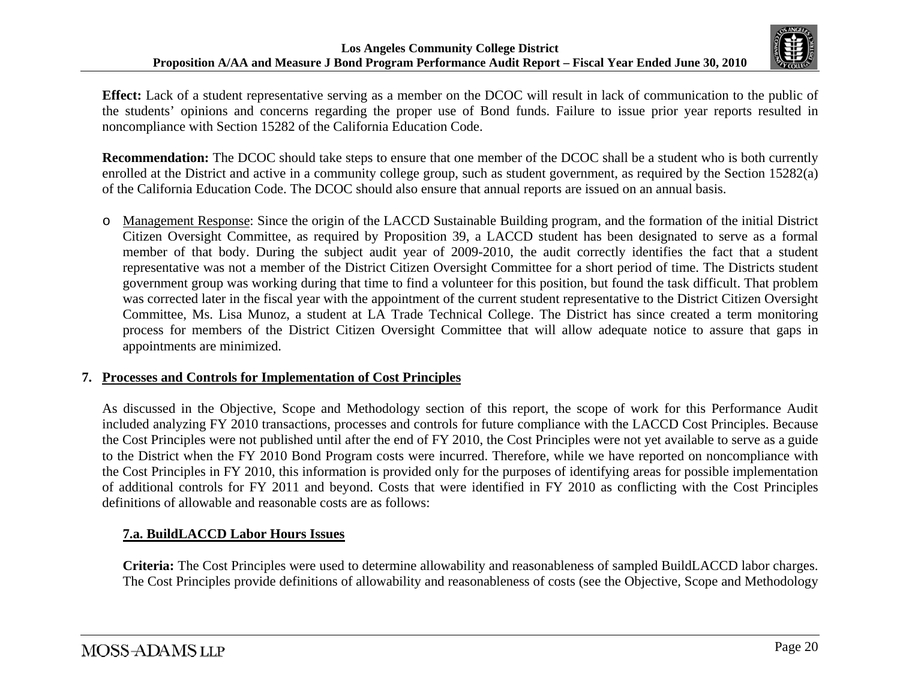**Effect:** Lack of a student representative serving as a member on the DCOC will result in lack of communication to the public of the students' opinions and concerns regarding the proper use of Bond funds. Failure to issue prior year reports resulted in noncompliance with Section 15282 of the California Education Code.

**Recommendation:** The DCOC should take steps to ensure that one member of the DCOC shall be a student who is both currently enrolled at the District and active in a community college group, such as student government, as required by the Section 15282(a) of the California Education Code. The DCOC should also ensure that annual reports are issued on an annual basis.

- Management Response: Since the origin of the LACCD Sustainable Building program, and the formation of the initial District Citizen Oversight Committee, as required by Proposition 39, a LACCD student has been designated to serve as a formal member of that body. During the subject audit year of 2009-2010, the audit correctly identifies the fact that a student representative was not a member of the District Citizen Oversight Committee for a short period of time. The Districts student government group was working during that time to find a volunteer for this position, but found the task difficult. That problem was corrected later in the fiscal year with the appointment of the current student representative to the District Citizen Oversight Committee, Ms. Lisa Munoz, a student at LA Trade Technical College. The District has since created a term monitoring process for members of the District Citizen Oversight Committee that will allow adequate notice to assure that gaps in appointments are minimized.

## 7. Processes and Controls for Implementation of Cost Principles

As discussed in the Objective, Scope and Methodology section of this report, the scope of work for this Performance Audit included analyzing FY 2010 transactions, processes and controls for future compliance with the LACCD Cost Principles. Because the Cost Principles were not published until after the end of FY 2010, the Cost Principles were not yet available to serve as a guide to the District when the FY 2010 Bond Program costs were incurred. Therefore, while we have reported on noncompliance with the Cost Principles in FY 2010, this information is provided only for the purposes of identifying areas for possible implementation of additional controls for FY 2011 and beyond. Costs that were identified in FY 2010 as conflicting with the Cost Principles definitions of allowable and reasonable costs are as follows:

### 7.a. BuildLACCD Labor Hours Issues

**Criteria:** The Cost Principles were used to determine allowability and reasonableness of sampled BuildLACCD labor charges. The Cost Principles provide definitions of allowability and reasonableness of costs (see the Objective, Scope and Methodology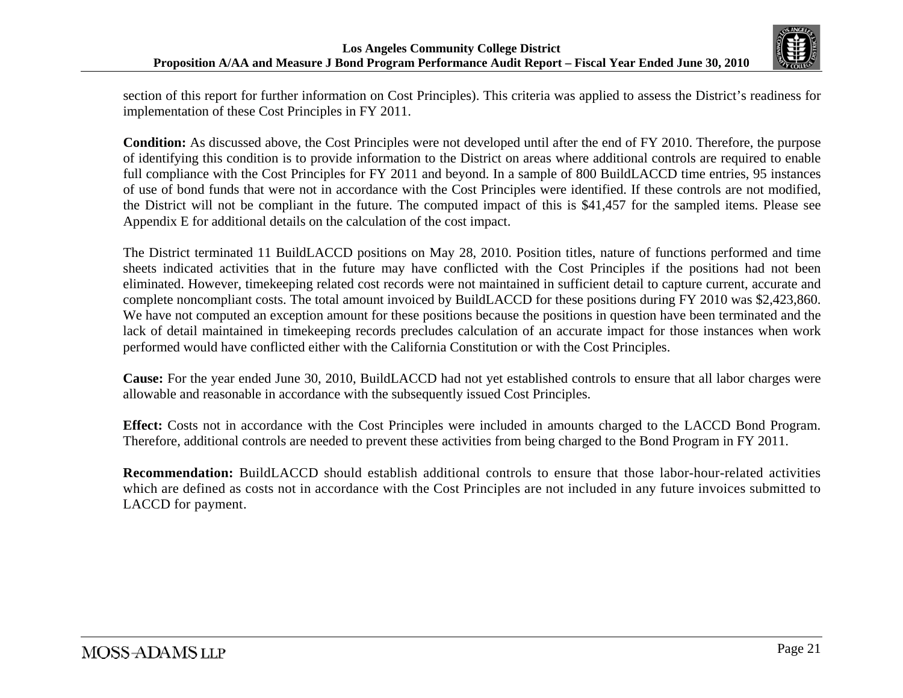section of this report for further information on Cost Principles). This criteria was applied to assess the District's readiness for implementation of these Cost Principles in FY 2011.

**Condition:** As discussed above, the Cost Principles were not developed until after the end of FY 2010. Therefore, the purpose of identifying this condition is to provide information to the District on areas where additional controls are required to enable full compliance with the Cost Principles for FY 2011 and beyond. In a sample of 800 BuildLACCD time entries, 95 instances of use of bond funds that were not in accordance with the Cost Principles were identified. If these controls are not modified, the District will not be compliant in the future. The computed impact of this is $41,457 for the sampled items. Please see Appendix E for additional details on the calculation of the cost impact.

The District terminated 11 BuildLACCD positions on May 28, 2010. Position titles, nature of functions performed and time sheets indicated activities that in the future may have conflicted with the Cost Principles if the positions had not been eliminated. However, timekeeping related cost records were not maintained in sufficient detail to capture current, accurate and complete noncompliant costs. The total amount invoiced by BuildLACCD for these positions during FY 2010 was $2,423,860. We have not computed an exception amount for these positions because the positions in question have been terminated and the lack of detail maintained in timekeeping records precludes calculation of an accurate impact for those instances when work performed would have conflicted either with the California Constitution or with the Cost Principles.

**Cause:** For the year ended June 30, 2010, BuildLACCD had not yet established controls to ensure that all labor charges were allowable and reasonable in accordance with the subsequently issued Cost Principles.

**Effect:** Costs not in accordance with the Cost Principles were included in amounts charged to the LACCD Bond Program. Therefore, additional controls are needed to prevent these activities from being charged to the Bond Program in FY 2011.

**Recommendation:** BuildLACCD should establish additional controls to ensure that those labor-hour-related activities which are defined as costs not in accordance with the Cost Principles are not included in any future invoices submitted to LACCD for payment.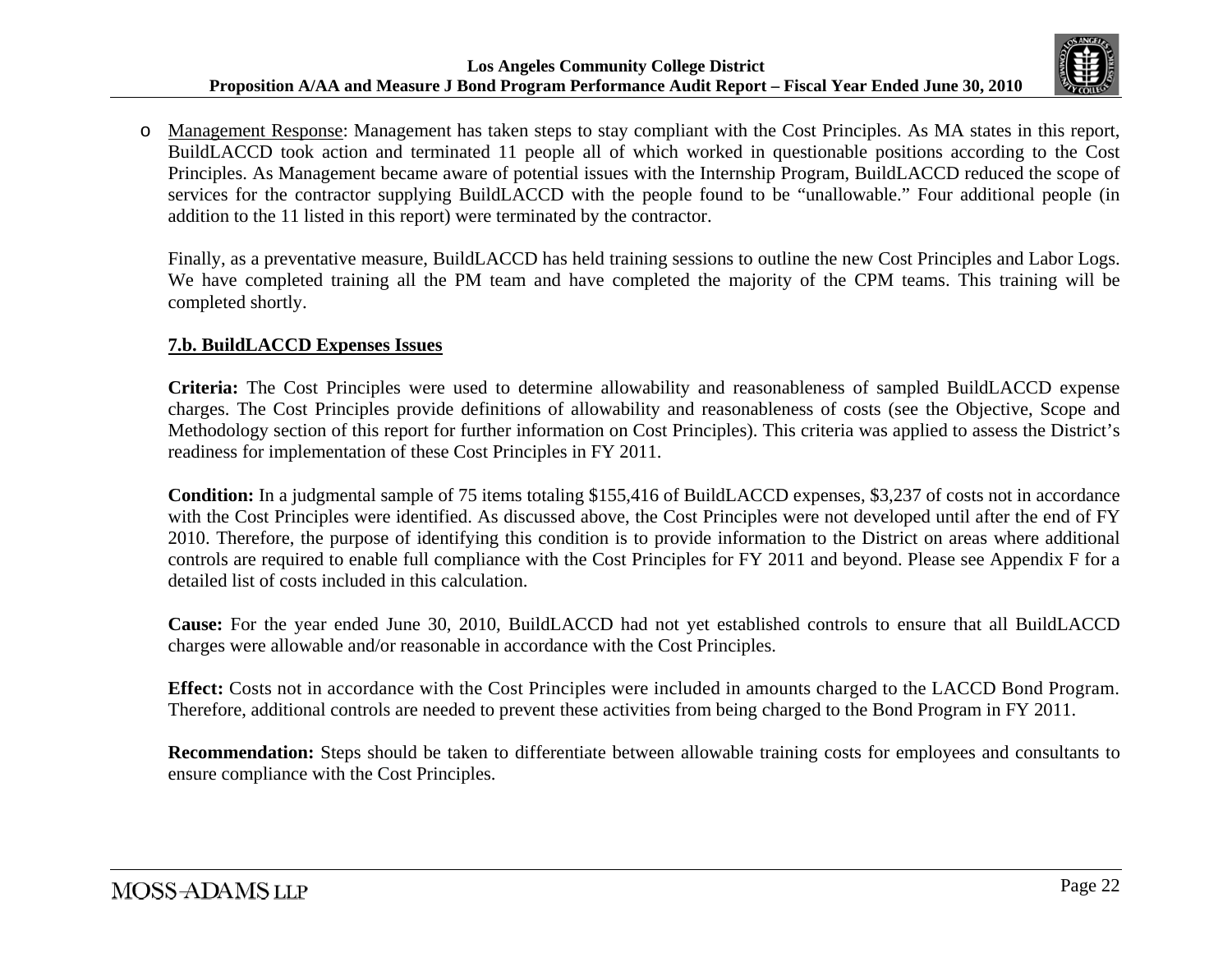- Management Response: Management has taken steps to stay compliant with the Cost Principles. As MA states in this report, BuildLACCD took action and terminated 11 people all of which worked in questionable positions according to the Cost Principles. As Management became aware of potential issues with the Internship Program, BuildLACCD reduced the scope of services for the contractor supplying BuildLACCD with the people found to be "unallowable." Four additional people (in addition to the 11 listed in this report) were terminated by the contractor.

  Finally, as a preventative measure, BuildLACCD has held training sessions to outline the new Cost Principles and Labor Logs. We have completed training all the PM team and have completed the majority of the CPM teams. This training will be completed shortly.

**7.b. BuildLACCD Expenses Issues**

**Criteria:** The Cost Principles were used to determine allowability and reasonableness of sampled BuildLACCD expense charges. The Cost Principles provide definitions of allowability and reasonableness of costs (see the Objective, Scope and Methodology section of this report for further information on Cost Principles). This criteria was applied to assess the District's readiness for implementation of these Cost Principles in FY 2011.

**Condition:** In a judgmental sample of 75 items totaling $155,416 of BuildLACCD expenses, $3,237 of costs not in accordance with the Cost Principles were identified. As discussed above, the Cost Principles were not developed until after the end of FY 2010. Therefore, the purpose of identifying this condition is to provide information to the District on areas where additional controls are required to enable full compliance with the Cost Principles for FY 2011 and beyond. Please see Appendix F for a detailed list of costs included in this calculation.

**Cause:** For the year ended June 30, 2010, BuildLACCD had not yet established controls to ensure that all BuildLACCD charges were allowable and/or reasonable in accordance with the Cost Principles.

**Effect:** Costs not in accordance with the Cost Principles were included in amounts charged to the LACCD Bond Program. Therefore, additional controls are needed to prevent these activities from being charged to the Bond Program in FY 2011.

**Recommendation:** Steps should be taken to differentiate between allowable training costs for employees and consultants to ensure compliance with the Cost Principles.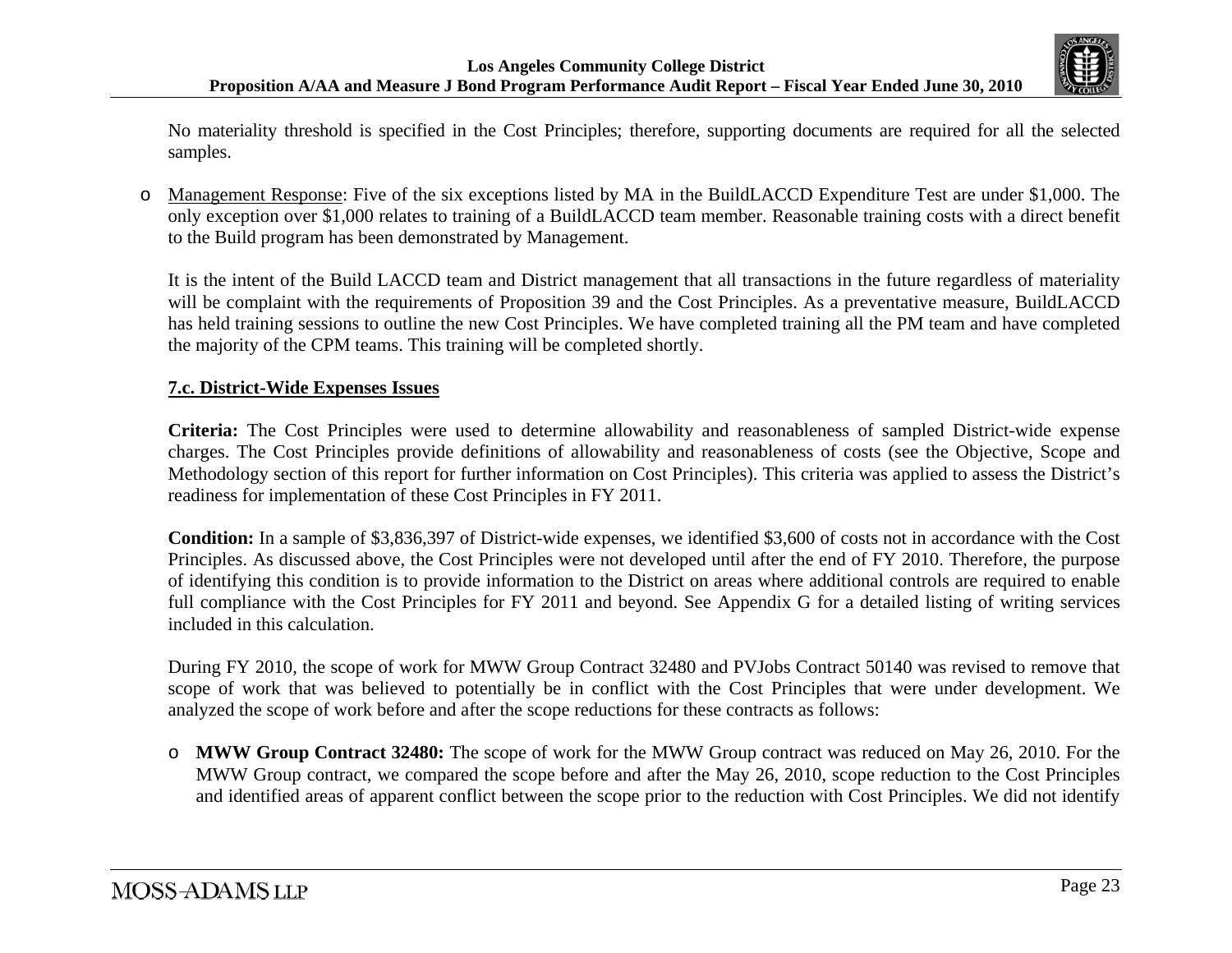No materiality threshold is specified in the Cost Principles; therefore, supporting documents are required for all the selected samples.

- Management Response: Five of the six exceptions listed by MA in the BuildLACCD Expenditure Test are under $1,000. The only exception over $1,000 relates to training of a BuildLACCD team member. Reasonable training costs with a direct benefit to the Build program has been demonstrated by Management.

  It is the intent of the Build LACCD team and District management that all transactions in the future regardless of materiality will be complaint with the requirements of Proposition 39 and the Cost Principles. As a preventative measure, BuildLACCD has held training sessions to outline the new Cost Principles. We have completed training all the PM team and have completed the majority of the CPM teams. This training will be completed shortly.

**7.c. District-Wide Expenses Issues**

**Criteria:** The Cost Principles were used to determine allowability and reasonableness of sampled District-wide expense charges. The Cost Principles provide definitions of allowability and reasonableness of costs (see the Objective, Scope and Methodology section of this report for further information on Cost Principles). This criteria was applied to assess the District's readiness for implementation of these Cost Principles in FY 2011.

**Condition:** In a sample of $3,836,397 of District-wide expenses, we identified $3,600 of costs not in accordance with the Cost Principles. As discussed above, the Cost Principles were not developed until after the end of FY 2010. Therefore, the purpose of identifying this condition is to provide information to the District on areas where additional controls are required to enable full compliance with the Cost Principles for FY 2011 and beyond. See Appendix G for a detailed listing of writing services included in this calculation.

During FY 2010, the scope of work for MWW Group Contract 32480 and PVJobs Contract 50140 was revised to remove that scope of work that was believed to potentially be in conflict with the Cost Principles that were under development. We analyzed the scope of work before and after the scope reductions for these contracts as follows:

- **MWW Group Contract 32480:** The scope of work for the MWW Group contract was reduced on May 26, 2010. For the MWW Group contract, we compared the scope before and after the May 26, 2010, scope reduction to the Cost Principles and identified areas of apparent conflict between the scope prior to the reduction with Cost Principles. We did not identify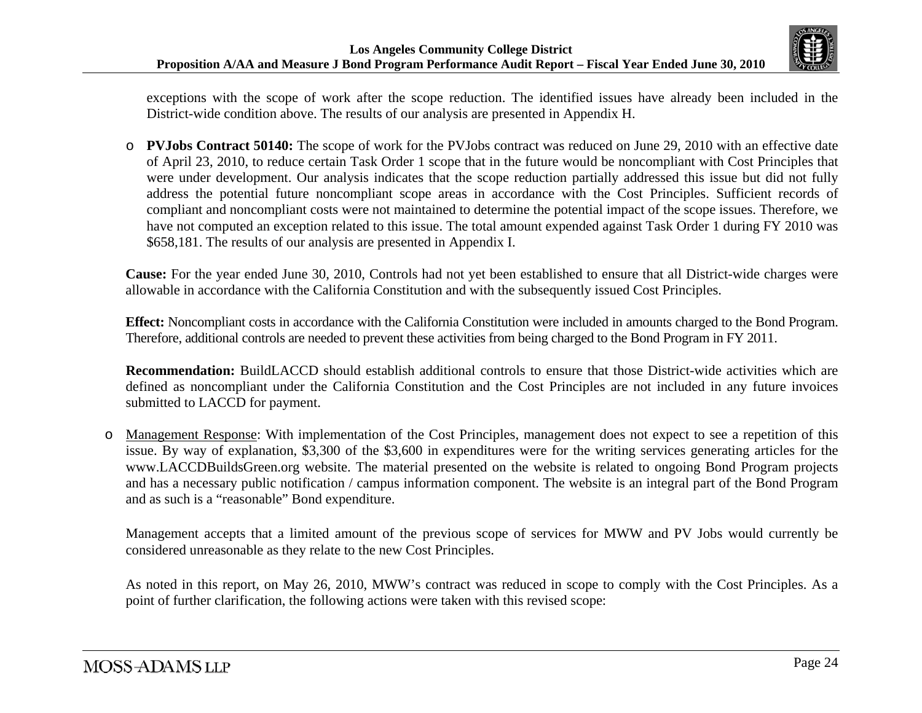exceptions with the scope of work after the scope reduction. The identified issues have already been included in the District-wide condition above. The results of our analysis are presented in Appendix H.

- **PVJobs Contract 50140:** The scope of work for the PVJobs contract was reduced on June 29, 2010 with an effective date of April 23, 2010, to reduce certain Task Order 1 scope that in the future would be noncompliant with Cost Principles that were under development. Our analysis indicates that the scope reduction partially addressed this issue but did not fully address the potential future noncompliant scope areas in accordance with the Cost Principles. Sufficient records of compliant and noncompliant costs were not maintained to determine the potential impact of the scope issues. Therefore, we have not computed an exception related to this issue. The total amount expended against Task Order 1 during FY 2010 was $658,181. The results of our analysis are presented in Appendix I.

**Cause:** For the year ended June 30, 2010, Controls had not yet been established to ensure that all District-wide charges were allowable in accordance with the California Constitution and with the subsequently issued Cost Principles.

**Effect:** Noncompliant costs in accordance with the California Constitution were included in amounts charged to the Bond Program. Therefore, additional controls are needed to prevent these activities from being charged to the Bond Program in FY 2011.

**Recommendation:** BuildLACCD should establish additional controls to ensure that those District-wide activities which are defined as noncompliant under the California Constitution and the Cost Principles are not included in any future invoices submitted to LACCD for payment.

- Management Response: With implementation of the Cost Principles, management does not expect to see a repetition of this issue. By way of explanation, $3,300 of the $3,600 in expenditures were for the writing services generating articles for the www.LACCDBuildsGreen.org website. The material presented on the website is related to ongoing Bond Program projects and has a necessary public notification / campus information component. The website is an integral part of the Bond Program and as such is a "reasonable" Bond expenditure.

  Management accepts that a limited amount of the previous scope of services for MWW and PV Jobs would currently be considered unreasonable as they relate to the new Cost Principles.

  As noted in this report, on May 26, 2010, MWW's contract was reduced in scope to comply with the Cost Principles. As a point of further clarification, the following actions were taken with this revised scope: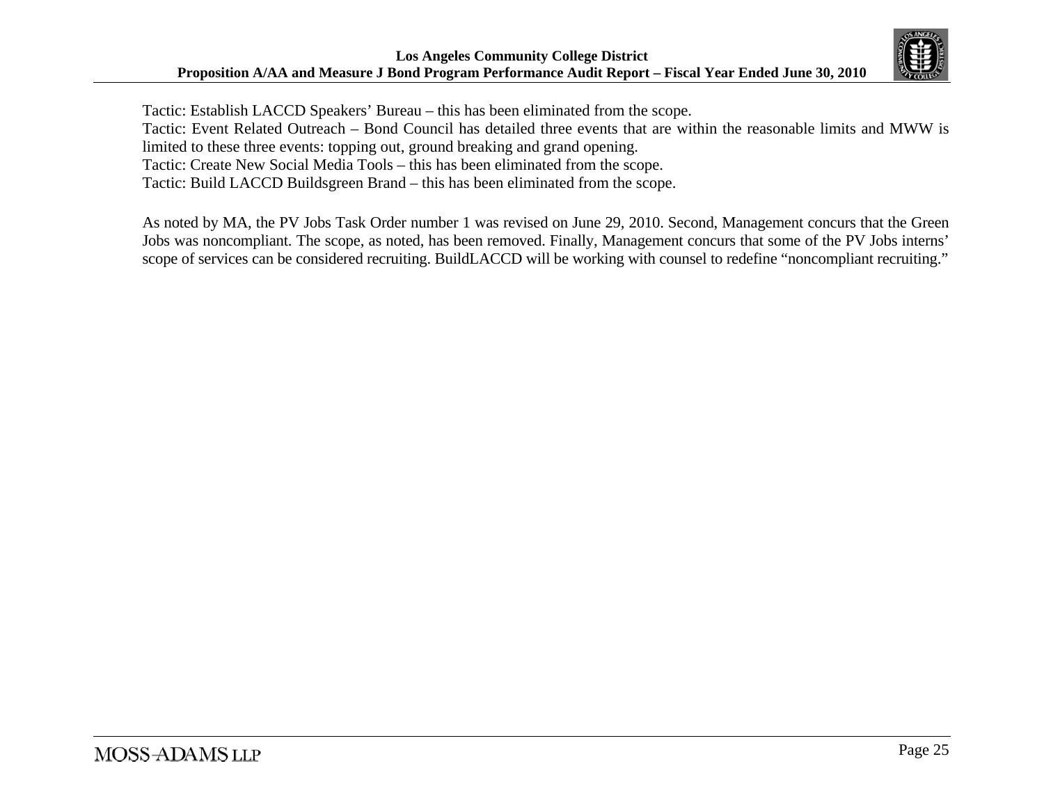Tactic: Establish LACCD Speakers' Bureau – this has been eliminated from the scope.
Tactic: Event Related Outreach – Bond Council has detailed three events that are within the reasonable limits and MWW is limited to these three events: topping out, ground breaking and grand opening.
Tactic: Create New Social Media Tools – this has been eliminated from the scope.
Tactic: Build LACCD Buildsgreen Brand – this has been eliminated from the scope.

As noted by MA, the PV Jobs Task Order number 1 was revised on June 29, 2010. Second, Management concurs that the Green Jobs was noncompliant. The scope, as noted, has been removed. Finally, Management concurs that some of the PV Jobs interns' scope of services can be considered recruiting. BuildLACCD will be working with counsel to redefine "noncompliant recruiting."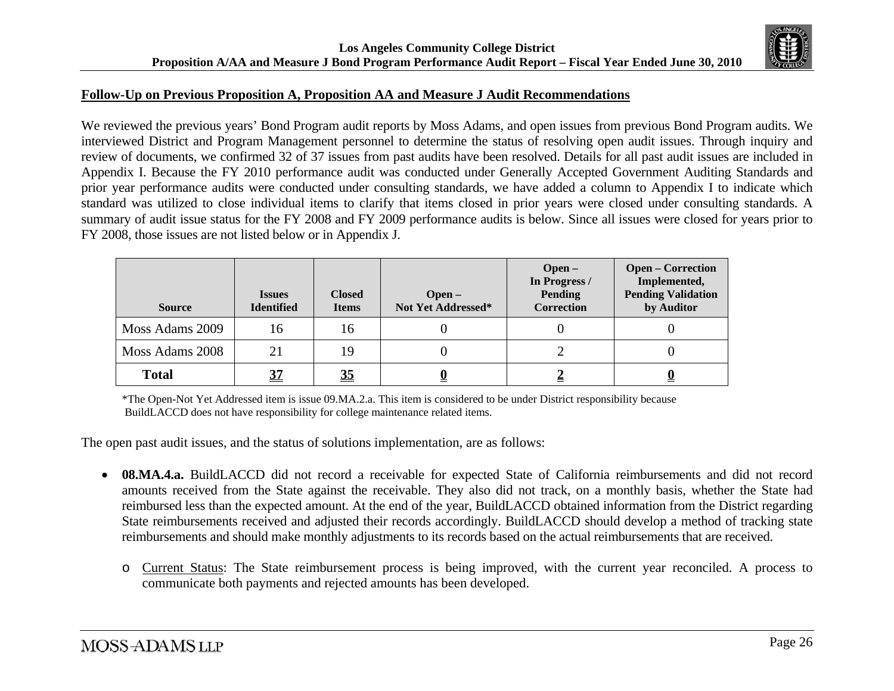## Follow-Up on Previous Proposition A, Proposition AA and Measure J Audit Recommendations

We reviewed the previous years' Bond Program audit reports by Moss Adams, and open issues from previous Bond Program audits. We interviewed District and Program Management personnel to determine the status of resolving open audit issues. Through inquiry and review of documents, we confirmed 32 of 37 issues from past audits have been resolved. Details for all past audit issues are included in Appendix I. Because the FY 2010 performance audit was conducted under Generally Accepted Government Auditing Standards and prior year performance audits were conducted under consulting standards, we have added a column to Appendix I to indicate which standard was utilized to close individual items to clarify that items closed in prior years were closed under consulting standards. A summary of audit issue status for the FY 2008 and FY 2009 performance audits is below. Since all issues were closed for years prior to FY 2008, those issues are not listed below or in Appendix J.

| Source | Issues Identified | Closed Items | Open – Not Yet Addressed* | Open – In Progress / Pending Correction | Open – Correction Implemented, Pending Validation by Auditor |
|---|---|---|---|---|---|
| Moss Adams 2009 | 16 | 16 | 0 | 0 | 0 |
| Moss Adams 2008 | 21 | 19 | 0 | 2 | 0 |
| **Total** | **37** | **35** | **0** | **2** | **0** |

*The Open-Not Yet Addressed item is issue 09.MA.2.a. This item is considered to be under District responsibility because BuildLACCD does not have responsibility for college maintenance related items.

The open past audit issues, and the status of solutions implementation, are as follows:

- **08.MA.4.a.** BuildLACCD did not record a receivable for expected State of California reimbursements and did not record amounts received from the State against the receivable. They also did not track, on a monthly basis, whether the State had reimbursed less than the expected amount. At the end of the year, BuildLACCD obtained information from the District regarding State reimbursements received and adjusted their records accordingly. BuildLACCD should develop a method of tracking state reimbursements and should make monthly adjustments to its records based on the actual reimbursements that are received.
  - Current Status: The State reimbursement process is being improved, with the current year reconciled. A process to communicate both payments and rejected amounts has been developed.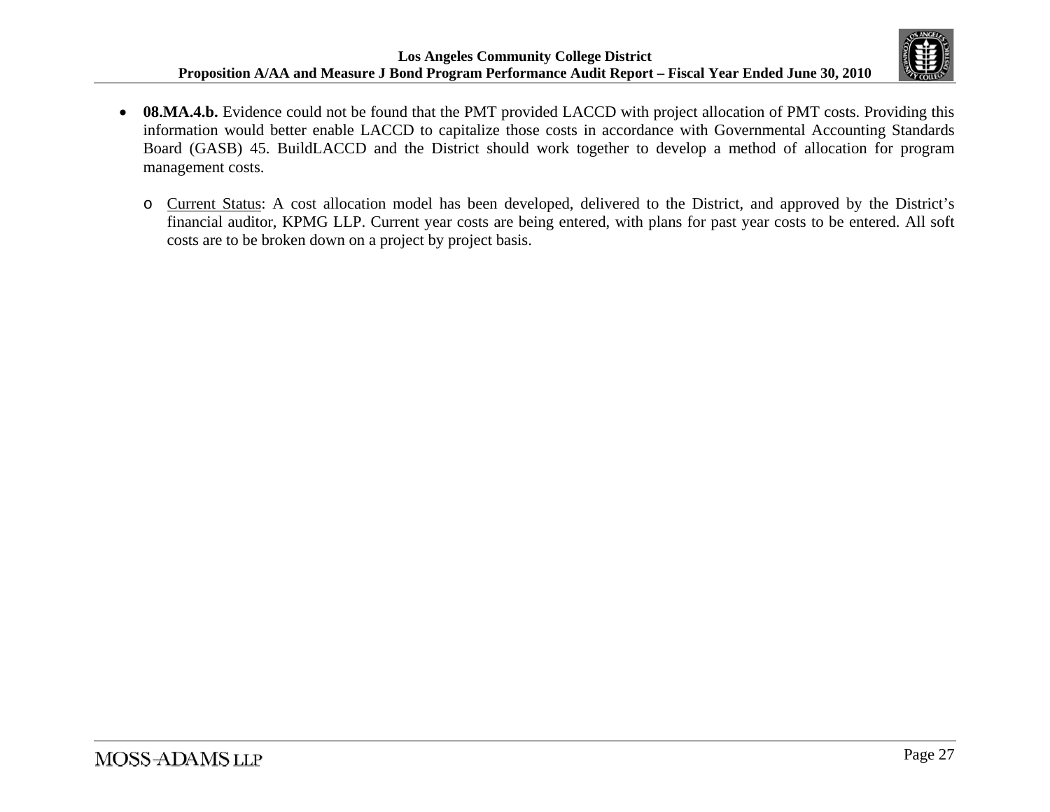- **08.MA.4.b.** Evidence could not be found that the PMT provided LACCD with project allocation of PMT costs. Providing this information would better enable LACCD to capitalize those costs in accordance with Governmental Accounting Standards Board (GASB) 45. BuildLACCD and the District should work together to develop a method of allocation for program management costs.
  - Current Status: A cost allocation model has been developed, delivered to the District, and approved by the District's financial auditor, KPMG LLP. Current year costs are being entered, with plans for past year costs to be entered. All soft costs are to be broken down on a project by project basis.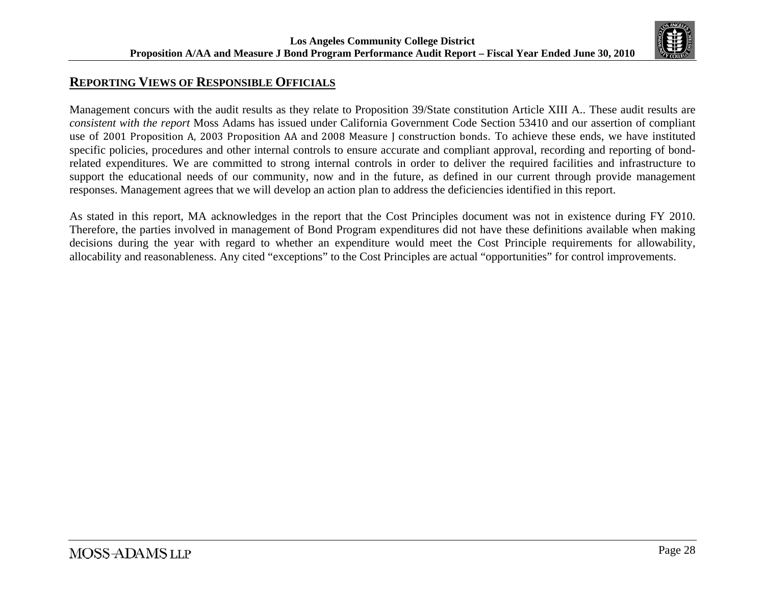## REPORTING VIEWS OF RESPONSIBLE OFFICIALS

Management concurs with the audit results as they relate to Proposition 39/State constitution Article XIII A.. These audit results are *consistent with the report* Moss Adams has issued under California Government Code Section 53410 and our assertion of compliant use of 2001 Proposition A, 2003 Proposition AA and 2008 Measure J construction bonds. To achieve these ends, we have instituted specific policies, procedures and other internal controls to ensure accurate and compliant approval, recording and reporting of bond-related expenditures. We are committed to strong internal controls in order to deliver the required facilities and infrastructure to support the educational needs of our community, now and in the future, as defined in our current through provide management responses. Management agrees that we will develop an action plan to address the deficiencies identified in this report.

As stated in this report, MA acknowledges in the report that the Cost Principles document was not in existence during FY 2010. Therefore, the parties involved in management of Bond Program expenditures did not have these definitions available when making decisions during the year with regard to whether an expenditure would meet the Cost Principle requirements for allowability, allocability and reasonableness. Any cited "exceptions" to the Cost Principles are actual "opportunities" for control improvements.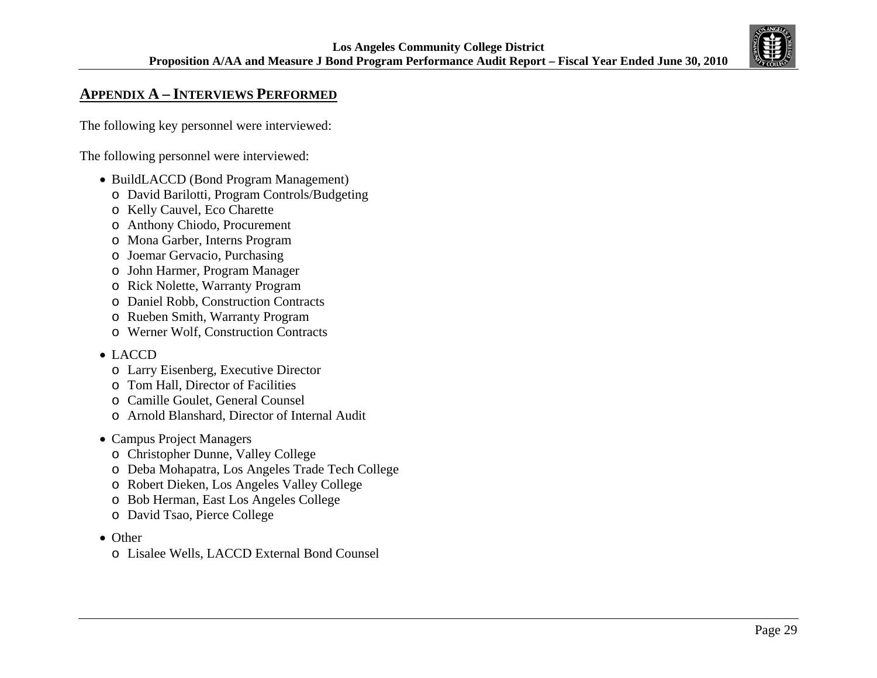## APPENDIX A – INTERVIEWS PERFORMED

The following key personnel were interviewed:

The following personnel were interviewed:

- BuildLACCD (Bond Program Management)
  - David Barilotti, Program Controls/Budgeting
  - Kelly Cauvel, Eco Charette
  - Anthony Chiodo, Procurement
  - Mona Garber, Interns Program
  - Joemar Gervacio, Purchasing
  - John Harmer, Program Manager
  - Rick Nolette, Warranty Program
  - Daniel Robb, Construction Contracts
  - Rueben Smith, Warranty Program
  - Werner Wolf, Construction Contracts
- LACCD
  - Larry Eisenberg, Executive Director
  - Tom Hall, Director of Facilities
  - Camille Goulet, General Counsel
  - Arnold Blanshard, Director of Internal Audit
- Campus Project Managers
  - Christopher Dunne, Valley College
  - Deba Mohapatra, Los Angeles Trade Tech College
  - Robert Dieken, Los Angeles Valley College
  - Bob Herman, East Los Angeles College
  - David Tsao, Pierce College
- Other
  - Lisalee Wells, LACCD External Bond Counsel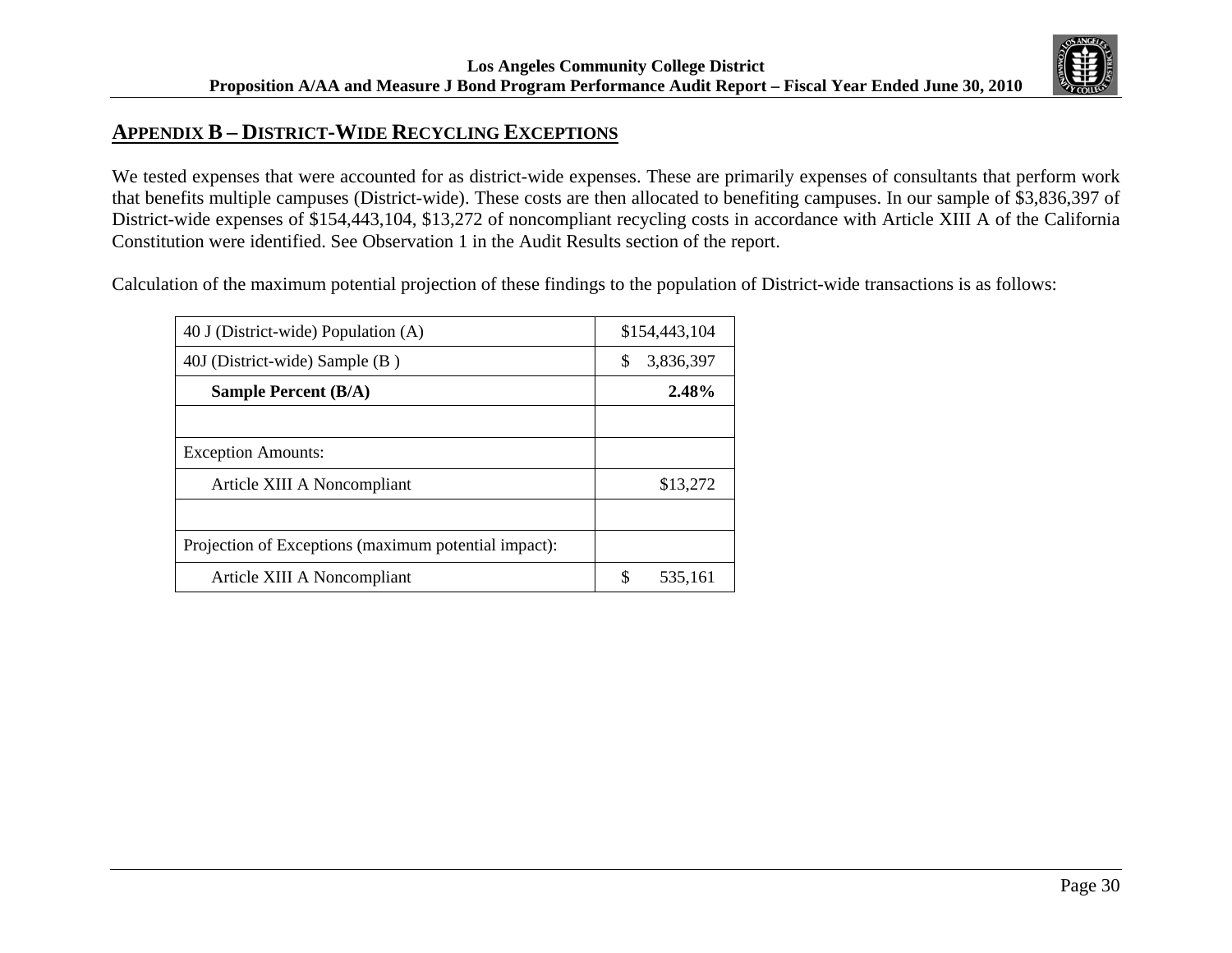## APPENDIX B – DISTRICT-WIDE RECYCLING EXCEPTIONS

We tested expenses that were accounted for as district-wide expenses. These are primarily expenses of consultants that perform work that benefits multiple campuses (District-wide). These costs are then allocated to benefiting campuses. In our sample of $3,836,397 of District-wide expenses of $154,443,104, $13,272 of noncompliant recycling costs in accordance with Article XIII A of the California Constitution were identified. See Observation 1 in the Audit Results section of the report.

Calculation of the maximum potential projection of these findings to the population of District-wide transactions is as follows:

| | |
|---|---|
| 40 J (District-wide) Population (A) | $154,443,104 |
| 40J (District-wide) Sample (B ) | $ 3,836,397 |
| **Sample Percent (B/A)** | **2.48%** |
| | |
| Exception Amounts: | |
| Article XIII A Noncompliant | $13,272 |
| | |
| Projection of Exceptions (maximum potential impact): | |
| Article XIII A Noncompliant | $ 535,161 |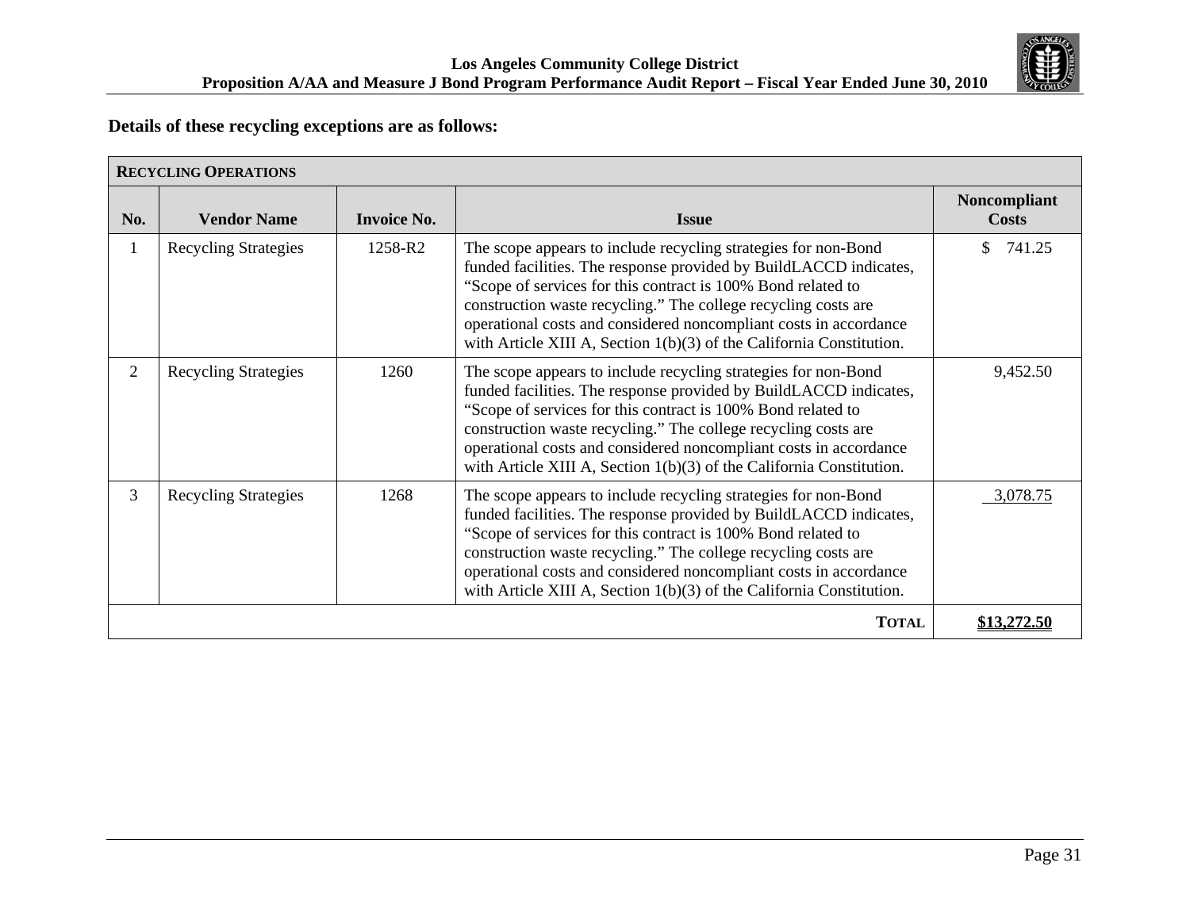**Details of these recycling exceptions are as follows:**

| RECYCLING OPERATIONS | | | | |
|---|---|---|---|---|
| **No.** | **Vendor Name** | **Invoice No.** | **Issue** | **Noncompliant Costs** |
| 1 | Recycling Strategies | 1258-R2 | The scope appears to include recycling strategies for non-Bond funded facilities. The response provided by BuildLACCD indicates, "Scope of services for this contract is 100% Bond related to construction waste recycling." The college recycling costs are operational costs and considered noncompliant costs in accordance with Article XIII A, Section 1(b)(3) of the California Constitution. | $ 741.25 |
| 2 | Recycling Strategies | 1260 | The scope appears to include recycling strategies for non-Bond funded facilities. The response provided by BuildLACCD indicates, "Scope of services for this contract is 100% Bond related to construction waste recycling." The college recycling costs are operational costs and considered noncompliant costs in accordance with Article XIII A, Section 1(b)(3) of the California Constitution. | 9,452.50 |
| 3 | Recycling Strategies | 1268 | The scope appears to include recycling strategies for non-Bond funded facilities. The response provided by BuildLACCD indicates, "Scope of services for this contract is 100% Bond related to construction waste recycling." The college recycling costs are operational costs and considered noncompliant costs in accordance with Article XIII A, Section 1(b)(3) of the California Constitution. | 3,078.75 |
| | | | **TOTAL** | **$13,272.50** |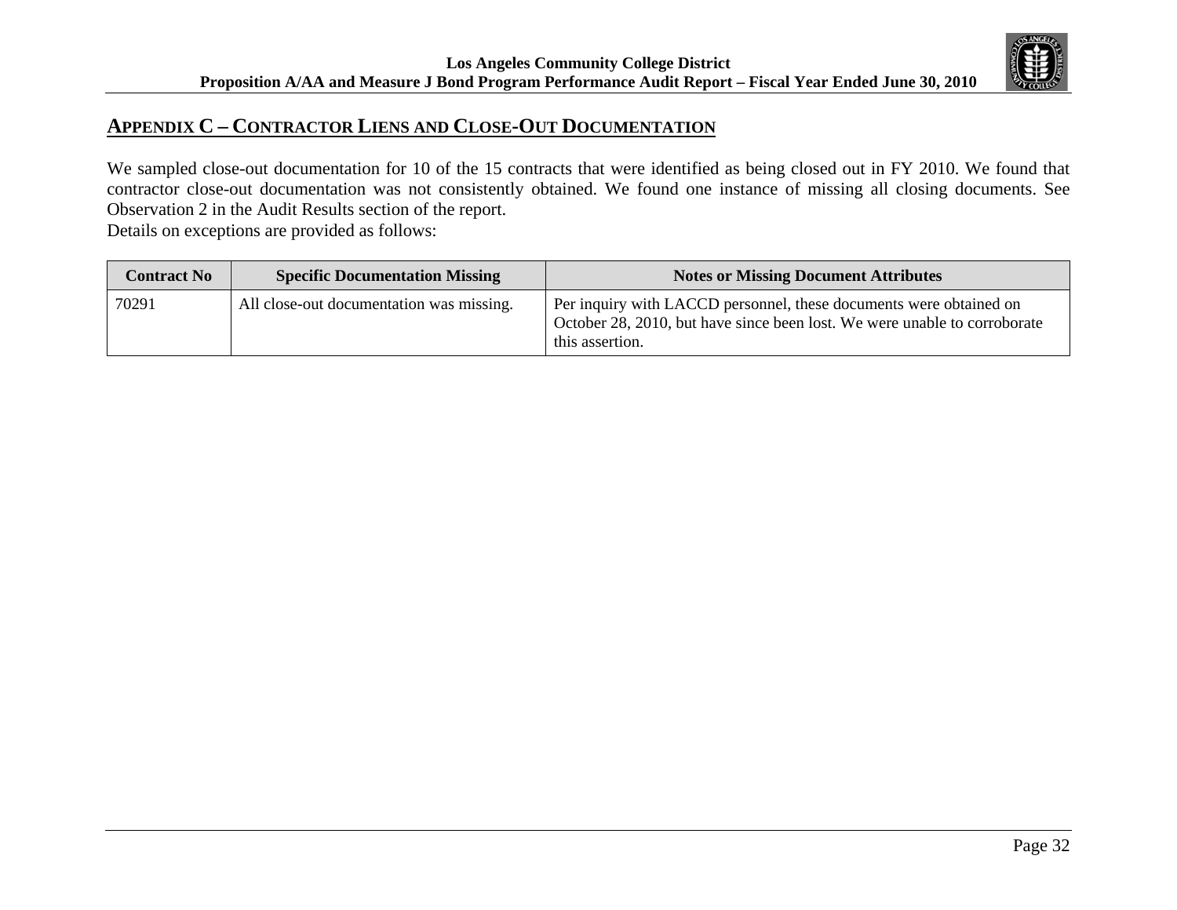## APPENDIX C – CONTRACTOR LIENS AND CLOSE-OUT DOCUMENTATION

We sampled close-out documentation for 10 of the 15 contracts that were identified as being closed out in FY 2010. We found that contractor close-out documentation was not consistently obtained. We found one instance of missing all closing documents. See Observation 2 in the Audit Results section of the report.

Details on exceptions are provided as follows:

| Contract No | Specific Documentation Missing | Notes or Missing Document Attributes |
|---|---|---|
| 70291 | All close-out documentation was missing. | Per inquiry with LACCD personnel, these documents were obtained on October 28, 2010, but have since been lost. We were unable to corroborate this assertion. |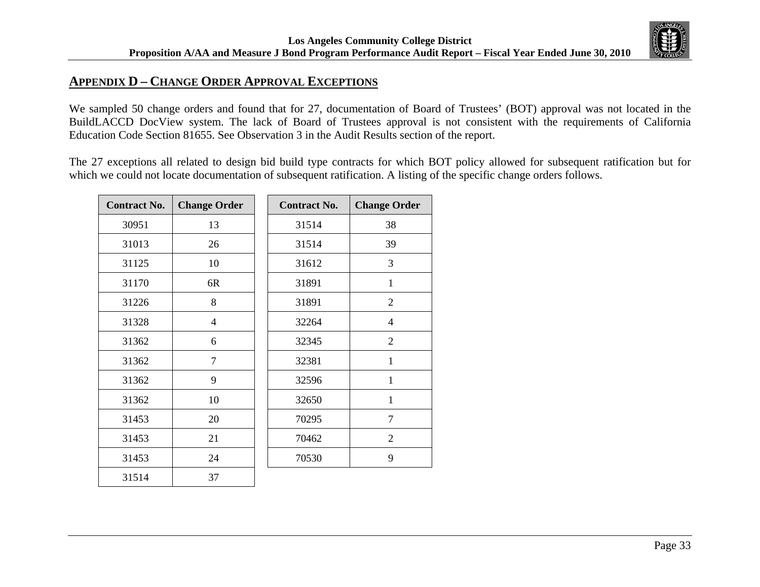## APPENDIX D – CHANGE ORDER APPROVAL EXCEPTIONS

We sampled 50 change orders and found that for 27, documentation of Board of Trustees' (BOT) approval was not located in the BuildLACCD DocView system. The lack of Board of Trustees approval is not consistent with the requirements of California Education Code Section 81655. See Observation 3 in the Audit Results section of the report.

The 27 exceptions all related to design bid build type contracts for which BOT policy allowed for subsequent ratification but for which we could not locate documentation of subsequent ratification. A listing of the specific change orders follows.

| Contract No. | Change Order |
|---|---|
| 30951 | 13 |
| 31013 | 26 |
| 31125 | 10 |
| 31170 | 6R |
| 31226 | 8 |
| 31328 | 4 |
| 31362 | 6 |
| 31362 | 7 |
| 31362 | 9 |
| 31362 | 10 |
| 31453 | 20 |
| 31453 | 21 |
| 31453 | 24 |
| 31514 | 37 |

| Contract No. | Change Order |
|---|---|
| 31514 | 38 |
| 31514 | 39 |
| 31612 | 3 |
| 31891 | 1 |
| 31891 | 2 |
| 32264 | 4 |
| 32345 | 2 |
| 32381 | 1 |
| 32596 | 1 |
| 32650 | 1 |
| 70295 | 7 |
| 70462 | 2 |
| 70530 | 9 |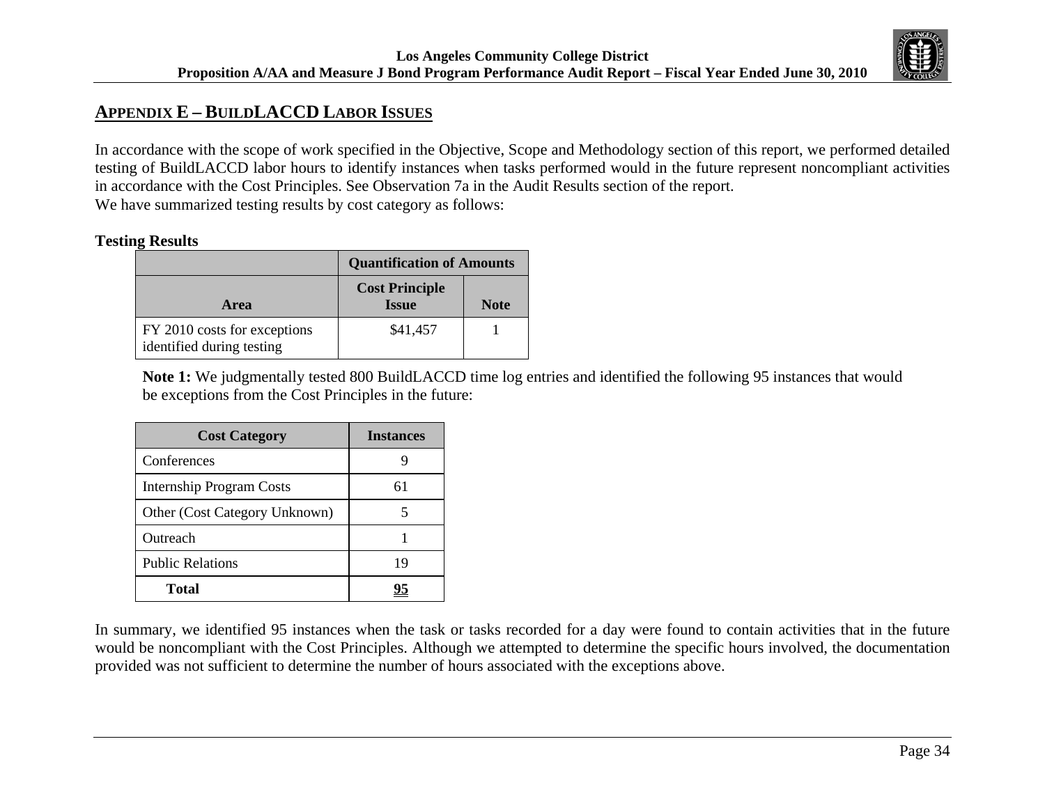## APPENDIX E – BUILDLACCD LABOR ISSUES

In accordance with the scope of work specified in the Objective, Scope and Methodology section of this report, we performed detailed testing of BuildLACCD labor hours to identify instances when tasks performed would in the future represent noncompliant activities in accordance with the Cost Principles. See Observation 7a in the Audit Results section of the report.
We have summarized testing results by cost category as follows:

**Testing Results**

| | Quantification of Amounts | |
|---|---|---|
| **Area** | **Cost Principle Issue** | **Note** |
| FY 2010 costs for exceptions identified during testing | $41,457 | 1 |

**Note 1:** We judgmentally tested 800 BuildLACCD time log entries and identified the following 95 instances that would be exceptions from the Cost Principles in the future:

| Cost Category | Instances |
|---|---|
| Conferences | 9 |
| Internship Program Costs | 61 |
| Other (Cost Category Unknown) | 5 |
| Outreach | 1 |
| Public Relations | 19 |
| **Total** | **95** |

In summary, we identified 95 instances when the task or tasks recorded for a day were found to contain activities that in the future would be noncompliant with the Cost Principles. Although we attempted to determine the specific hours involved, the documentation provided was not sufficient to determine the number of hours associated with the exceptions above.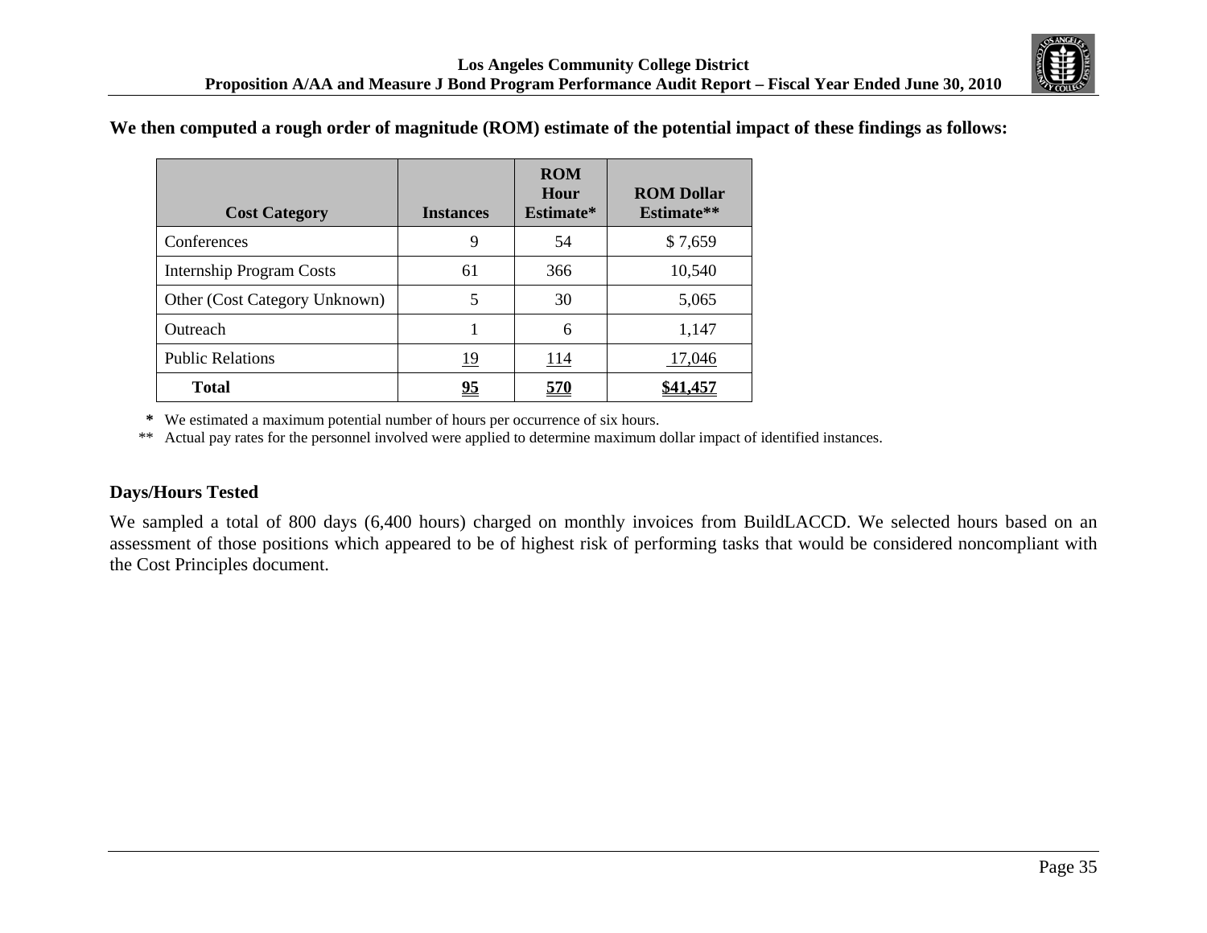**We then computed a rough order of magnitude (ROM) estimate of the potential impact of these findings as follows:**

| Cost Category | Instances | ROM Hour Estimate* | ROM Dollar Estimate** |
|---|---|---|---|
| Conferences | 9 | 54 | $ 7,659 |
| Internship Program Costs | 61 | 366 | 10,540 |
| Other (Cost Category Unknown) | 5 | 30 | 5,065 |
| Outreach | 1 | 6 | 1,147 |
| Public Relations | 19 | 114 | 17,046 |
| **Total** | **95** | **570** | **$41,457** |

\* We estimated a maximum potential number of hours per occurrence of six hours.

** Actual pay rates for the personnel involved were applied to determine maximum dollar impact of identified instances.

**Days/Hours Tested**

We sampled a total of 800 days (6,400 hours) charged on monthly invoices from BuildLACCD. We selected hours based on an assessment of those positions which appeared to be of highest risk of performing tasks that would be considered noncompliant with the Cost Principles document.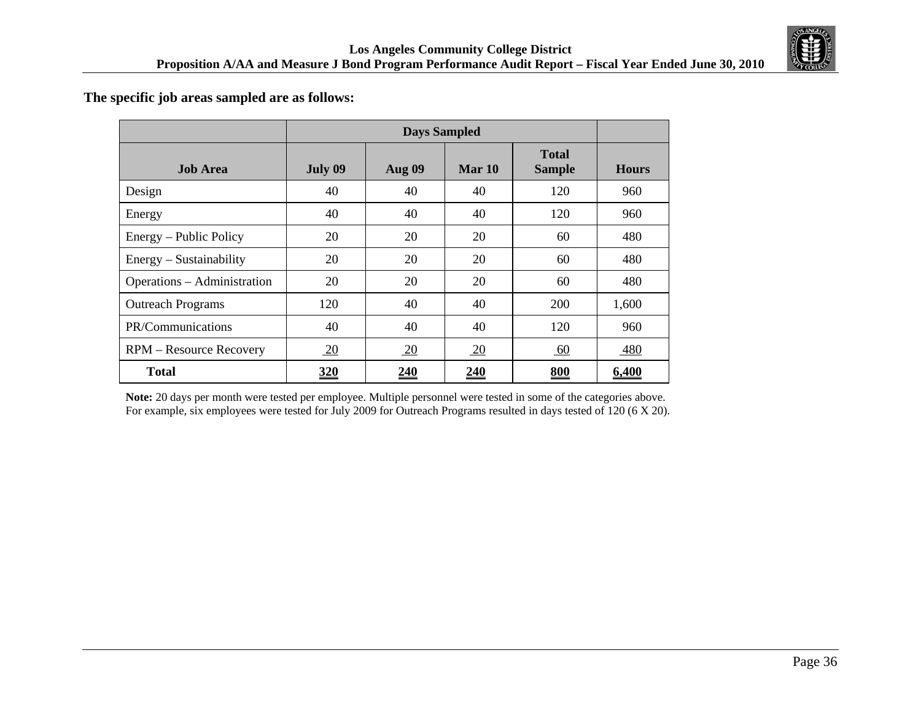**The specific job areas sampled are as follows:**

| | Days Sampled | | | | |
|---|---|---|---|---|---|
| **Job Area** | **July 09** | **Aug 09** | **Mar 10** | **Total Sample** | **Hours** |
| Design | 40 | 40 | 40 | 120 | 960 |
| Energy | 40 | 40 | 40 | 120 | 960 |
| Energy – Public Policy | 20 | 20 | 20 | 60 | 480 |
| Energy – Sustainability | 20 | 20 | 20 | 60 | 480 |
| Operations – Administration | 20 | 20 | 20 | 60 | 480 |
| Outreach Programs | 120 | 40 | 40 | 200 | 1,600 |
| PR/Communications | 40 | 40 | 40 | 120 | 960 |
| RPM – Resource Recovery | 20 | 20 | 20 | 60 | 480 |
| **Total** | **320** | **240** | **240** | **800** | **6,400** |

**Note:** 20 days per month were tested per employee. Multiple personnel were tested in some of the categories above. For example, six employees were tested for July 2009 for Outreach Programs resulted in days tested of 120 (6 X 20).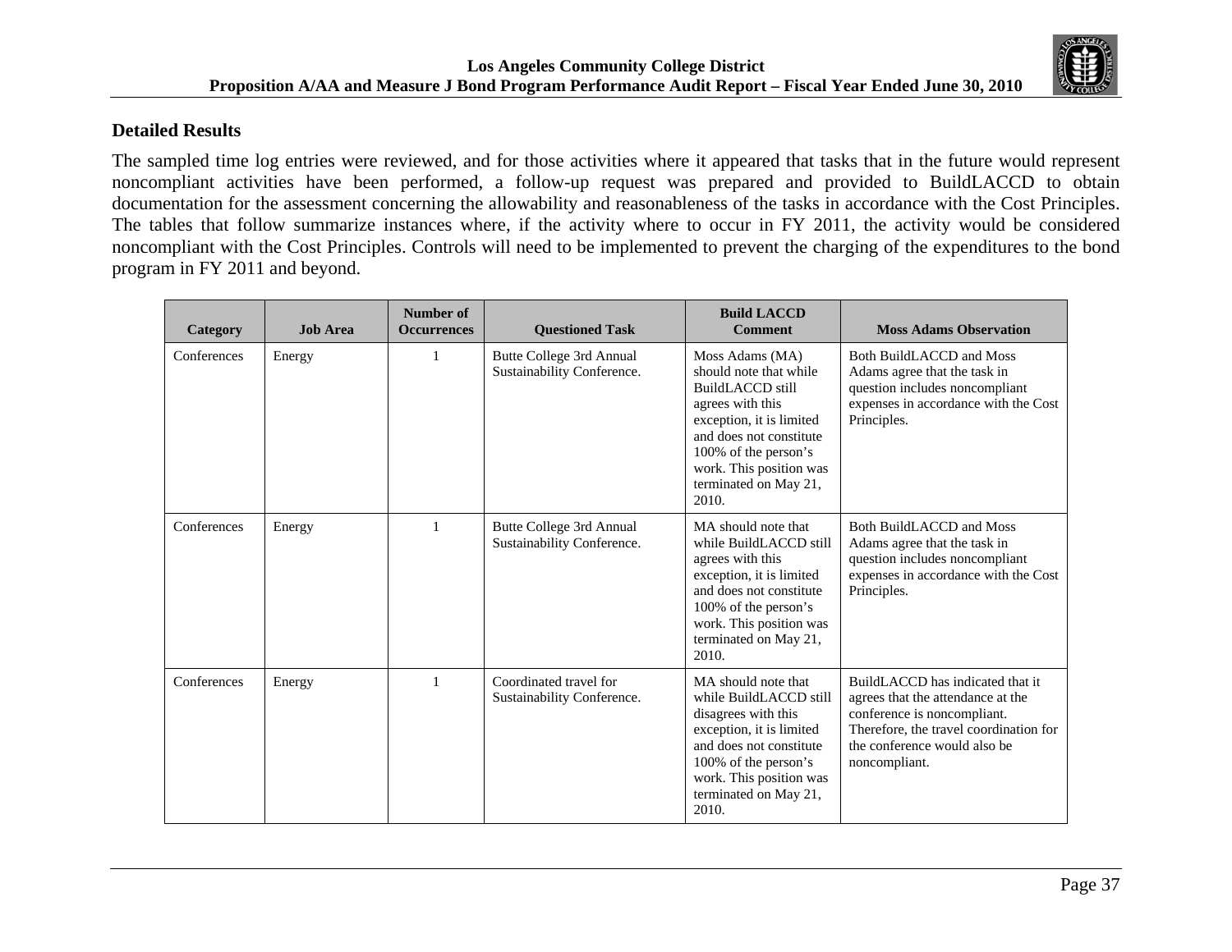### Detailed Results

The sampled time log entries were reviewed, and for those activities where it appeared that tasks that in the future would represent noncompliant activities have been performed, a follow-up request was prepared and provided to BuildLACCD to obtain documentation for the assessment concerning the allowability and reasonableness of the tasks in accordance with the Cost Principles. The tables that follow summarize instances where, if the activity where to occur in FY 2011, the activity would be considered noncompliant with the Cost Principles. Controls will need to be implemented to prevent the charging of the expenditures to the bond program in FY 2011 and beyond.

| Category | Job Area | Number of Occurrences | Questioned Task | Build LACCD Comment | Moss Adams Observation |
|---|---|---|---|---|---|
| Conferences | Energy | 1 | Butte College 3rd Annual Sustainability Conference. | Moss Adams (MA) should note that while BuildLACCD still agrees with this exception, it is limited and does not constitute 100% of the person's work. This position was terminated on May 21, 2010. | Both BuildLACCD and Moss Adams agree that the task in question includes noncompliant expenses in accordance with the Cost Principles. |
| Conferences | Energy | 1 | Butte College 3rd Annual Sustainability Conference. | MA should note that while BuildLACCD still agrees with this exception, it is limited and does not constitute 100% of the person's work. This position was terminated on May 21, 2010. | Both BuildLACCD and Moss Adams agree that the task in question includes noncompliant expenses in accordance with the Cost Principles. |
| Conferences | Energy | 1 | Coordinated travel for Sustainability Conference. | MA should note that while BuildLACCD still disagrees with this exception, it is limited and does not constitute 100% of the person's work. This position was terminated on May 21, 2010. | BuildLACCD has indicated that it agrees that the attendance at the conference is noncompliant. Therefore, the travel coordination for the conference would also be noncompliant. |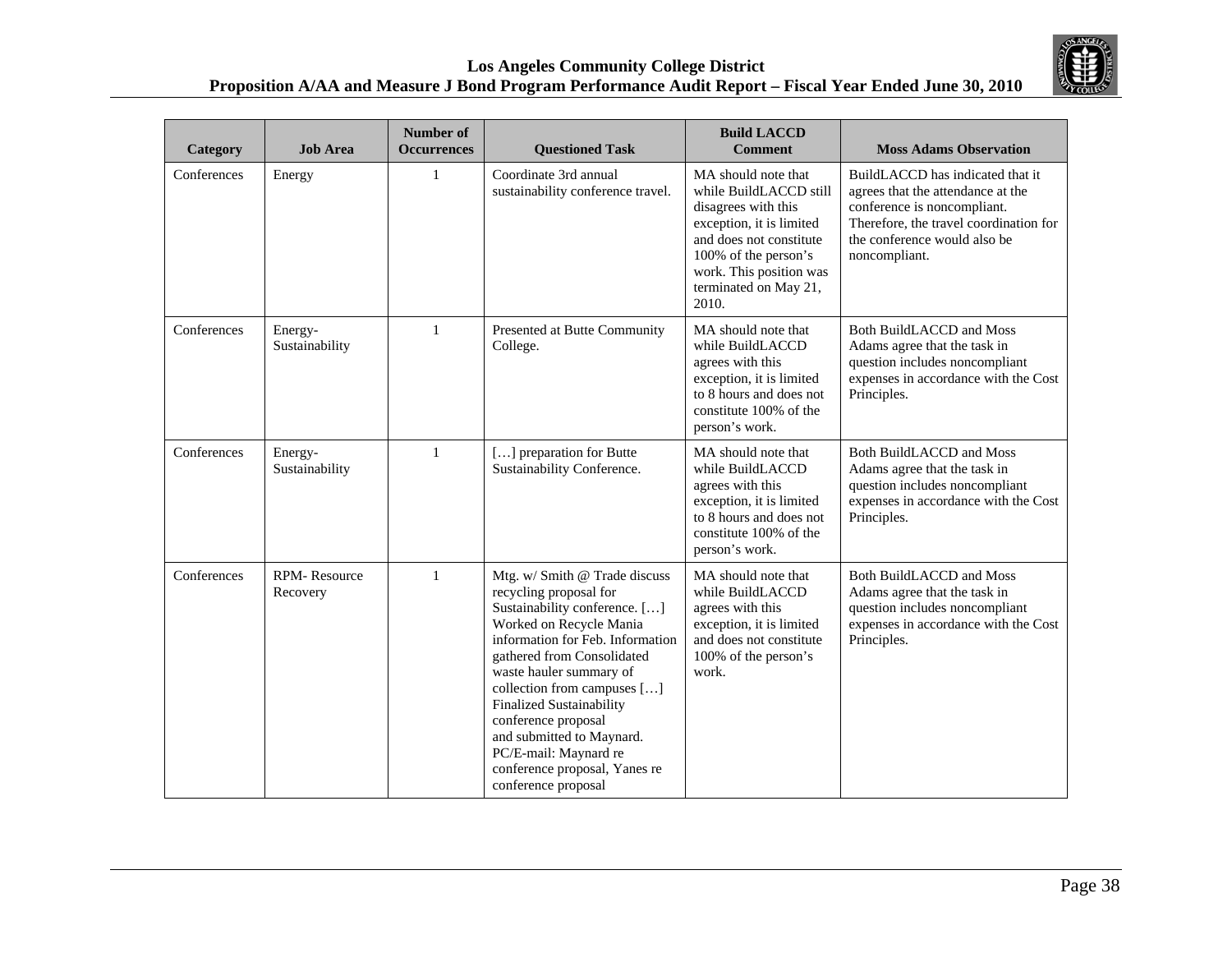| Category | Job Area | Number of Occurrences | Questioned Task | Build LACCD Comment | Moss Adams Observation |
|---|---|---|---|---|---|
| Conferences | Energy | 1 | Coordinate 3rd annual sustainability conference travel. | MA should note that while BuildLACCD still disagrees with this exception, it is limited and does not constitute 100% of the person's work. This position was terminated on May 21, 2010. | BuildLACCD has indicated that it agrees that the attendance at the conference is noncompliant. Therefore, the travel coordination for the conference would also be noncompliant. |
| Conferences | Energy-Sustainability | 1 | Presented at Butte Community College. | MA should note that while BuildLACCD agrees with this exception, it is limited to 8 hours and does not constitute 100% of the person's work. | Both BuildLACCD and Moss Adams agree that the task in question includes noncompliant expenses in accordance with the Cost Principles. |
| Conferences | Energy-Sustainability | 1 | […] preparation for Butte Sustainability Conference. | MA should note that while BuildLACCD agrees with this exception, it is limited to 8 hours and does not constitute 100% of the person's work. | Both BuildLACCD and Moss Adams agree that the task in question includes noncompliant expenses in accordance with the Cost Principles. |
| Conferences | RPM- Resource Recovery | 1 | Mtg. w/ Smith @ Trade discuss recycling proposal for Sustainability conference. […] Worked on Recycle Mania information for Feb. Information gathered from Consolidated waste hauler summary of collection from campuses […] Finalized Sustainability conference proposal and submitted to Maynard. PC/E-mail: Maynard re conference proposal, Yanes re conference proposal | MA should note that while BuildLACCD agrees with this exception, it is limited and does not constitute 100% of the person's work. | Both BuildLACCD and Moss Adams agree that the task in question includes noncompliant expenses in accordance with the Cost Principles. |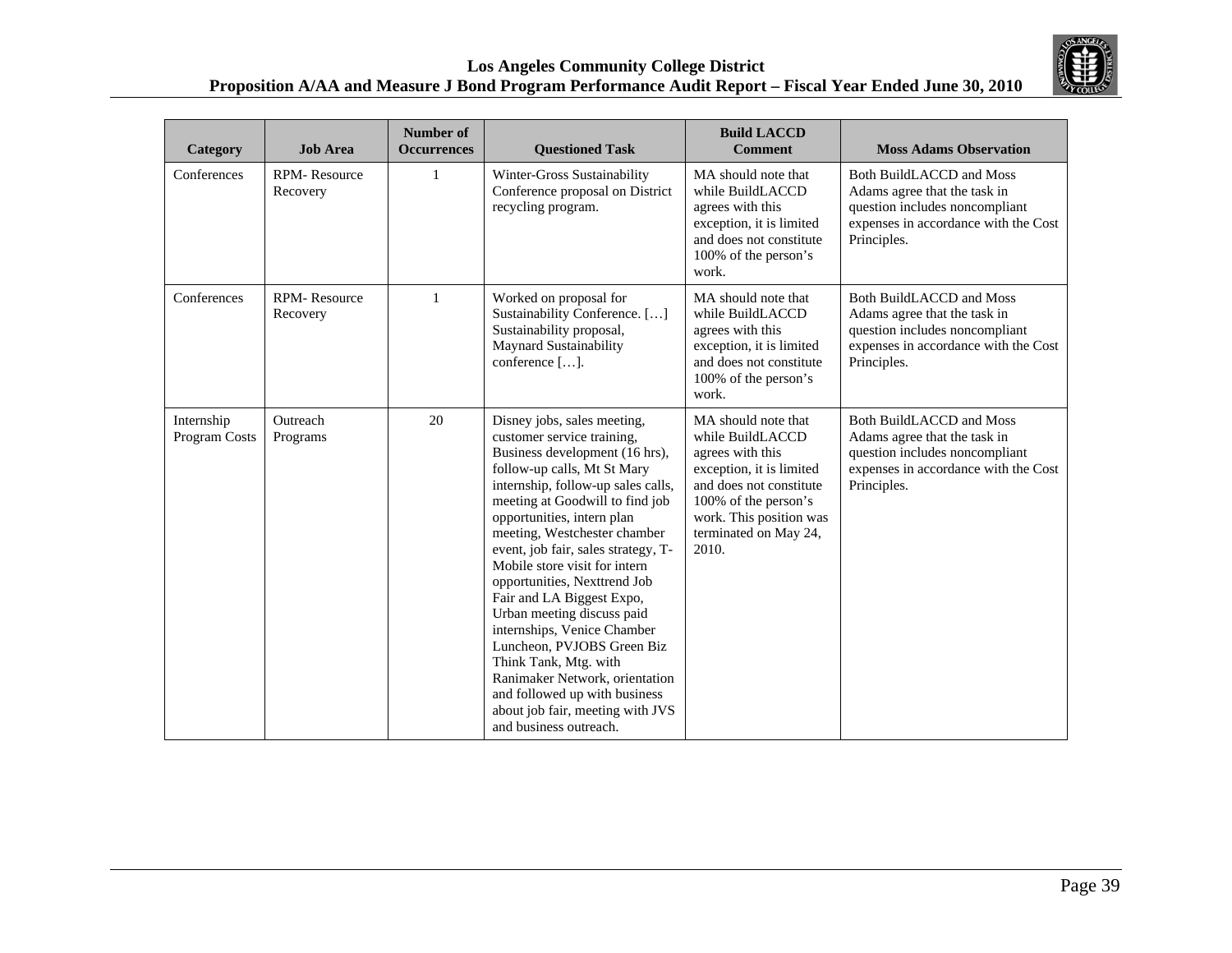| Category | Job Area | Number of Occurrences | Questioned Task | Build LACCD Comment | Moss Adams Observation |
| --- | --- | --- | --- | --- | --- |
| Conferences | RPM- Resource Recovery | 1 | Winter-Gross Sustainability Conference proposal on District recycling program. | MA should note that while BuildLACCD agrees with this exception, it is limited and does not constitute 100% of the person's work. | Both BuildLACCD and Moss Adams agree that the task in question includes noncompliant expenses in accordance with the Cost Principles. |
| Conferences | RPM- Resource Recovery | 1 | Worked on proposal for Sustainability Conference. […] Sustainability proposal, Maynard Sustainability conference […]. | MA should note that while BuildLACCD agrees with this exception, it is limited and does not constitute 100% of the person's work. | Both BuildLACCD and Moss Adams agree that the task in question includes noncompliant expenses in accordance with the Cost Principles. |
| Internship Program Costs | Outreach Programs | 20 | Disney jobs, sales meeting, customer service training, Business development (16 hrs), follow-up calls, Mt St Mary internship, follow-up sales calls, meeting at Goodwill to find job opportunities, intern plan meeting, Westchester chamber event, job fair, sales strategy, T-Mobile store visit for intern opportunities, Nexttrend Job Fair and LA Biggest Expo, Urban meeting discuss paid internships, Venice Chamber Luncheon, PVJOBS Green Biz Think Tank, Mtg. with Ranimaker Network, orientation and followed up with business about job fair, meeting with JVS and business outreach. | MA should note that while BuildLACCD agrees with this exception, it is limited and does not constitute 100% of the person's work. This position was terminated on May 24, 2010. | Both BuildLACCD and Moss Adams agree that the task in question includes noncompliant expenses in accordance with the Cost Principles. |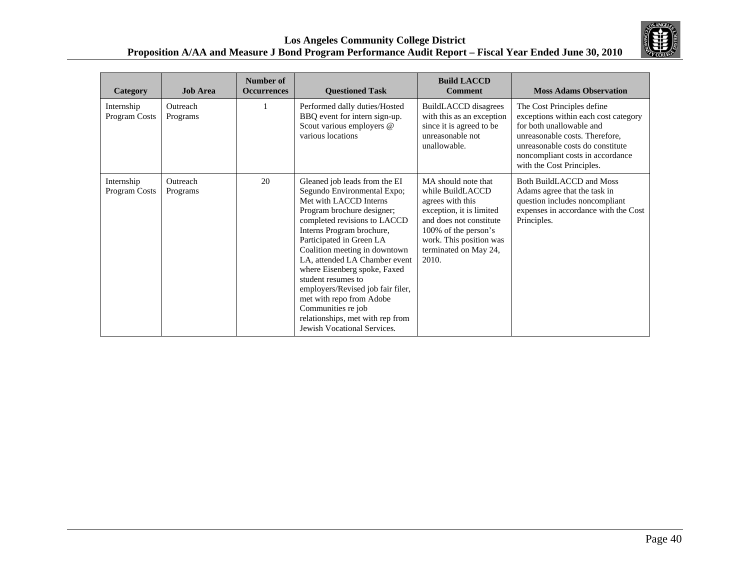| Category | Job Area | Number of Occurrences | Questioned Task | Build LACCD Comment | Moss Adams Observation |
|---|---|---|---|---|---|
| Internship Program Costs | Outreach Programs | 1 | Performed dally duties/Hosted BBQ event for intern sign-up. Scout various employers @ various locations | BuildLACCD disagrees with this as an exception since it is agreed to be unreasonable not unallowable. | The Cost Principles define exceptions within each cost category for both unallowable and unreasonable costs. Therefore, unreasonable costs do constitute noncompliant costs in accordance with the Cost Principles. |
| Internship Program Costs | Outreach Programs | 20 | Gleaned job leads from the EI Segundo Environmental Expo; Met with LACCD Interns Program brochure designer; completed revisions to LACCD Interns Program brochure, Participated in Green LA Coalition meeting in downtown LA, attended LA Chamber event where Eisenberg spoke, Faxed student resumes to employers/Revised job fair filer, met with repo from Adobe Communities re job relationships, met with rep from Jewish Vocational Services. | MA should note that while BuildLACCD agrees with this exception, it is limited and does not constitute 100% of the person's work. This position was terminated on May 24, 2010. | Both BuildLACCD and Moss Adams agree that the task in question includes noncompliant expenses in accordance with the Cost Principles. |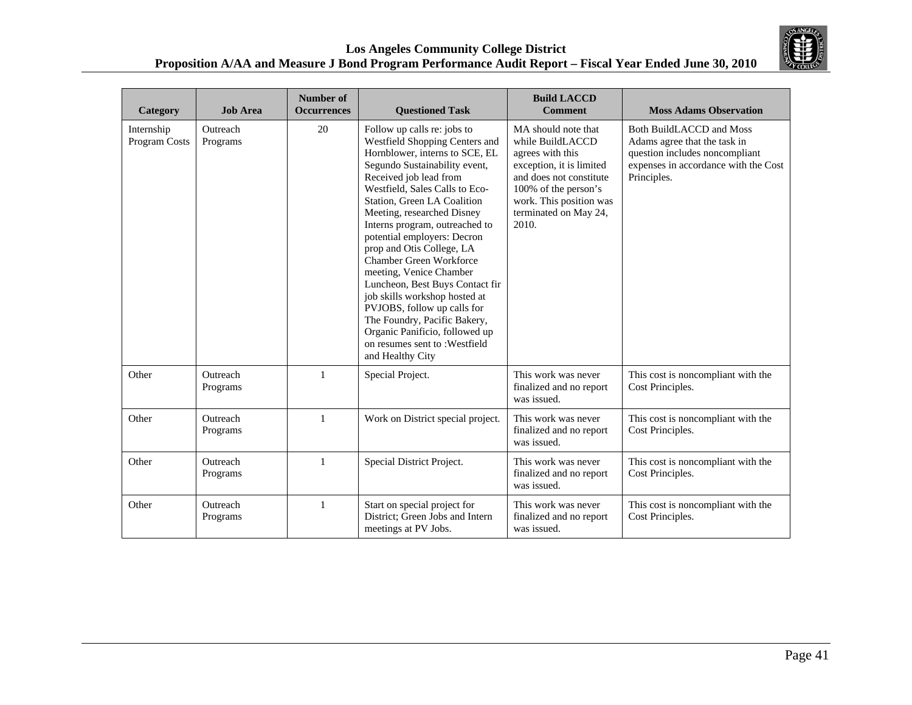| Category | Job Area | Number of Occurrences | Questioned Task | Build LACCD Comment | Moss Adams Observation |
|---|---|---|---|---|---|
| Internship Program Costs | Outreach Programs | 20 | Follow up calls re: jobs to Westfield Shopping Centers and Hornblower, interns to SCE, EL Segundo Sustainability event, Received job lead from Westfield, Sales Calls to Eco-Station, Green LA Coalition Meeting, researched Disney Interns program, outreached to potential employers: Decron prop and Otis College, LA Chamber Green Workforce meeting, Venice Chamber Luncheon, Best Buys Contact fir job skills workshop hosted at PVJOBS, follow up calls for The Foundry, Pacific Bakery, Organic Panificio, followed up on resumes sent to :Westfield and Healthy City | MA should note that while BuildLACCD agrees with this exception, it is limited and does not constitute 100% of the person's work. This position was terminated on May 24, 2010. | Both BuildLACCD and Moss Adams agree that the task in question includes noncompliant expenses in accordance with the Cost Principles. |
| Other | Outreach Programs | 1 | Special Project. | This work was never finalized and no report was issued. | This cost is noncompliant with the Cost Principles. |
| Other | Outreach Programs | 1 | Work on District special project. | This work was never finalized and no report was issued. | This cost is noncompliant with the Cost Principles. |
| Other | Outreach Programs | 1 | Special District Project. | This work was never finalized and no report was issued. | This cost is noncompliant with the Cost Principles. |
| Other | Outreach Programs | 1 | Start on special project for District; Green Jobs and Intern meetings at PV Jobs. | This work was never finalized and no report was issued. | This cost is noncompliant with the Cost Principles. |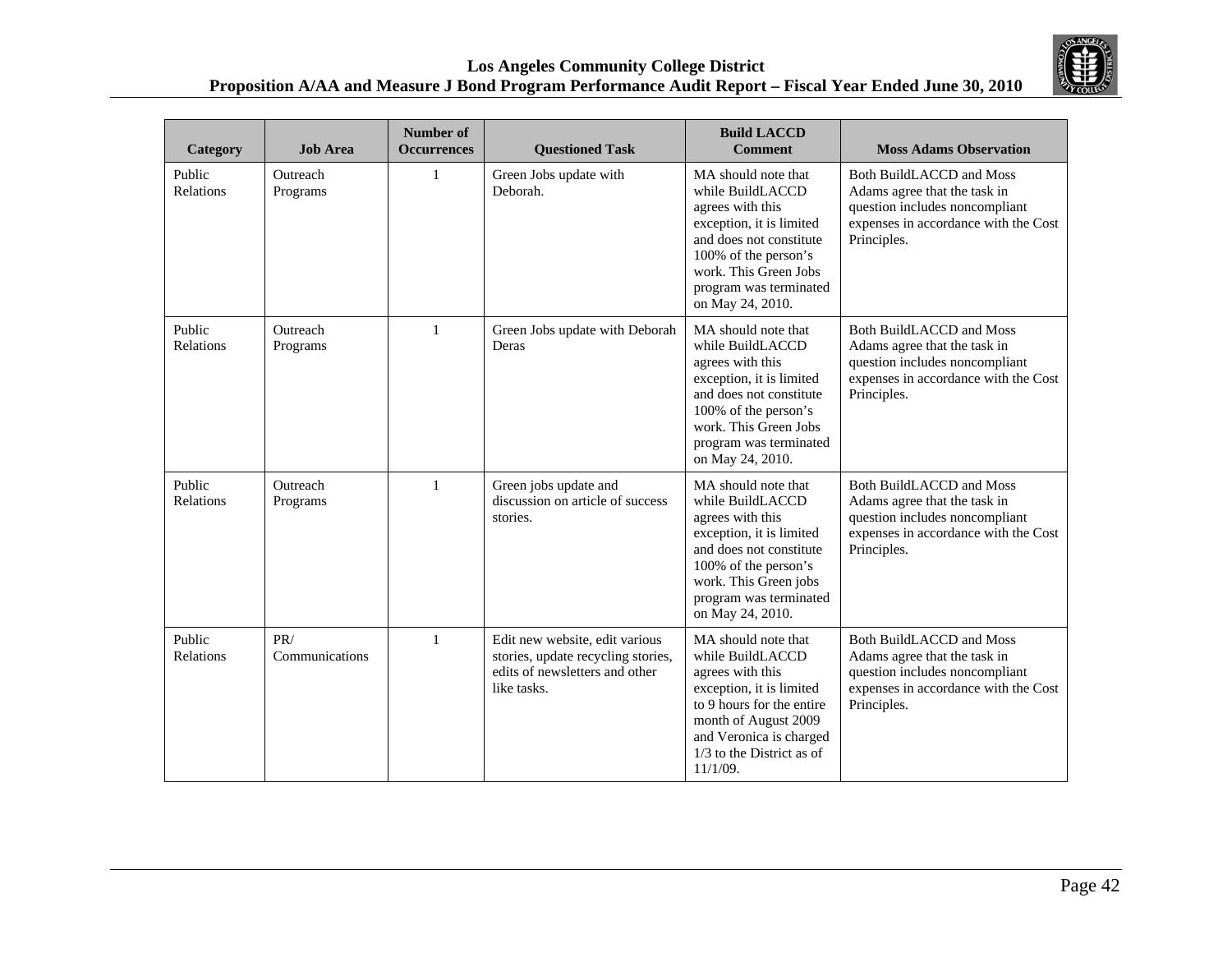| Category | Job Area | Number of Occurrences | Questioned Task | Build LACCD Comment | Moss Adams Observation |
|---|---|---|---|---|---|
| Public Relations | Outreach Programs | 1 | Green Jobs update with Deborah. | MA should note that while BuildLACCD agrees with this exception, it is limited and does not constitute 100% of the person's work. This Green Jobs program was terminated on May 24, 2010. | Both BuildLACCD and Moss Adams agree that the task in question includes noncompliant expenses in accordance with the Cost Principles. |
| Public Relations | Outreach Programs | 1 | Green Jobs update with Deborah Deras | MA should note that while BuildLACCD agrees with this exception, it is limited and does not constitute 100% of the person's work. This Green Jobs program was terminated on May 24, 2010. | Both BuildLACCD and Moss Adams agree that the task in question includes noncompliant expenses in accordance with the Cost Principles. |
| Public Relations | Outreach Programs | 1 | Green jobs update and discussion on article of success stories. | MA should note that while BuildLACCD agrees with this exception, it is limited and does not constitute 100% of the person's work. This Green jobs program was terminated on May 24, 2010. | Both BuildLACCD and Moss Adams agree that the task in question includes noncompliant expenses in accordance with the Cost Principles. |
| Public Relations | PR/ Communications | 1 | Edit new website, edit various stories, update recycling stories, edits of newsletters and other like tasks. | MA should note that while BuildLACCD agrees with this exception, it is limited to 9 hours for the entire month of August 2009 and Veronica is charged 1/3 to the District as of 11/1/09. | Both BuildLACCD and Moss Adams agree that the task in question includes noncompliant expenses in accordance with the Cost Principles. |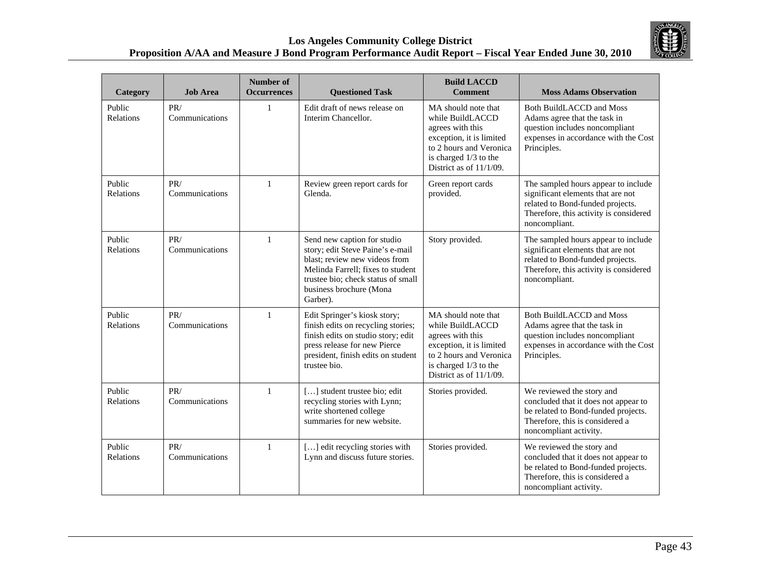| Category | Job Area | Number of Occurrences | Questioned Task | Build LACCD Comment | Moss Adams Observation |
|---|---|---|---|---|---|
| Public Relations | PR/ Communications | 1 | Edit draft of news release on Interim Chancellor. | MA should note that while BuildLACCD agrees with this exception, it is limited to 2 hours and Veronica is charged 1/3 to the District as of 11/1/09. | Both BuildLACCD and Moss Adams agree that the task in question includes noncompliant expenses in accordance with the Cost Principles. |
| Public Relations | PR/ Communications | 1 | Review green report cards for Glenda. | Green report cards provided. | The sampled hours appear to include significant elements that are not related to Bond-funded projects. Therefore, this activity is considered noncompliant. |
| Public Relations | PR/ Communications | 1 | Send new caption for studio story; edit Steve Paine's e-mail blast; review new videos from Melinda Farrell; fixes to student trustee bio; check status of small business brochure (Mona Garber). | Story provided. | The sampled hours appear to include significant elements that are not related to Bond-funded projects. Therefore, this activity is considered noncompliant. |
| Public Relations | PR/ Communications | 1 | Edit Springer's kiosk story; finish edits on recycling stories; finish edits on studio story; edit press release for new Pierce president, finish edits on student trustee bio. | MA should note that while BuildLACCD agrees with this exception, it is limited to 2 hours and Veronica is charged 1/3 to the District as of 11/1/09. | Both BuildLACCD and Moss Adams agree that the task in question includes noncompliant expenses in accordance with the Cost Principles. |
| Public Relations | PR/ Communications | 1 | […] student trustee bio; edit recycling stories with Lynn; write shortened college summaries for new website. | Stories provided. | We reviewed the story and concluded that it does not appear to be related to Bond-funded projects. Therefore, this is considered a noncompliant activity. |
| Public Relations | PR/ Communications | 1 | […] edit recycling stories with Lynn and discuss future stories. | Stories provided. | We reviewed the story and concluded that it does not appear to be related to Bond-funded projects. Therefore, this is considered a noncompliant activity. |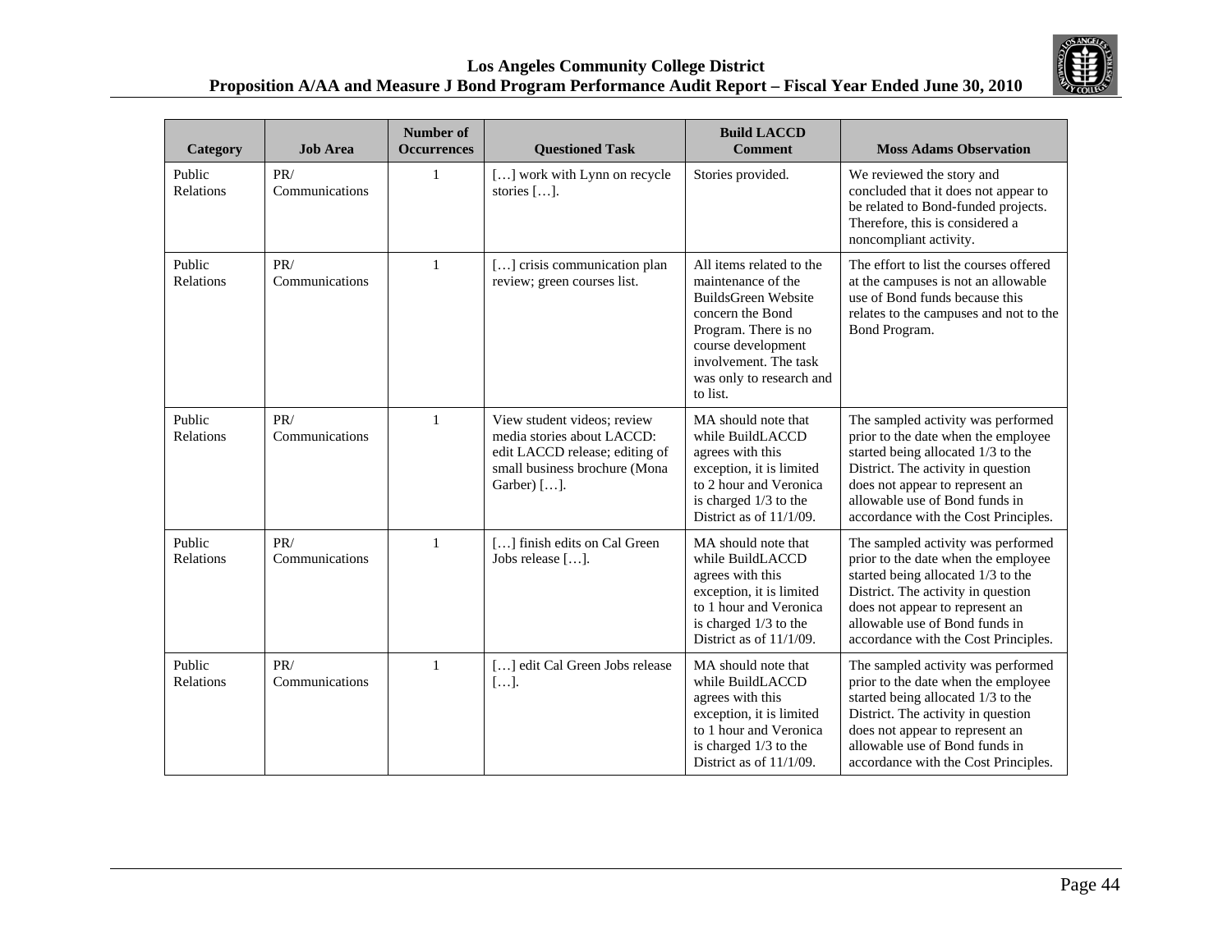| Category | Job Area | Number of Occurrences | Questioned Task | Build LACCD Comment | Moss Adams Observation |
|---|---|---|---|---|---|
| Public Relations | PR/ Communications | 1 | […] work with Lynn on recycle stories […]. | Stories provided. | We reviewed the story and concluded that it does not appear to be related to Bond-funded projects. Therefore, this is considered a noncompliant activity. |
| Public Relations | PR/ Communications | 1 | […] crisis communication plan review; green courses list. | All items related to the maintenance of the BuildsGreen Website concern the Bond Program. There is no course development involvement. The task was only to research and to list. | The effort to list the courses offered at the campuses is not an allowable use of Bond funds because this relates to the campuses and not to the Bond Program. |
| Public Relations | PR/ Communications | 1 | View student videos; review media stories about LACCD: edit LACCD release; editing of small business brochure (Mona Garber) […]. | MA should note that while BuildLACCD agrees with this exception, it is limited to 2 hour and Veronica is charged 1/3 to the District as of 11/1/09. | The sampled activity was performed prior to the date when the employee started being allocated 1/3 to the District. The activity in question does not appear to represent an allowable use of Bond funds in accordance with the Cost Principles. |
| Public Relations | PR/ Communications | 1 | […] finish edits on Cal Green Jobs release […]. | MA should note that while BuildLACCD agrees with this exception, it is limited to 1 hour and Veronica is charged 1/3 to the District as of 11/1/09. | The sampled activity was performed prior to the date when the employee started being allocated 1/3 to the District. The activity in question does not appear to represent an allowable use of Bond funds in accordance with the Cost Principles. |
| Public Relations | PR/ Communications | 1 | […] edit Cal Green Jobs release […]. | MA should note that while BuildLACCD agrees with this exception, it is limited to 1 hour and Veronica is charged 1/3 to the District as of 11/1/09. | The sampled activity was performed prior to the date when the employee started being allocated 1/3 to the District. The activity in question does not appear to represent an allowable use of Bond funds in accordance with the Cost Principles. |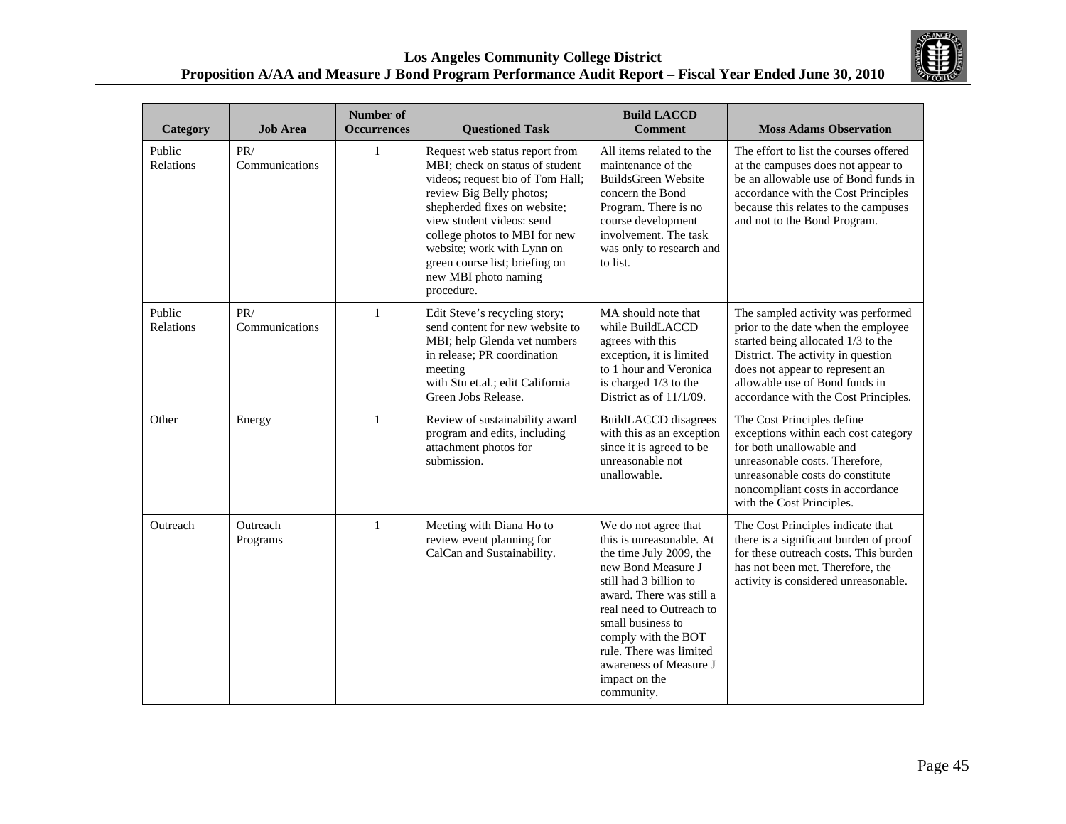| Category | Job Area | Number of Occurrences | Questioned Task | Build LACCD Comment | Moss Adams Observation |
|---|---|---|---|---|---|
| Public Relations | PR/ Communications | 1 | Request web status report from MBI; check on status of student videos; request bio of Tom Hall; review Big Belly photos; shepherded fixes on website; view student videos: send college photos to MBI for new website; work with Lynn on green course list; briefing on new MBI photo naming procedure. | All items related to the maintenance of the BuildsGreen Website concern the Bond Program. There is no course development involvement. The task was only to research and to list. | The effort to list the courses offered at the campuses does not appear to be an allowable use of Bond funds in accordance with the Cost Principles because this relates to the campuses and not to the Bond Program. |
| Public Relations | PR/ Communications | 1 | Edit Steve's recycling story; send content for new website to MBI; help Glenda vet numbers in release; PR coordination meeting with Stu et.al.; edit California Green Jobs Release. | MA should note that while BuildLACCD agrees with this exception, it is limited to 1 hour and Veronica is charged 1/3 to the District as of 11/1/09. | The sampled activity was performed prior to the date when the employee started being allocated 1/3 to the District. The activity in question does not appear to represent an allowable use of Bond funds in accordance with the Cost Principles. |
| Other | Energy | 1 | Review of sustainability award program and edits, including attachment photos for submission. | BuildLACCD disagrees with this as an exception since it is agreed to be unreasonable not unallowable. | The Cost Principles define exceptions within each cost category for both unallowable and unreasonable costs. Therefore, unreasonable costs do constitute noncompliant costs in accordance with the Cost Principles. |
| Outreach | Outreach Programs | 1 | Meeting with Diana Ho to review event planning for CalCan and Sustainability. | We do not agree that this is unreasonable. At the time July 2009, the new Bond Measure J still had 3 billion to award. There was still a real need to Outreach to small business to comply with the BOT rule. There was limited awareness of Measure J impact on the community. | The Cost Principles indicate that there is a significant burden of proof for these outreach costs. This burden has not been met. Therefore, the activity is considered unreasonable. |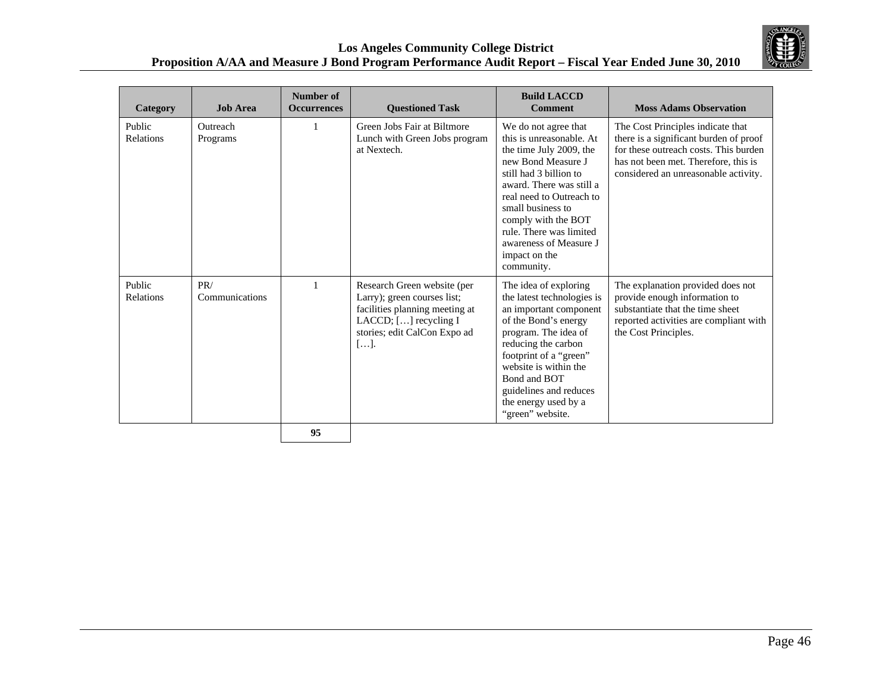| Category | Job Area | Number of Occurrences | Questioned Task | Build LACCD Comment | Moss Adams Observation |
|---|---|---|---|---|---|
| Public Relations | Outreach Programs | 1 | Green Jobs Fair at Biltmore Lunch with Green Jobs program at Nextech. | We do not agree that this is unreasonable. At the time July 2009, the new Bond Measure J still had 3 billion to award. There was still a real need to Outreach to small business to comply with the BOT rule. There was limited awareness of Measure J impact on the community. | The Cost Principles indicate that there is a significant burden of proof for these outreach costs. This burden has not been met. Therefore, this is considered an unreasonable activity. |
| Public Relations | PR/ Communications | 1 | Research Green website (per Larry); green courses list; facilities planning meeting at LACCD; […] recycling I stories; edit CalCon Expo ad […]. | The idea of exploring the latest technologies is an important component of the Bond's energy program. The idea of reducing the carbon footprint of a "green" website is within the Bond and BOT guidelines and reduces the energy used by a "green" website. | The explanation provided does not provide enough information to substantiate that the time sheet reported activities are compliant with the Cost Principles. |
| | | **95** | | | |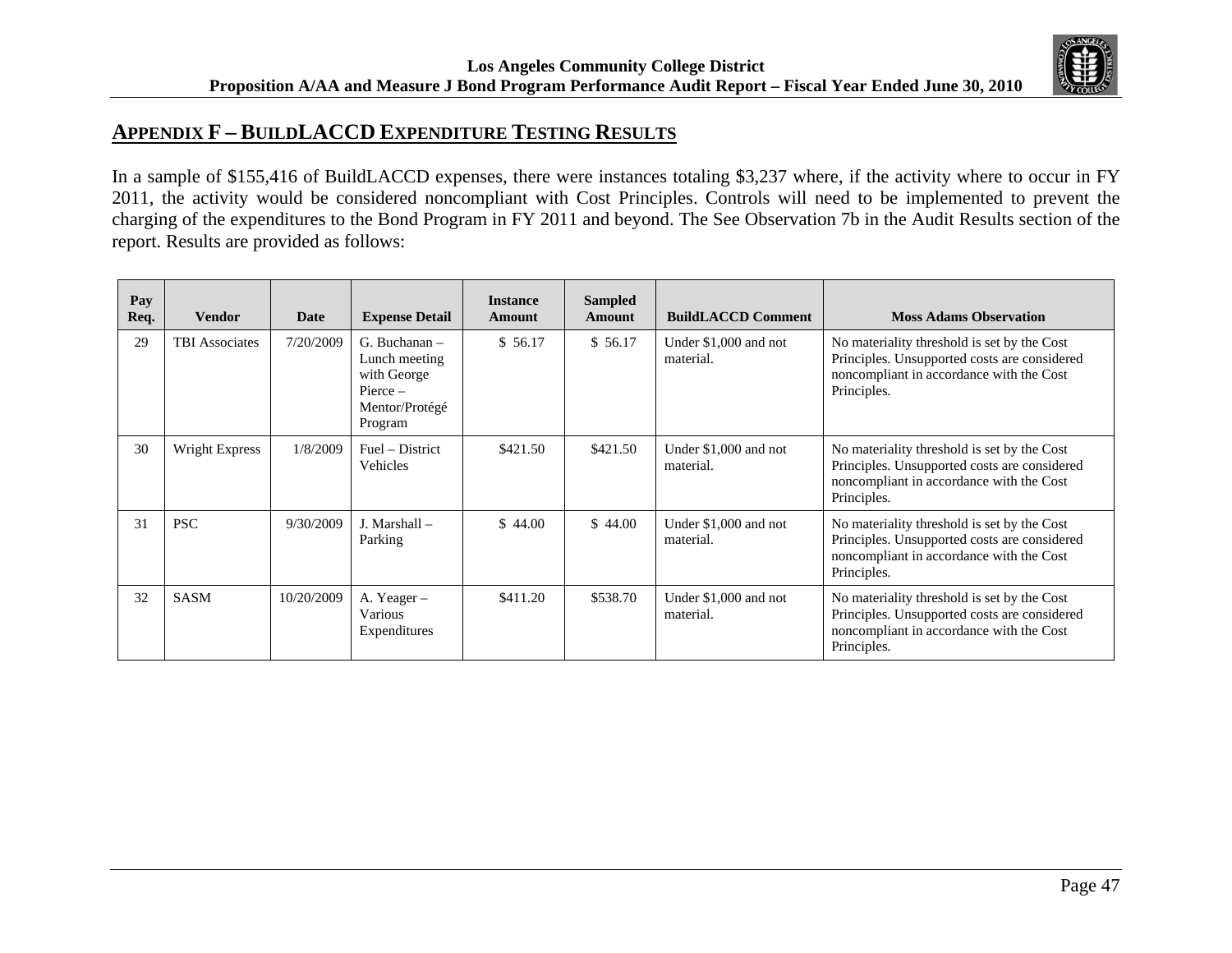## Appendix F – BuildLACCD Expenditure Testing Results

In a sample of $155,416 of BuildLACCD expenses, there were instances totaling $3,237 where, if the activity where to occur in FY 2011, the activity would be considered noncompliant with Cost Principles. Controls will need to be implemented to prevent the charging of the expenditures to the Bond Program in FY 2011 and beyond. The See Observation 7b in the Audit Results section of the report. Results are provided as follows:

| Pay Req. | Vendor | Date | Expense Detail | Instance Amount | Sampled Amount | BuildLACCD Comment | Moss Adams Observation |
|---|---|---|---|---|---|---|---|
| 29 | TBI Associates | 7/20/2009 | G. Buchanan – Lunch meeting with George Pierce – Mentor/Protégé Program | $ 56.17 | $ 56.17 | Under $1,000 and not material. | No materiality threshold is set by the Cost Principles. Unsupported costs are considered noncompliant in accordance with the Cost Principles. |
| 30 | Wright Express | 1/8/2009 | Fuel – District Vehicles | $421.50 | $421.50 | Under $1,000 and not material. | No materiality threshold is set by the Cost Principles. Unsupported costs are considered noncompliant in accordance with the Cost Principles. |
| 31 | PSC | 9/30/2009 | J. Marshall – Parking | $ 44.00 | $ 44.00 | Under $1,000 and not material. | No materiality threshold is set by the Cost Principles. Unsupported costs are considered noncompliant in accordance with the Cost Principles. |
| 32 | SASM | 10/20/2009 | A. Yeager – Various Expenditures | $411.20 | $538.70 | Under $1,000 and not material. | No materiality threshold is set by the Cost Principles. Unsupported costs are considered noncompliant in accordance with the Cost Principles. |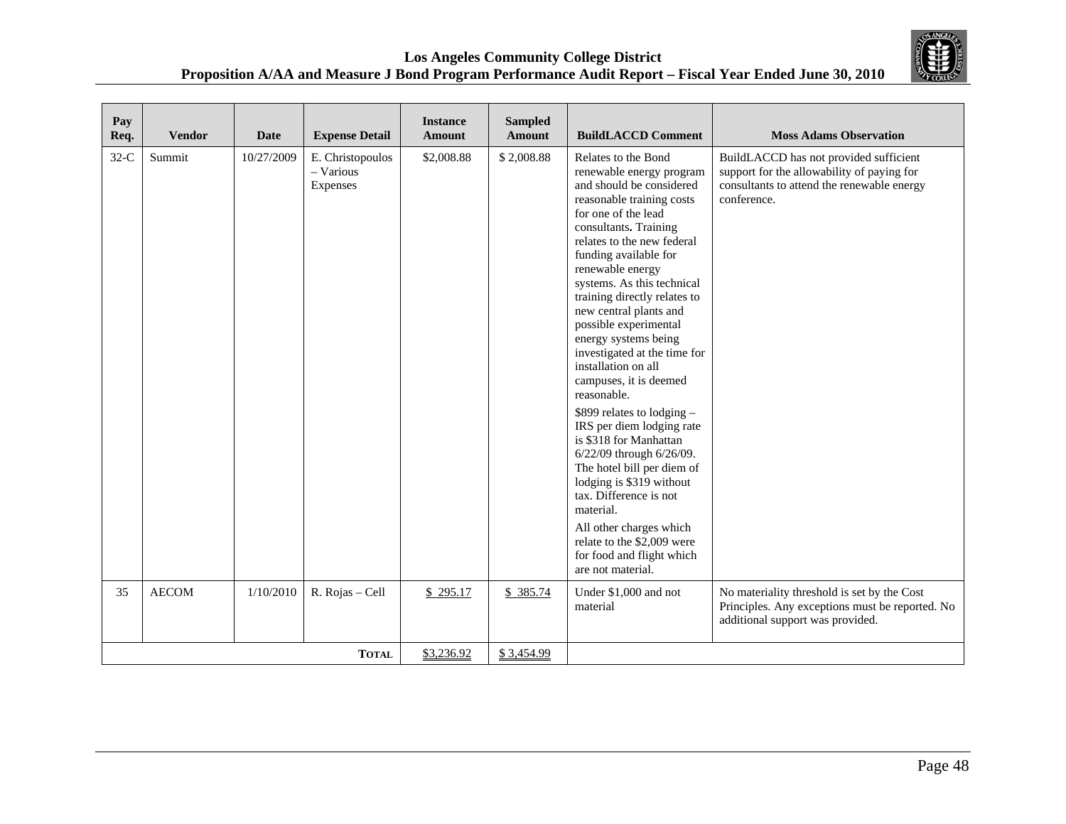| Pay Req. | Vendor | Date | Expense Detail | Instance Amount | Sampled Amount | BuildLACCD Comment | Moss Adams Observation |
|---|---|---|---|---|---|---|---|
| 32-C | Summit | 10/27/2009 | E. Christopoulos – Various Expenses | $2,008.88 | $ 2,008.88 | Relates to the Bond renewable energy program and should be considered reasonable training costs for one of the lead consultants**.** Training relates to the new federal funding available for renewable energy systems. As this technical training directly relates to new central plants and possible experimental energy systems being investigated at the time for installation on all campuses, it is deemed reasonable.<br><br>$899 relates to lodging – IRS per diem lodging rate is $318 for Manhattan 6/22/09 through 6/26/09. The hotel bill per diem of lodging is $319 without tax. Difference is not material.<br><br>All other charges which relate to the $2,009 were for food and flight which are not material. | BuildLACCD has not provided sufficient support for the allowability of paying for consultants to attend the renewable energy conference. |
| 35 | AECOM | 1/10/2010 | R. Rojas – Cell | $ 295.17 | $ 385.74 | Under $1,000 and not material | No materiality threshold is set by the Cost Principles. Any exceptions must be reported. No additional support was provided. |
| | | | **TOTAL** | $3,236.92 | $ 3,454.99 | | |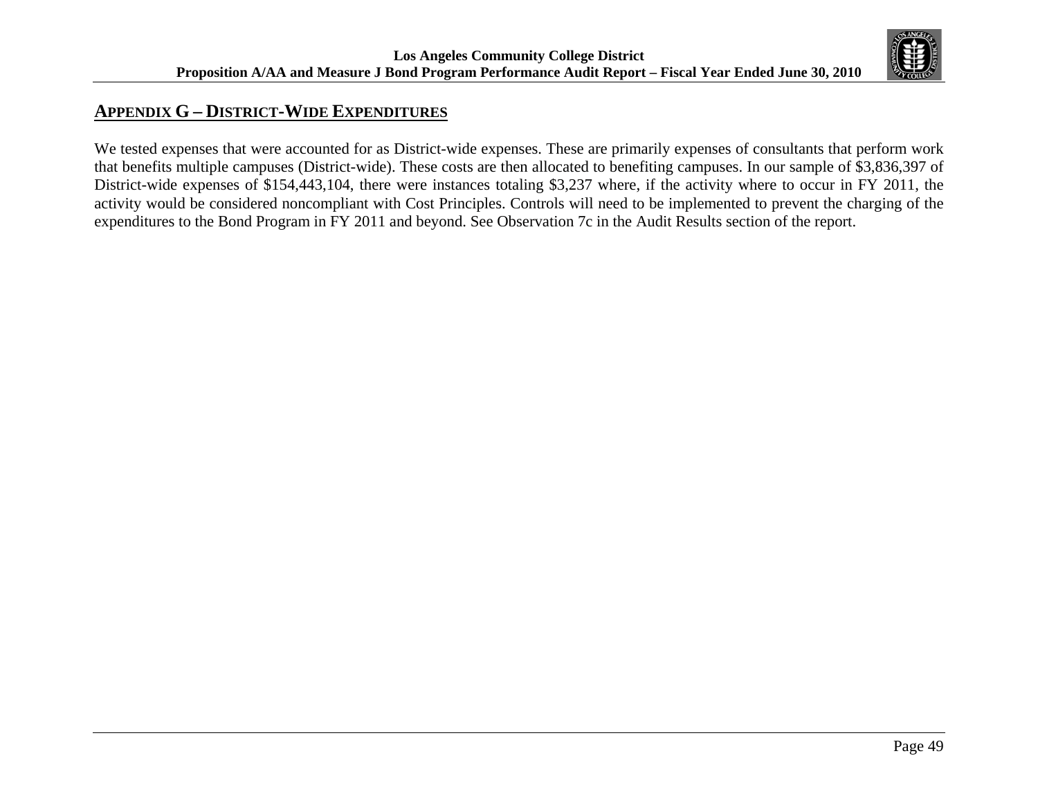## APPENDIX G – DISTRICT-WIDE EXPENDITURES

We tested expenses that were accounted for as District-wide expenses. These are primarily expenses of consultants that perform work that benefits multiple campuses (District-wide). These costs are then allocated to benefiting campuses. In our sample of $3,836,397 of District-wide expenses of $154,443,104, there were instances totaling $3,237 where, if the activity where to occur in FY 2011, the activity would be considered noncompliant with Cost Principles. Controls will need to be implemented to prevent the charging of the expenditures to the Bond Program in FY 2011 and beyond. See Observation 7c in the Audit Results section of the report.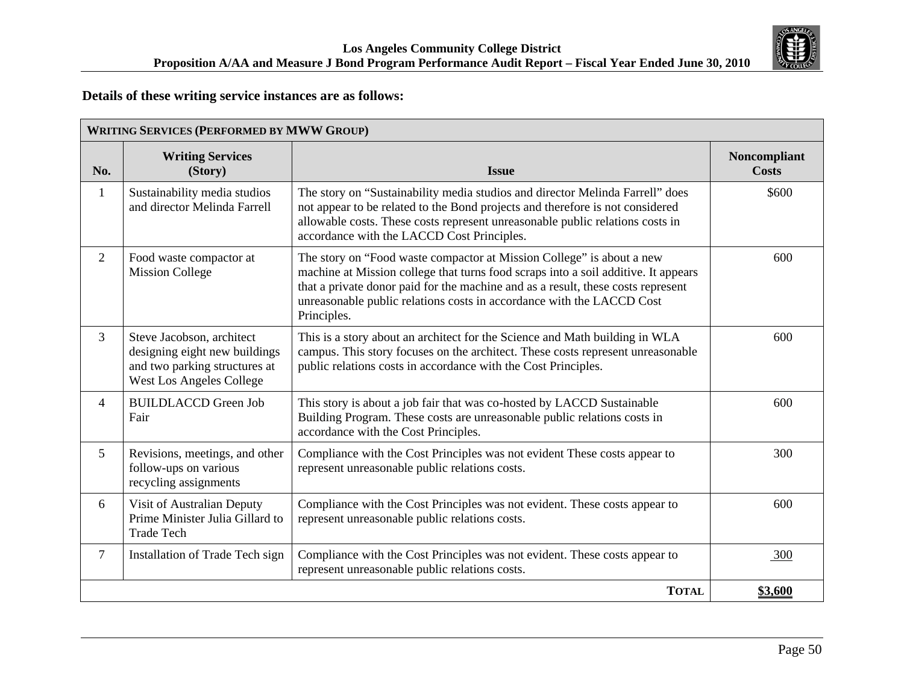**Details of these writing service instances are as follows:**

| WRITING SERVICES (PERFORMED BY MWW GROUP) | | | |
|---|---|---|---|
| **No.** | **Writing Services (Story)** | **Issue** | **Noncompliant Costs** |
| 1 | Sustainability media studios and director Melinda Farrell | The story on "Sustainability media studios and director Melinda Farrell" does not appear to be related to the Bond projects and therefore is not considered allowable costs. These costs represent unreasonable public relations costs in accordance with the LACCD Cost Principles. | $600 |
| 2 | Food waste compactor at Mission College | The story on "Food waste compactor at Mission College" is about a new machine at Mission college that turns food scraps into a soil additive. It appears that a private donor paid for the machine and as a result, these costs represent unreasonable public relations costs in accordance with the LACCD Cost Principles. | 600 |
| 3 | Steve Jacobson, architect designing eight new buildings and two parking structures at West Los Angeles College | This is a story about an architect for the Science and Math building in WLA campus. This story focuses on the architect. These costs represent unreasonable public relations costs in accordance with the Cost Principles. | 600 |
| 4 | BUILDLACCD Green Job Fair | This story is about a job fair that was co-hosted by LACCD Sustainable Building Program. These costs are unreasonable public relations costs in accordance with the Cost Principles. | 600 |
| 5 | Revisions, meetings, and other follow-ups on various recycling assignments | Compliance with the Cost Principles was not evident These costs appear to represent unreasonable public relations costs. | 300 |
| 6 | Visit of Australian Deputy Prime Minister Julia Gillard to Trade Tech | Compliance with the Cost Principles was not evident. These costs appear to represent unreasonable public relations costs. | 600 |
| 7 | Installation of Trade Tech sign | Compliance with the Cost Principles was not evident. These costs appear to represent unreasonable public relations costs. | 300 |
| | | **TOTAL** | **$3,600** |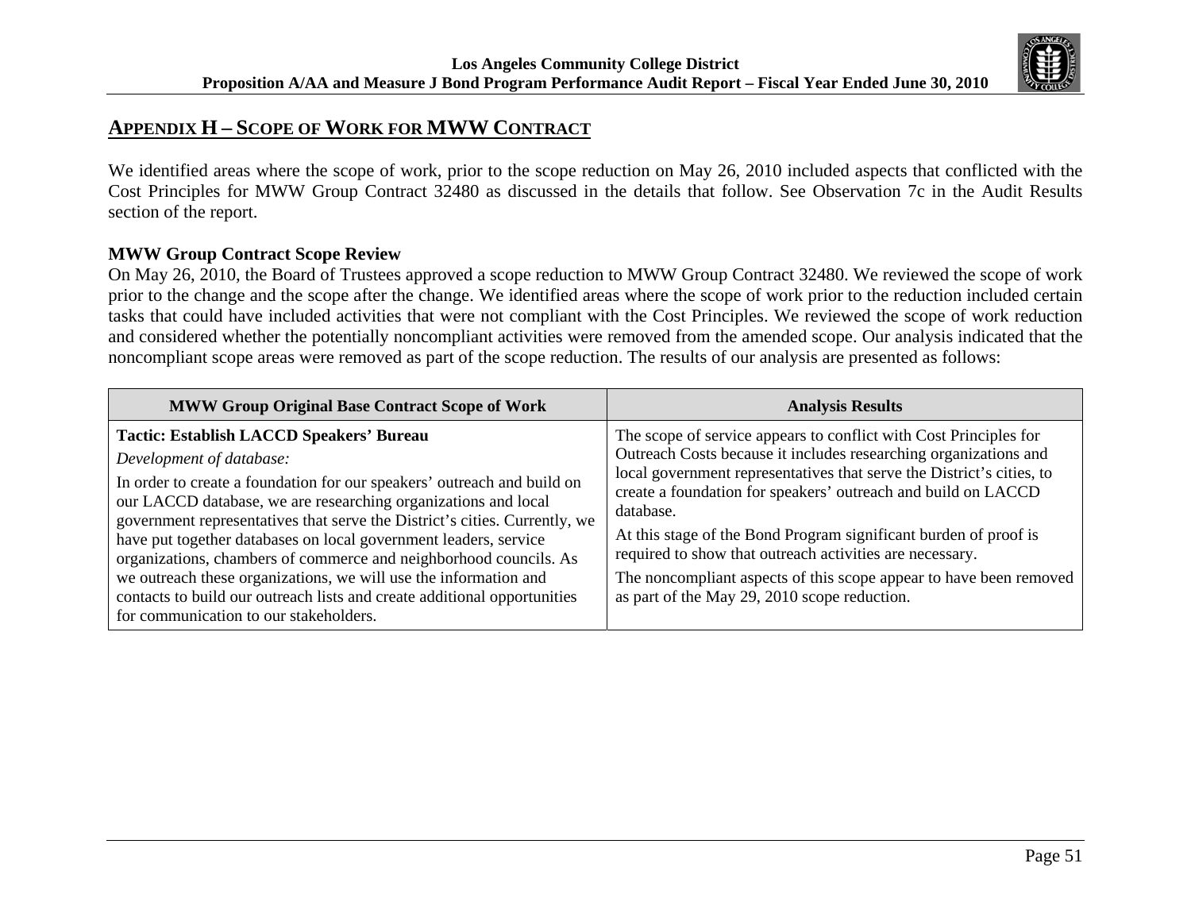## Appendix H – Scope of Work for MWW Contract

We identified areas where the scope of work, prior to the scope reduction on May 26, 2010 included aspects that conflicted with the Cost Principles for MWW Group Contract 32480 as discussed in the details that follow. See Observation 7c in the Audit Results section of the report.

**MWW Group Contract Scope Review**

On May 26, 2010, the Board of Trustees approved a scope reduction to MWW Group Contract 32480. We reviewed the scope of work prior to the change and the scope after the change. We identified areas where the scope of work prior to the reduction included certain tasks that could have included activities that were not compliant with the Cost Principles. We reviewed the scope of work reduction and considered whether the potentially noncompliant activities were removed from the amended scope. Our analysis indicated that the noncompliant scope areas were removed as part of the scope reduction. The results of our analysis are presented as follows:

| MWW Group Original Base Contract Scope of Work | Analysis Results |
|---|---|
| **Tactic: Establish LACCD Speakers' Bureau**<br>*Development of database:*<br>In order to create a foundation for our speakers' outreach and build on our LACCD database, we are researching organizations and local government representatives that serve the District's cities. Currently, we have put together databases on local government leaders, service organizations, chambers of commerce and neighborhood councils. As we outreach these organizations, we will use the information and contacts to build our outreach lists and create additional opportunities for communication to our stakeholders. | The scope of service appears to conflict with Cost Principles for Outreach Costs because it includes researching organizations and local government representatives that serve the District's cities, to create a foundation for speakers' outreach and build on LACCD database.<br>At this stage of the Bond Program significant burden of proof is required to show that outreach activities are necessary.<br>The noncompliant aspects of this scope appear to have been removed as part of the May 29, 2010 scope reduction. |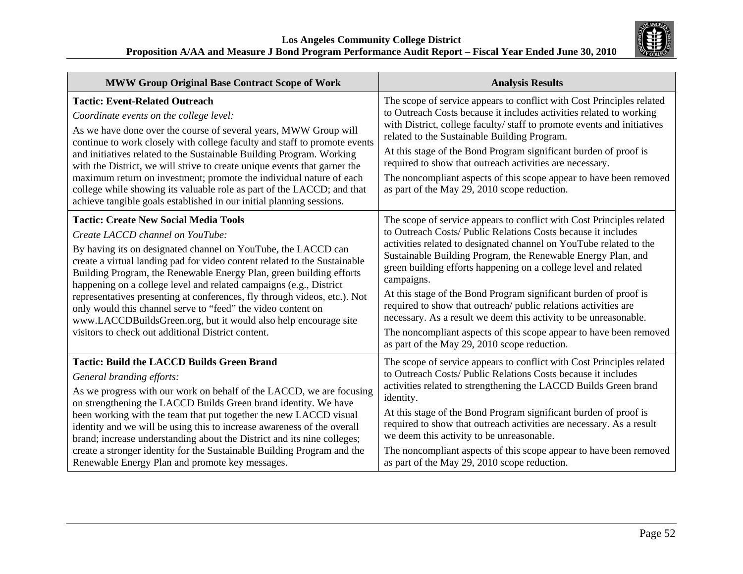| MWW Group Original Base Contract Scope of Work | Analysis Results |
|---|---|
| **Tactic: Event-Related Outreach**<br>*Coordinate events on the college level:*<br>As we have done over the course of several years, MWW Group will continue to work closely with college faculty and staff to promote events and initiatives related to the Sustainable Building Program. Working with the District, we will strive to create unique events that garner the maximum return on investment; promote the individual nature of each college while showing its valuable role as part of the LACCD; and that achieve tangible goals established in our initial planning sessions. | The scope of service appears to conflict with Cost Principles related to Outreach Costs because it includes activities related to working with District, college faculty/ staff to promote events and initiatives related to the Sustainable Building Program.<br>At this stage of the Bond Program significant burden of proof is required to show that outreach activities are necessary.<br>The noncompliant aspects of this scope appear to have been removed as part of the May 29, 2010 scope reduction. |
| **Tactic: Create New Social Media Tools**<br>*Create LACCD channel on YouTube:*<br>By having its on designated channel on YouTube, the LACCD can create a virtual landing pad for video content related to the Sustainable Building Program, the Renewable Energy Plan, green building efforts happening on a college level and related campaigns (e.g., District representatives presenting at conferences, fly through videos, etc.). Not only would this channel serve to "feed" the video content on www.LACCDBuildsGreen.org, but it would also help encourage site visitors to check out additional District content. | The scope of service appears to conflict with Cost Principles related to Outreach Costs/ Public Relations Costs because it includes activities related to designated channel on YouTube related to the Sustainable Building Program, the Renewable Energy Plan, and green building efforts happening on a college level and related campaigns.<br>At this stage of the Bond Program significant burden of proof is required to show that outreach/ public relations activities are necessary. As a result we deem this activity to be unreasonable.<br>The noncompliant aspects of this scope appear to have been removed as part of the May 29, 2010 scope reduction. |
| **Tactic: Build the LACCD Builds Green Brand**<br>*General branding efforts:*<br>As we progress with our work on behalf of the LACCD, we are focusing on strengthening the LACCD Builds Green brand identity. We have been working with the team that put together the new LACCD visual identity and we will be using this to increase awareness of the overall brand; increase understanding about the District and its nine colleges; create a stronger identity for the Sustainable Building Program and the Renewable Energy Plan and promote key messages. | The scope of service appears to conflict with Cost Principles related to Outreach Costs/ Public Relations Costs because it includes activities related to strengthening the LACCD Builds Green brand identity.<br>At this stage of the Bond Program significant burden of proof is required to show that outreach activities are necessary. As a result we deem this activity to be unreasonable.<br>The noncompliant aspects of this scope appear to have been removed as part of the May 29, 2010 scope reduction. |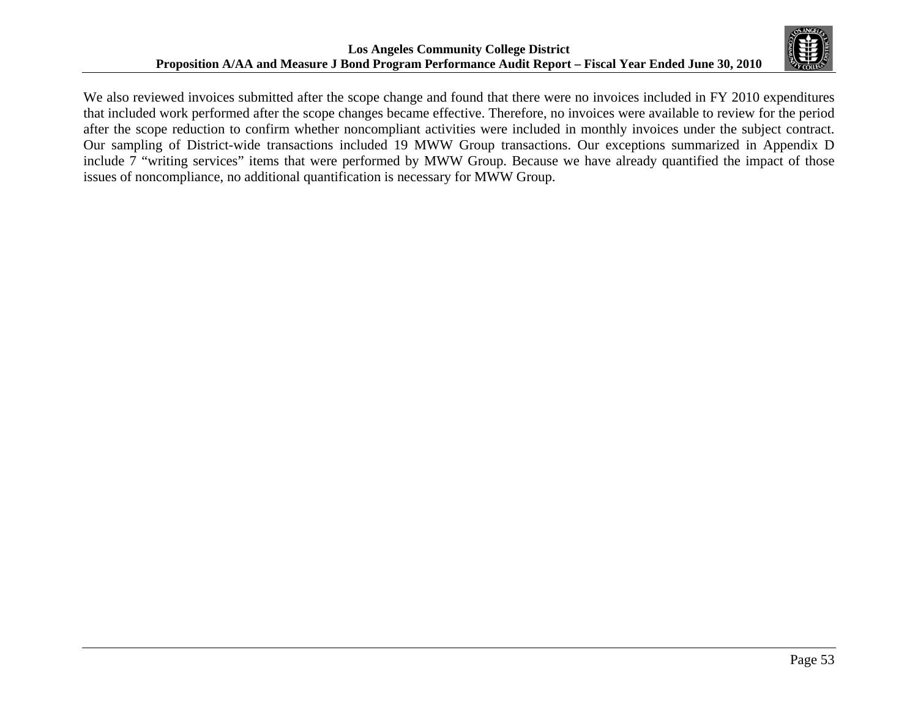We also reviewed invoices submitted after the scope change and found that there were no invoices included in FY 2010 expenditures that included work performed after the scope changes became effective. Therefore, no invoices were available to review for the period after the scope reduction to confirm whether noncompliant activities were included in monthly invoices under the subject contract. Our sampling of District-wide transactions included 19 MWW Group transactions. Our exceptions summarized in Appendix D include 7 "writing services" items that were performed by MWW Group. Because we have already quantified the impact of those issues of noncompliance, no additional quantification is necessary for MWW Group.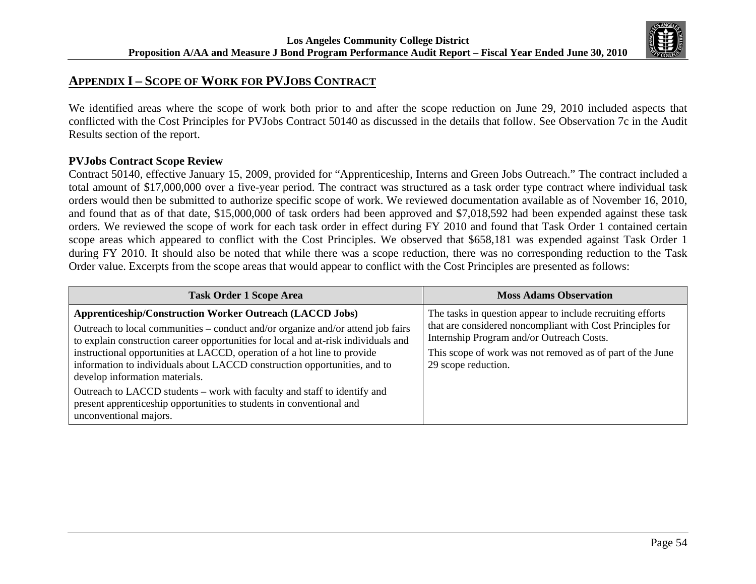## APPENDIX I – SCOPE OF WORK FOR PVJOBS CONTRACT

We identified areas where the scope of work both prior to and after the scope reduction on June 29, 2010 included aspects that conflicted with the Cost Principles for PVJobs Contract 50140 as discussed in the details that follow. See Observation 7c in the Audit Results section of the report.

**PVJobs Contract Scope Review**

Contract 50140, effective January 15, 2009, provided for "Apprenticeship, Interns and Green Jobs Outreach." The contract included a total amount of $17,000,000 over a five-year period. The contract was structured as a task order type contract where individual task orders would then be submitted to authorize specific scope of work. We reviewed documentation available as of November 16, 2010, and found that as of that date, $15,000,000 of task orders had been approved and $7,018,592 had been expended against these task orders. We reviewed the scope of work for each task order in effect during FY 2010 and found that Task Order 1 contained certain scope areas which appeared to conflict with the Cost Principles. We observed that $658,181 was expended against Task Order 1 during FY 2010. It should also be noted that while there was a scope reduction, there was no corresponding reduction to the Task Order value. Excerpts from the scope areas that would appear to conflict with the Cost Principles are presented as follows:

| Task Order 1 Scope Area | Moss Adams Observation |
| --- | --- |
| **Apprenticeship/Construction Worker Outreach (LACCD Jobs)**<br><br>Outreach to local communities – conduct and/or organize and/or attend job fairs to explain construction career opportunities for local and at-risk individuals and instructional opportunities at LACCD, operation of a hot line to provide information to individuals about LACCD construction opportunities, and to develop information materials.<br><br>Outreach to LACCD students – work with faculty and staff to identify and present apprenticeship opportunities to students in conventional and unconventional majors. | The tasks in question appear to include recruiting efforts that are considered noncompliant with Cost Principles for Internship Program and/or Outreach Costs.<br><br>This scope of work was not removed as of part of the June 29 scope reduction. |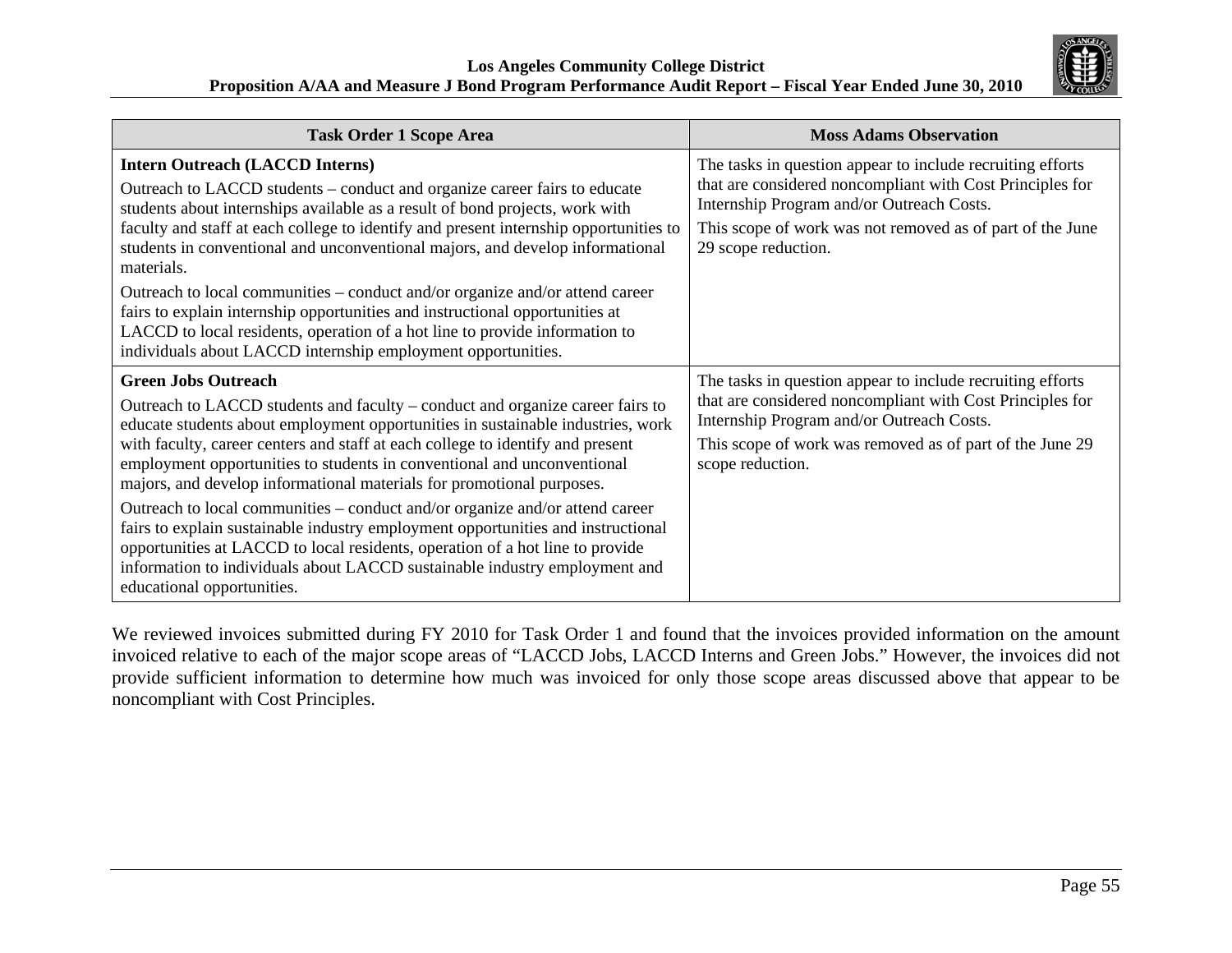| Task Order 1 Scope Area | Moss Adams Observation |
|---|---|
| **Intern Outreach (LACCD Interns)**<br>Outreach to LACCD students – conduct and organize career fairs to educate students about internships available as a result of bond projects, work with faculty and staff at each college to identify and present internship opportunities to students in conventional and unconventional majors, and develop informational materials.<br>Outreach to local communities – conduct and/or organize and/or attend career fairs to explain internship opportunities and instructional opportunities at LACCD to local residents, operation of a hot line to provide information to individuals about LACCD internship employment opportunities. | The tasks in question appear to include recruiting efforts that are considered noncompliant with Cost Principles for Internship Program and/or Outreach Costs.<br>This scope of work was not removed as of part of the June 29 scope reduction. |
| **Green Jobs Outreach**<br>Outreach to LACCD students and faculty – conduct and organize career fairs to educate students about employment opportunities in sustainable industries, work with faculty, career centers and staff at each college to identify and present employment opportunities to students in conventional and unconventional majors, and develop informational materials for promotional purposes.<br>Outreach to local communities – conduct and/or organize and/or attend career fairs to explain sustainable industry employment opportunities and instructional opportunities at LACCD to local residents, operation of a hot line to provide information to individuals about LACCD sustainable industry employment and educational opportunities. | The tasks in question appear to include recruiting efforts that are considered noncompliant with Cost Principles for Internship Program and/or Outreach Costs.<br>This scope of work was removed as of part of the June 29 scope reduction. |

We reviewed invoices submitted during FY 2010 for Task Order 1 and found that the invoices provided information on the amount invoiced relative to each of the major scope areas of "LACCD Jobs, LACCD Interns and Green Jobs." However, the invoices did not provide sufficient information to determine how much was invoiced for only those scope areas discussed above that appear to be noncompliant with Cost Principles.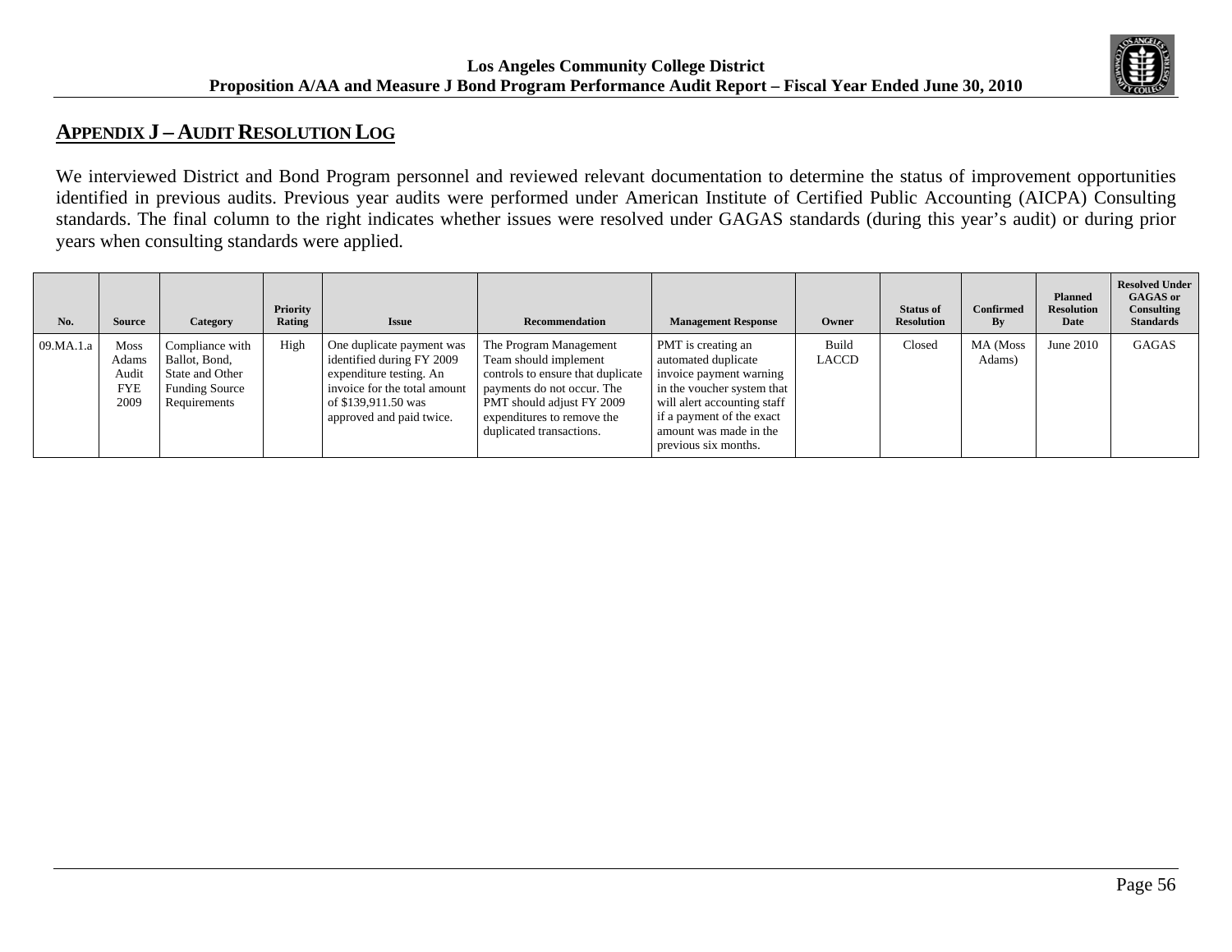## APPENDIX J – AUDIT RESOLUTION LOG

We interviewed District and Bond Program personnel and reviewed relevant documentation to determine the status of improvement opportunities identified in previous audits. Previous year audits were performed under American Institute of Certified Public Accounting (AICPA) Consulting standards. The final column to the right indicates whether issues were resolved under GAGAS standards (during this year's audit) or during prior years when consulting standards were applied.

| No. | Source | Category | Priority Rating | Issue | Recommendation | Management Response | Owner | Status of Resolution | Confirmed By | Planned Resolution Date | Resolved Under GAGAS or Consulting Standards |
|---|---|---|---|---|---|---|---|---|---|---|---|
| 09.MA.1.a | Moss Adams Audit FYE 2009 | Compliance with Ballot, Bond, State and Other Funding Source Requirements | High | One duplicate payment was identified during FY 2009 expenditure testing. An invoice for the total amount of $139,911.50 was approved and paid twice. | The Program Management Team should implement controls to ensure that duplicate payments do not occur. The PMT should adjust FY 2009 expenditures to remove the duplicated transactions. | PMT is creating an automated duplicate invoice payment warning in the voucher system that will alert accounting staff if a payment of the exact amount was made in the previous six months. | Build LACCD | Closed | MA (Moss Adams) | June 2010 | GAGAS |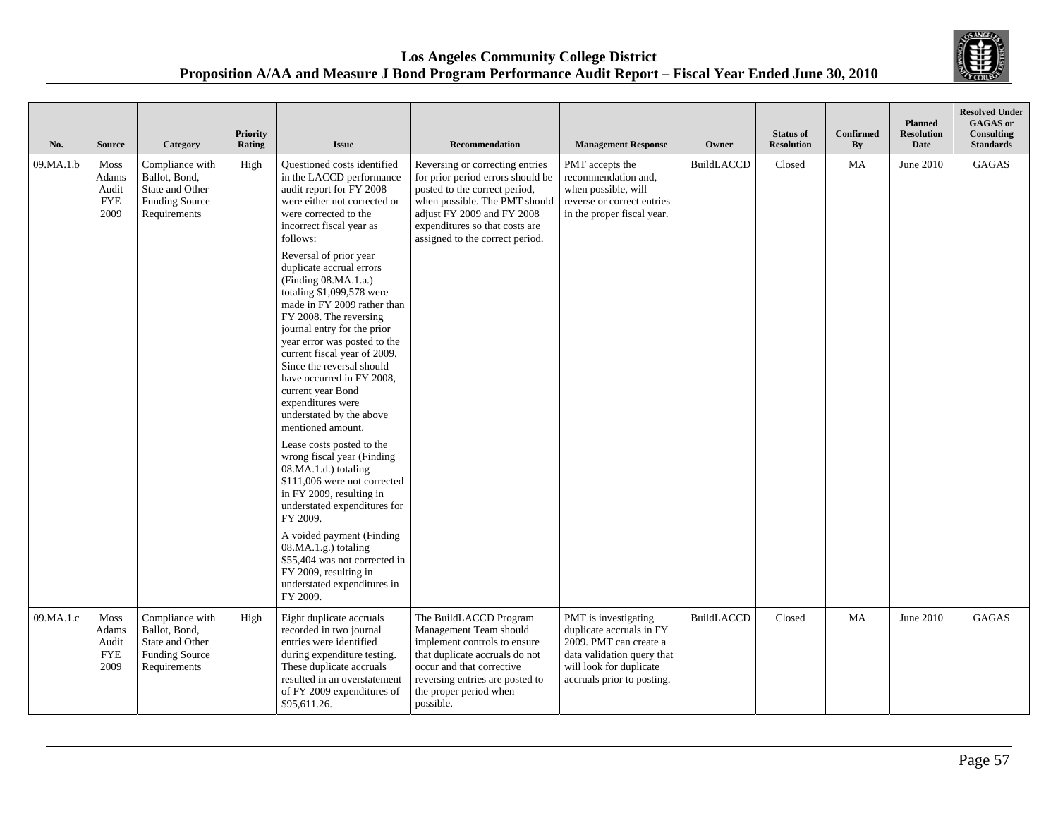| No. | Source | Category | Priority Rating | Issue | Recommendation | Management Response | Owner | Status of Resolution | Confirmed By | Planned Resolution Date | Resolved Under GAGAS or Consulting Standards |
|---|---|---|---|---|---|---|---|---|---|---|---|
| 09.MA.1.b | Moss Adams Audit FYE 2009 | Compliance with Ballot, Bond, State and Other Funding Source Requirements | High | Questioned costs identified in the LACCD performance audit report for FY 2008 were either not corrected or were corrected to the incorrect fiscal year as follows:<br><br>Reversal of prior year duplicate accrual errors (Finding 08.MA.1.a.) totaling $1,099,578 were made in FY 2009 rather than FY 2008. The reversing journal entry for the prior year error was posted to the current fiscal year of 2009. Since the reversal should have occurred in FY 2008, current year Bond expenditures were understated by the above mentioned amount.<br><br>Lease costs posted to the wrong fiscal year (Finding 08.MA.1.d.) totaling $111,006 were not corrected in FY 2009, resulting in understated expenditures for FY 2009.<br><br>A voided payment (Finding 08.MA.1.g.) totaling $55,404 was not corrected in FY 2009, resulting in understated expenditures in FY 2009. | Reversing or correcting entries for prior period errors should be posted to the correct period, when possible. The PMT should adjust FY 2009 and FY 2008 expenditures so that costs are assigned to the correct period. | PMT accepts the recommendation and, when possible, will reverse or correct entries in the proper fiscal year. | BuildLACCD | Closed | MA | June 2010 | GAGAS |
| 09.MA.1.c | Moss Adams Audit FYE 2009 | Compliance with Ballot, Bond, State and Other Funding Source Requirements | High | Eight duplicate accruals recorded in two journal entries were identified during expenditure testing. These duplicate accruals resulted in an overstatement of FY 2009 expenditures of $95,611.26. | The BuildLACCD Program Management Team should implement controls to ensure that duplicate accruals do not occur and that corrective reversing entries are posted to the proper period when possible. | PMT is investigating duplicate accruals in FY 2009. PMT can create a data validation query that will look for duplicate accruals prior to posting. | BuildLACCD | Closed | MA | June 2010 | GAGAS |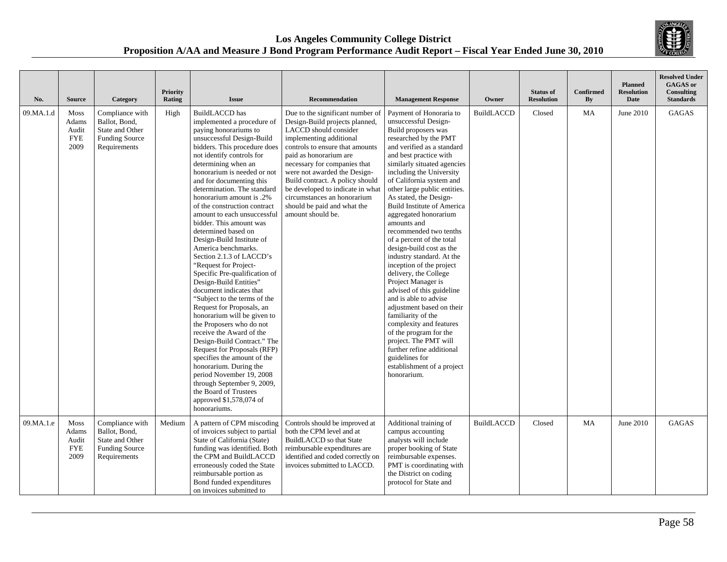| No. | Source | Category | Priority Rating | Issue | Recommendation | Management Response | Owner | Status of Resolution | Confirmed By | Planned Resolution Date | Resolved Under GAGAS or Consulting Standards |
|---|---|---|---|---|---|---|---|---|---|---|---|
| 09.MA.1.d | Moss Adams Audit FYE 2009 | Compliance with Ballot, Bond, State and Other Funding Source Requirements | High | BuildLACCD has implemented a procedure of paying honorariums to unsuccessful Design-Build bidders. This procedure does not identify controls for determining when an honorarium is needed or not and for documenting this determination. The standard honorarium amount is .2% of the construction contract amount to each unsuccessful bidder. This amount was determined based on Design-Build Institute of America benchmarks. Section 2.1.3 of LACCD's "Request for Project-Specific Pre-qualification of Design-Build Entities" document indicates that "Subject to the terms of the Request for Proposals, an honorarium will be given to the Proposers who do not receive the Award of the Design-Build Contract." The Request for Proposals (RFP) specifies the amount of the honorarium. During the period November 19, 2008 through September 9, 2009, the Board of Trustees approved $1,578,074 of honorariums. | Due to the significant number of Design-Build projects planned, LACCD should consider implementing additional controls to ensure that amounts paid as honorarium are necessary for companies that were not awarded the Design-Build contract. A policy should be developed to indicate in what circumstances an honorarium should be paid and what the amount should be. | Payment of Honoraria to unsuccessful Design-Build proposers was researched by the PMT and verified as a standard and best practice with similarly situated agencies including the University of California system and other large public entities. As stated, the Design-Build Institute of America aggregated honorarium amounts and recommended two tenths of a percent of the total design-build cost as the industry standard. At the inception of the project delivery, the College Project Manager is advised of this guideline and is able to advise adjustment based on their familiarity of the complexity and features of the program for the project. The PMT will further refine additional guidelines for establishment of a project honorarium. | BuildLACCD | Closed | MA | June 2010 | GAGAS |
| 09.MA.1.e | Moss Adams Audit FYE 2009 | Compliance with Ballot, Bond, State and Other Funding Source Requirements | Medium | A pattern of CPM miscoding of invoices subject to partial State of California (State) funding was identified. Both the CPM and BuildLACCD erroneously coded the State reimbursable portion as Bond funded expenditures on invoices submitted to | Controls should be improved at both the CPM level and at BuildLACCD so that State reimbursable expenditures are identified and coded correctly on invoices submitted to LACCD. | Additional training of campus accounting analysts will include proper booking of State reimbursable expenses. PMT is coordinating with the District on coding protocol for State and | BuildLACCD | Closed | MA | June 2010 | GAGAS |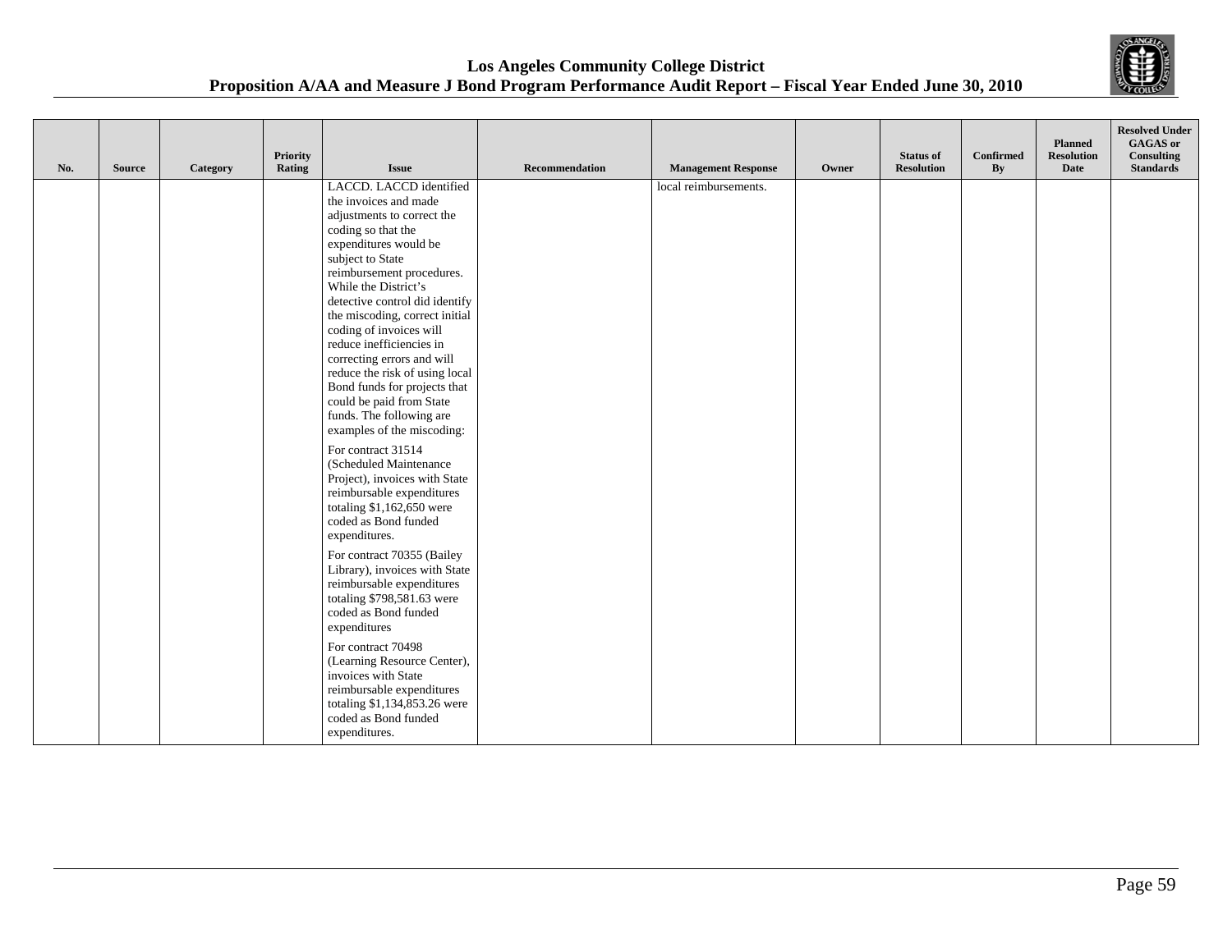| No. | Source | Category | Priority Rating | Issue | Recommendation | Management Response | Owner | Status of Resolution | Confirmed By | Planned Resolution Date | Resolved Under GAGAS or Consulting Standards |
|---|---|---|---|---|---|---|---|---|---|---|---|
| | | | | LACCD. LACCD identified the invoices and made adjustments to correct the coding so that the expenditures would be subject to State reimbursement procedures. While the District's detective control did identify the miscoding, correct initial coding of invoices will reduce inefficiencies in correcting errors and will reduce the risk of using local Bond funds for projects that could be paid from State funds. The following are examples of the miscoding:<br><br>For contract 31514 (Scheduled Maintenance Project), invoices with State reimbursable expenditures totaling $1,162,650 were coded as Bond funded expenditures.<br><br>For contract 70355 (Bailey Library), invoices with State reimbursable expenditures totaling $798,581.63 were coded as Bond funded expenditures<br><br>For contract 70498 (Learning Resource Center), invoices with State reimbursable expenditures totaling $1,134,853.26 were coded as Bond funded expenditures. | | local reimbursements. | | | | | |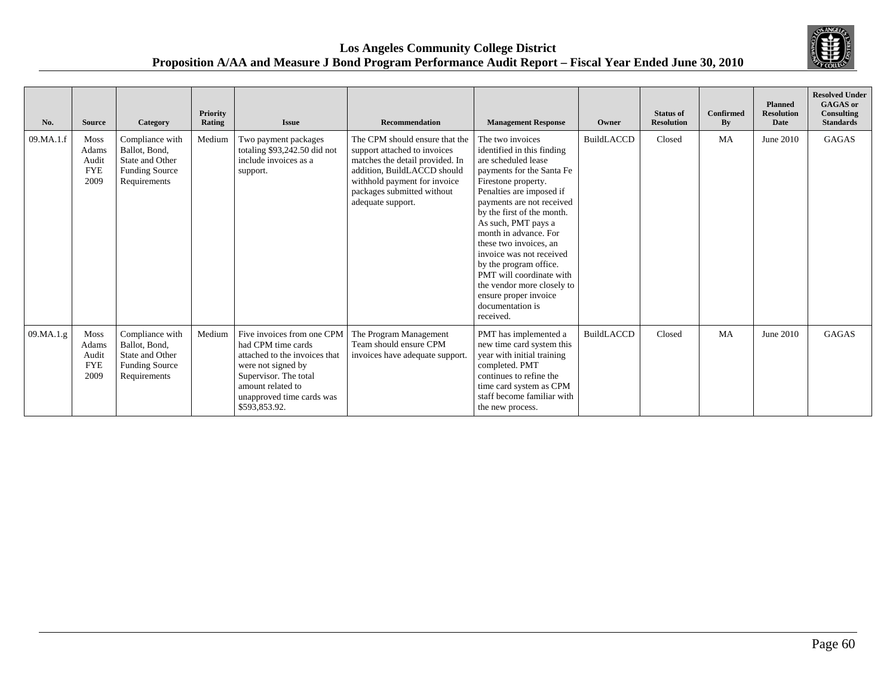| No. | Source | Category | Priority Rating | Issue | Recommendation | Management Response | Owner | Status of Resolution | Confirmed By | Planned Resolution Date | Resolved Under GAGAS or Consulting Standards |
|---|---|---|---|---|---|---|---|---|---|---|---|
| 09.MA.1.f | Moss Adams Audit FYE 2009 | Compliance with Ballot, Bond, State and Other Funding Source Requirements | Medium | Two payment packages totaling $93,242.50 did not include invoices as a support. | The CPM should ensure that the support attached to invoices matches the detail provided. In addition, BuildLACCD should withhold payment for invoice packages submitted without adequate support. | The two invoices identified in this finding are scheduled lease payments for the Santa Fe Firestone property. Penalties are imposed if payments are not received by the first of the month. As such, PMT pays a month in advance. For these two invoices, an invoice was not received by the program office. PMT will coordinate with the vendor more closely to ensure proper invoice documentation is received. | BuildLACCD | Closed | MA | June 2010 | GAGAS |
| 09.MA.1.g | Moss Adams Audit FYE 2009 | Compliance with Ballot, Bond, State and Other Funding Source Requirements | Medium | Five invoices from one CPM had CPM time cards attached to the invoices that were not signed by Supervisor. The total amount related to unapproved time cards was $593,853.92. | The Program Management Team should ensure CPM invoices have adequate support. | PMT has implemented a new time card system this year with initial training completed. PMT continues to refine the time card system as CPM staff become familiar with the new process. | BuildLACCD | Closed | MA | June 2010 | GAGAS |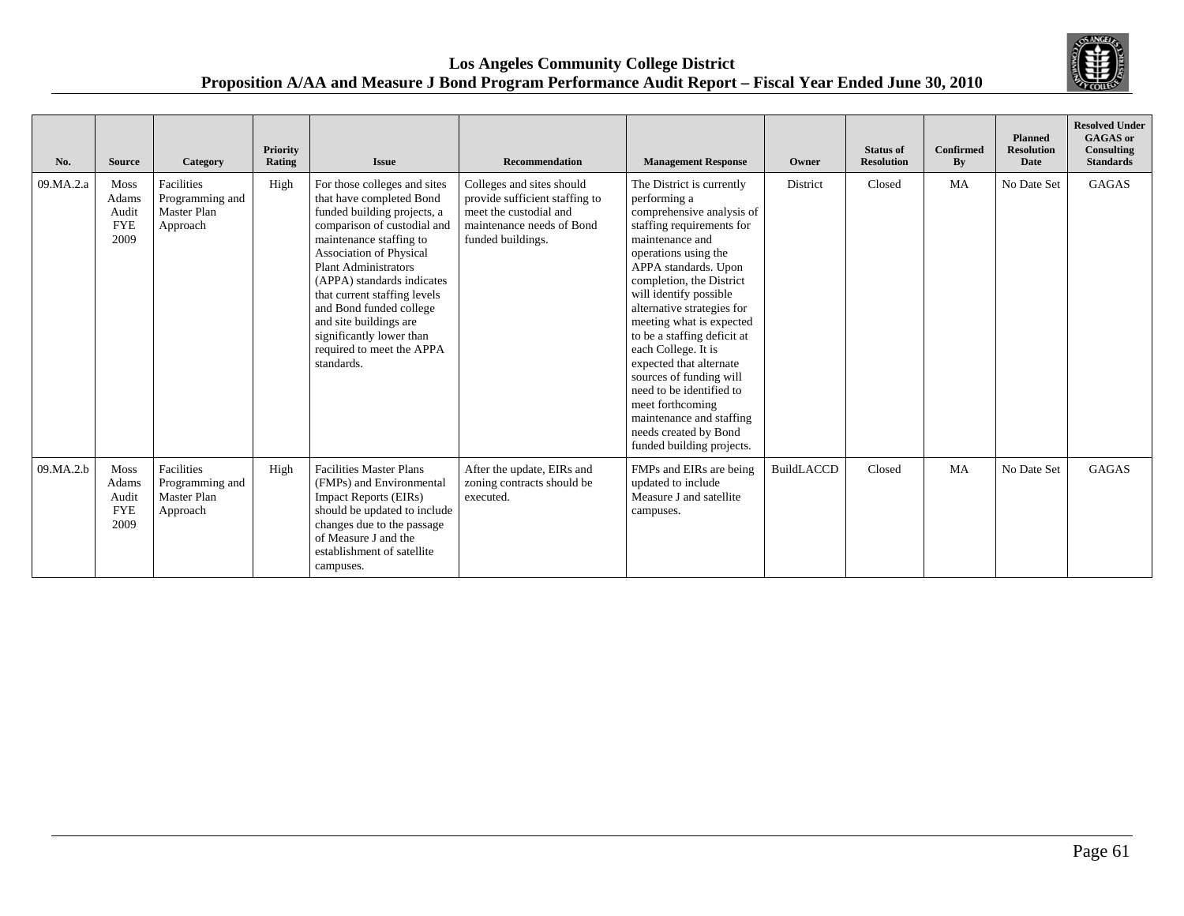| No. | Source | Category | Priority Rating | Issue | Recommendation | Management Response | Owner | Status of Resolution | Confirmed By | Planned Resolution Date | Resolved Under GAGAS or Consulting Standards |
|---|---|---|---|---|---|---|---|---|---|---|---|
| 09.MA.2.a | Moss Adams Audit FYE 2009 | Facilities Programming and Master Plan Approach | High | For those colleges and sites that have completed Bond funded building projects, a comparison of custodial and maintenance staffing to Association of Physical Plant Administrators (APPA) standards indicates that current staffing levels and Bond funded college and site buildings are significantly lower than required to meet the APPA standards. | Colleges and sites should provide sufficient staffing to meet the custodial and maintenance needs of Bond funded buildings. | The District is currently performing a comprehensive analysis of staffing requirements for maintenance and operations using the APPA standards. Upon completion, the District will identify possible alternative strategies for meeting what is expected to be a staffing deficit at each College. It is expected that alternate sources of funding will need to be identified to meet forthcoming maintenance and staffing needs created by Bond funded building projects. | District | Closed | MA | No Date Set | GAGAS |
| 09.MA.2.b | Moss Adams Audit FYE 2009 | Facilities Programming and Master Plan Approach | High | Facilities Master Plans (FMPs) and Environmental Impact Reports (EIRs) should be updated to include changes due to the passage of Measure J and the establishment of satellite campuses. | After the update, EIRs and zoning contracts should be executed. | FMPs and EIRs are being updated to include Measure J and satellite campuses. | BuildLACCD | Closed | MA | No Date Set | GAGAS |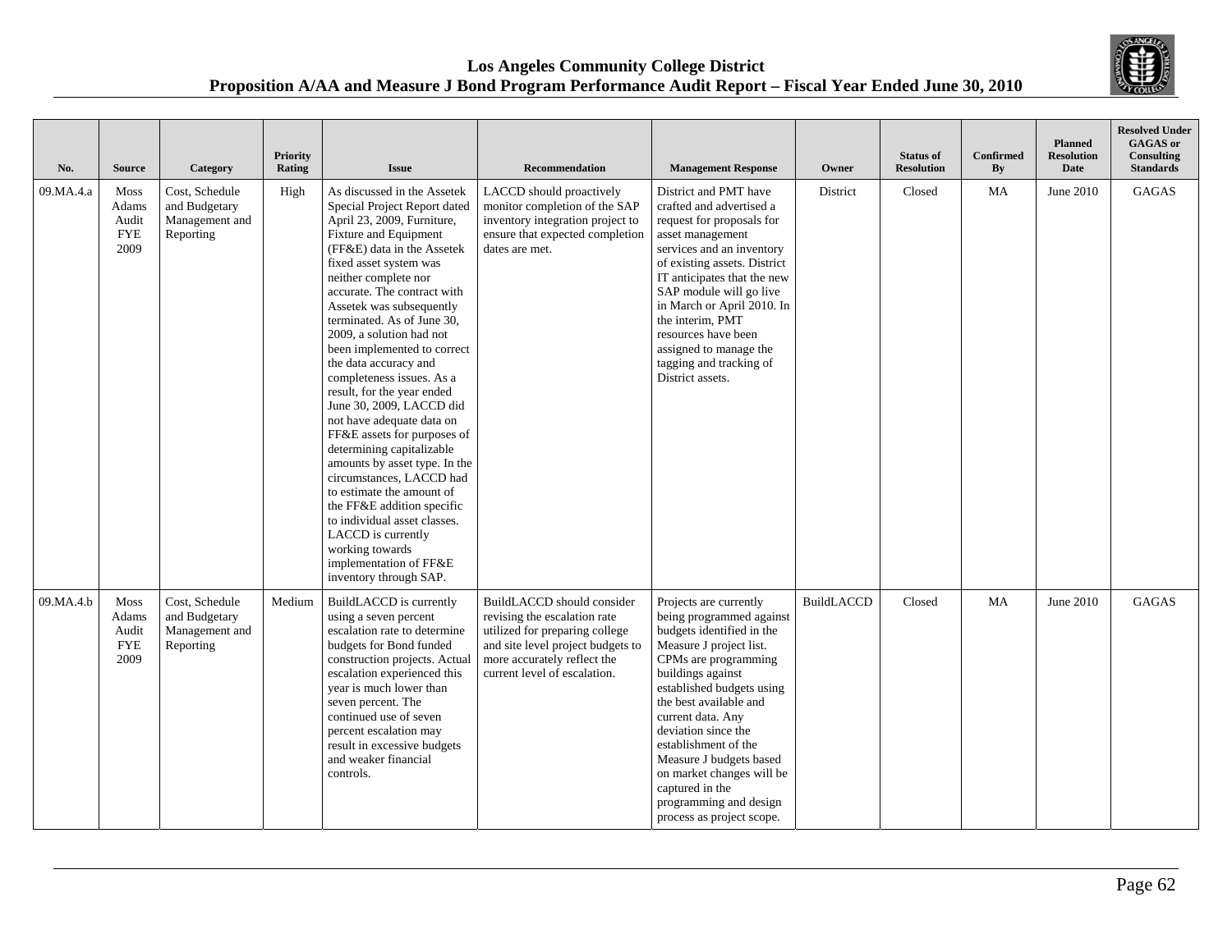| No. | Source | Category | Priority Rating | Issue | Recommendation | Management Response | Owner | Status of Resolution | Confirmed By | Planned Resolution Date | Resolved Under GAGAS or Consulting Standards |
|---|---|---|---|---|---|---|---|---|---|---|---|
| 09.MA.4.a | Moss Adams Audit FYE 2009 | Cost, Schedule and Budgetary Management and Reporting | High | As discussed in the Assetek Special Project Report dated April 23, 2009, Furniture, Fixture and Equipment (FF&E) data in the Assetek fixed asset system was neither complete nor accurate. The contract with Assetek was subsequently terminated. As of June 30, 2009, a solution had not been implemented to correct the data accuracy and completeness issues. As a result, for the year ended June 30, 2009, LACCD did not have adequate data on FF&E assets for purposes of determining capitalizable amounts by asset type. In the circumstances, LACCD had to estimate the amount of the FF&E addition specific to individual asset classes. LACCD is currently working towards implementation of FF&E inventory through SAP. | LACCD should proactively monitor completion of the SAP inventory integration project to ensure that expected completion dates are met. | District and PMT have crafted and advertised a request for proposals for asset management services and an inventory of existing assets. District IT anticipates that the new SAP module will go live in March or April 2010. In the interim, PMT resources have been assigned to manage the tagging and tracking of District assets. | District | Closed | MA | June 2010 | GAGAS |
| 09.MA.4.b | Moss Adams Audit FYE 2009 | Cost, Schedule and Budgetary Management and Reporting | Medium | BuildLACCD is currently using a seven percent escalation rate to determine budgets for Bond funded construction projects. Actual escalation experienced this year is much lower than seven percent. The continued use of seven percent escalation may result in excessive budgets and weaker financial controls. | BuildLACCD should consider revising the escalation rate utilized for preparing college and site level project budgets to more accurately reflect the current level of escalation. | Projects are currently being programmed against budgets identified in the Measure J project list. CPMs are programming buildings against established budgets using the best available and current data. Any deviation since the establishment of the Measure J budgets based on market changes will be captured in the programming and design process as project scope. | BuildLACCD | Closed | MA | June 2010 | GAGAS |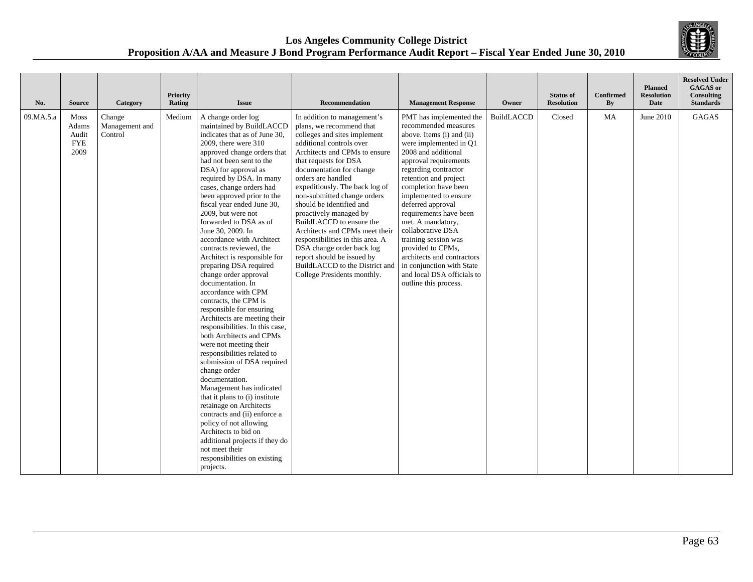| No. | Source | Category | Priority Rating | Issue | Recommendation | Management Response | Owner | Status of Resolution | Confirmed By | Planned Resolution Date | Resolved Under GAGAS or Consulting Standards |
|---|---|---|---|---|---|---|---|---|---|---|---|
| 09.MA.5.a | Moss Adams Audit FYE 2009 | Change Management and Control | Medium | A change order log maintained by BuildLACCD indicates that as of June 30, 2009, there were 310 approved change orders that had not been sent to the DSA) for approval as required by DSA. In many cases, change orders had been approved prior to the fiscal year ended June 30, 2009, but were not forwarded to DSA as of June 30, 2009. In accordance with Architect contracts reviewed, the Architect is responsible for preparing DSA required change order approval documentation. In accordance with CPM contracts, the CPM is responsible for ensuring Architects are meeting their responsibilities. In this case, both Architects and CPMs were not meeting their responsibilities related to submission of DSA required change order documentation. Management has indicated that it plans to (i) institute retainage on Architects contracts and (ii) enforce a policy of not allowing Architects to bid on additional projects if they do not meet their responsibilities on existing projects. | In addition to management's plans, we recommend that colleges and sites implement additional controls over Architects and CPMs to ensure that requests for DSA documentation for change orders are handled expeditiously. The back log of non-submitted change orders should be identified and proactively managed by BuildLACCD to ensure the Architects and CPMs meet their responsibilities in this area. A DSA change order back log report should be issued by BuildLACCD to the District and College Presidents monthly. | PMT has implemented the recommended measures above. Items (i) and (ii) were implemented in Q1 2008 and additional approval requirements regarding contractor retention and project completion have been implemented to ensure deferred approval requirements have been met. A mandatory, collaborative DSA training session was provided to CPMs, architects and contractors in conjunction with State and local DSA officials to outline this process. | BuildLACCD | Closed | MA | June 2010 | GAGAS |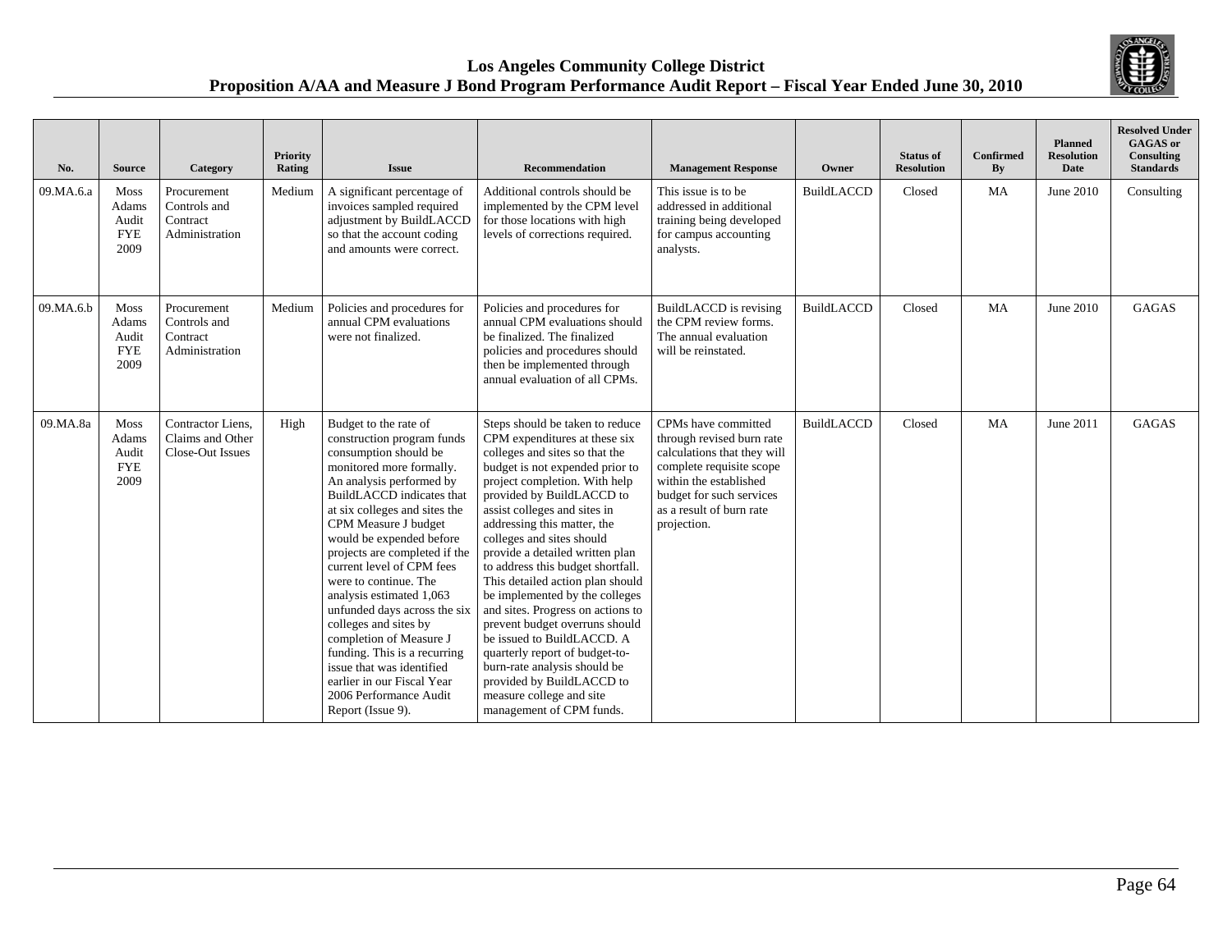| No. | Source | Category | Priority Rating | Issue | Recommendation | Management Response | Owner | Status of Resolution | Confirmed By | Planned Resolution Date | Resolved Under GAGAS or Consulting Standards |
|---|---|---|---|---|---|---|---|---|---|---|---|
| 09.MA.6.a | Moss Adams Audit FYE 2009 | Procurement Controls and Contract Administration | Medium | A significant percentage of invoices sampled required adjustment by BuildLACCD so that the account coding and amounts were correct. | Additional controls should be implemented by the CPM level for those locations with high levels of corrections required. | This issue is to be addressed in additional training being developed for campus accounting analysts. | BuildLACCD | Closed | MA | June 2010 | Consulting |
| 09.MA.6.b | Moss Adams Audit FYE 2009 | Procurement Controls and Contract Administration | Medium | Policies and procedures for annual CPM evaluations were not finalized. | Policies and procedures for annual CPM evaluations should be finalized. The finalized policies and procedures should then be implemented through annual evaluation of all CPMs. | BuildLACCD is revising the CPM review forms. The annual evaluation will be reinstated. | BuildLACCD | Closed | MA | June 2010 | GAGAS |
| 09.MA.8a | Moss Adams Audit FYE 2009 | Contractor Liens, Claims and Other Close-Out Issues | High | Budget to the rate of construction program funds consumption should be monitored more formally. An analysis performed by BuildLACCD indicates that at six colleges and sites the CPM Measure J budget would be expended before projects are completed if the current level of CPM fees were to continue. The analysis estimated 1,063 unfunded days across the six colleges and sites by completion of Measure J funding. This is a recurring issue that was identified earlier in our Fiscal Year 2006 Performance Audit Report (Issue 9). | Steps should be taken to reduce CPM expenditures at these six colleges and sites so that the budget is not expended prior to project completion. With help provided by BuildLACCD to assist colleges and sites in addressing this matter, the colleges and sites should provide a detailed written plan to address this budget shortfall. This detailed action plan should be implemented by the colleges and sites. Progress on actions to prevent budget overruns should be issued to BuildLACCD. A quarterly report of budget-to-burn-rate analysis should be provided by BuildLACCD to measure college and site management of CPM funds. | CPMs have committed through revised burn rate calculations that they will complete requisite scope within the established budget for such services as a result of burn rate projection. | BuildLACCD | Closed | MA | June 2011 | GAGAS |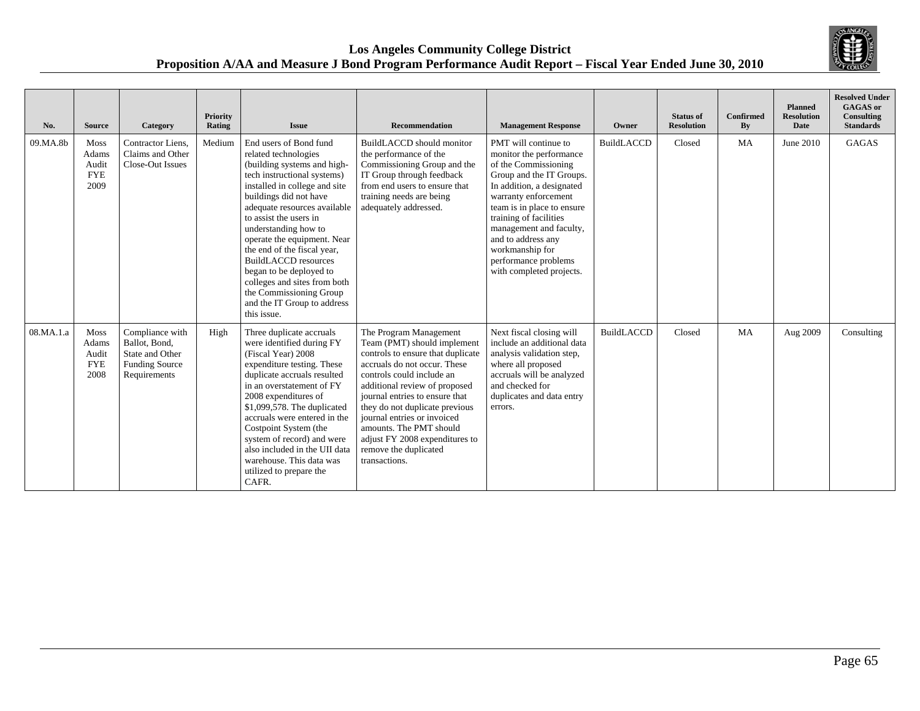| No. | Source | Category | Priority Rating | Issue | Recommendation | Management Response | Owner | Status of Resolution | Confirmed By | Planned Resolution Date | Resolved Under GAGAS or Consulting Standards |
|---|---|---|---|---|---|---|---|---|---|---|---|
| 09.MA.8b | Moss Adams Audit FYE 2009 | Contractor Liens, Claims and Other Close-Out Issues | Medium | End users of Bond fund related technologies (building systems and high-tech instructional systems) installed in college and site buildings did not have adequate resources available to assist the users in understanding how to operate the equipment. Near the end of the fiscal year, BuildLACCD resources began to be deployed to colleges and sites from both the Commissioning Group and the IT Group to address this issue. | BuildLACCD should monitor the performance of the Commissioning Group and the IT Group through feedback from end users to ensure that training needs are being adequately addressed. | PMT will continue to monitor the performance of the Commissioning Group and the IT Groups. In addition, a designated warranty enforcement team is in place to ensure training of facilities management and faculty, and to address any workmanship for performance problems with completed projects. | BuildLACCD | Closed | MA | June 2010 | GAGAS |
| 08.MA.1.a | Moss Adams Audit FYE 2008 | Compliance with Ballot, Bond, State and Other Funding Source Requirements | High | Three duplicate accruals were identified during FY (Fiscal Year) 2008 expenditure testing. These duplicate accruals resulted in an overstatement of FY 2008 expenditures of $1,099,578. The duplicated accruals were entered in the Costpoint System (the system of record) and were also included in the UII data warehouse. This data was utilized to prepare the CAFR. | The Program Management Team (PMT) should implement controls to ensure that duplicate accruals do not occur. These controls could include an additional review of proposed journal entries to ensure that they do not duplicate previous journal entries or invoiced amounts. The PMT should adjust FY 2008 expenditures to remove the duplicated transactions. | Next fiscal closing will include an additional data analysis validation step, where all proposed accruals will be analyzed and checked for duplicates and data entry errors. | BuildLACCD | Closed | MA | Aug 2009 | Consulting |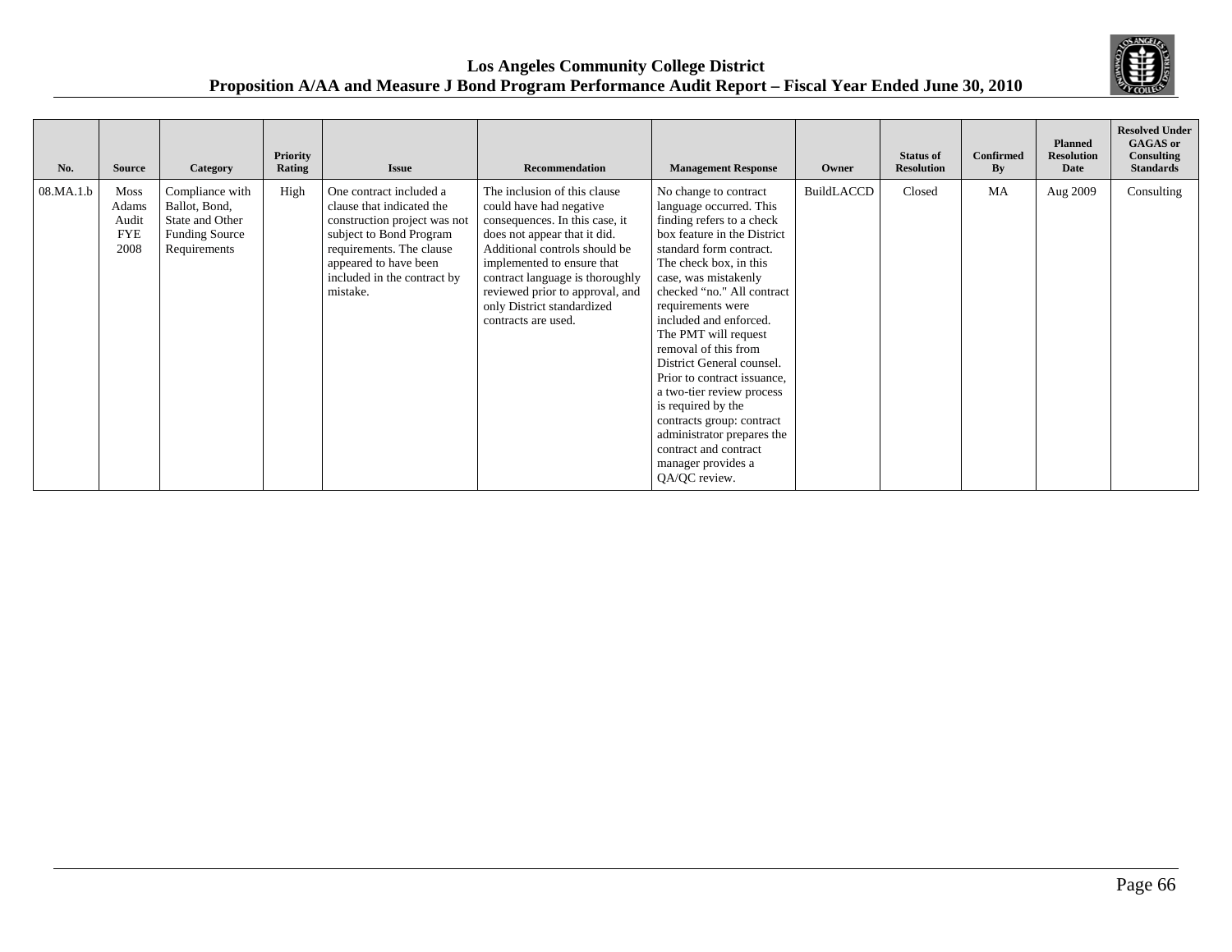| No. | Source | Category | Priority Rating | Issue | Recommendation | Management Response | Owner | Status of Resolution | Confirmed By | Planned Resolution Date | Resolved Under GAGAS or Consulting Standards |
|---|---|---|---|---|---|---|---|---|---|---|---|
| 08.MA.1.b | Moss Adams Audit FYE 2008 | Compliance with Ballot, Bond, State and Other Funding Source Requirements | High | One contract included a clause that indicated the construction project was not subject to Bond Program requirements. The clause appeared to have been included in the contract by mistake. | The inclusion of this clause could have had negative consequences. In this case, it does not appear that it did. Additional controls should be implemented to ensure that contract language is thoroughly reviewed prior to approval, and only District standardized contracts are used. | No change to contract language occurred. This finding refers to a check box feature in the District standard form contract. The check box, in this case, was mistakenly checked "no." All contract requirements were included and enforced. The PMT will request removal of this from District General counsel. Prior to contract issuance, a two-tier review process is required by the contracts group: contract administrator prepares the contract and contract manager provides a QA/QC review. | BuildLACCD | Closed | MA | Aug 2009 | Consulting |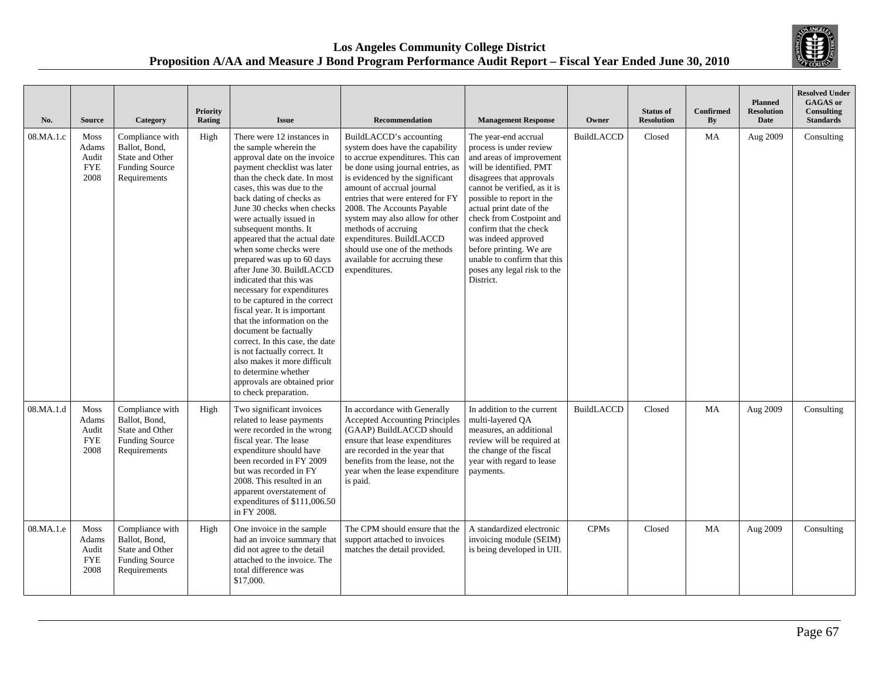| No. | Source | Category | Priority Rating | Issue | Recommendation | Management Response | Owner | Status of Resolution | Confirmed By | Planned Resolution Date | Resolved Under GAGAS or Consulting Standards |
|---|---|---|---|---|---|---|---|---|---|---|---|
| 08.MA.1.c | Moss Adams Audit FYE 2008 | Compliance with Ballot, Bond, State and Other Funding Source Requirements | High | There were 12 instances in the sample wherein the approval date on the invoice payment checklist was later than the check date. In most cases, this was due to the back dating of checks as June 30 checks when checks were actually issued in subsequent months. It appeared that the actual date when some checks were prepared was up to 60 days after June 30. BuildLACCD indicated that this was necessary for expenditures to be captured in the correct fiscal year. It is important that the information on the document be factually correct. In this case, the date is not factually correct. It also makes it more difficult to determine whether approvals are obtained prior to check preparation. | BuildLACCD's accounting system does have the capability to accrue expenditures. This can be done using journal entries, as is evidenced by the significant amount of accrual journal entries that were entered for FY 2008. The Accounts Payable system may also allow for other methods of accruing expenditures. BuildLACCD should use one of the methods available for accruing these expenditures. | The year-end accrual process is under review and areas of improvement will be identified. PMT disagrees that approvals cannot be verified, as it is possible to report in the actual print date of the check from Costpoint and confirm that the check was indeed approved before printing. We are unable to confirm that this poses any legal risk to the District. | BuildLACCD | Closed | MA | Aug 2009 | Consulting |
| 08.MA.1.d | Moss Adams Audit FYE 2008 | Compliance with Ballot, Bond, State and Other Funding Source Requirements | High | Two significant invoices related to lease payments were recorded in the wrong fiscal year. The lease expenditure should have been recorded in FY 2009 but was recorded in FY 2008. This resulted in an apparent overstatement of expenditures of $111,006.50 in FY 2008. | In accordance with Generally Accepted Accounting Principles (GAAP) BuildLACCD should ensure that lease expenditures are recorded in the year that benefits from the lease, not the year when the lease expenditure is paid. | In addition to the current multi-layered QA measures, an additional review will be required at the change of the fiscal year with regard to lease payments. | BuildLACCD | Closed | MA | Aug 2009 | Consulting |
| 08.MA.1.e | Moss Adams Audit FYE 2008 | Compliance with Ballot, Bond, State and Other Funding Source Requirements | High | One invoice in the sample had an invoice summary that did not agree to the detail attached to the invoice. The total difference was $17,000. | The CPM should ensure that the support attached to invoices matches the detail provided. | A standardized electronic invoicing module (SEIM) is being developed in UII. | CPMs | Closed | MA | Aug 2009 | Consulting |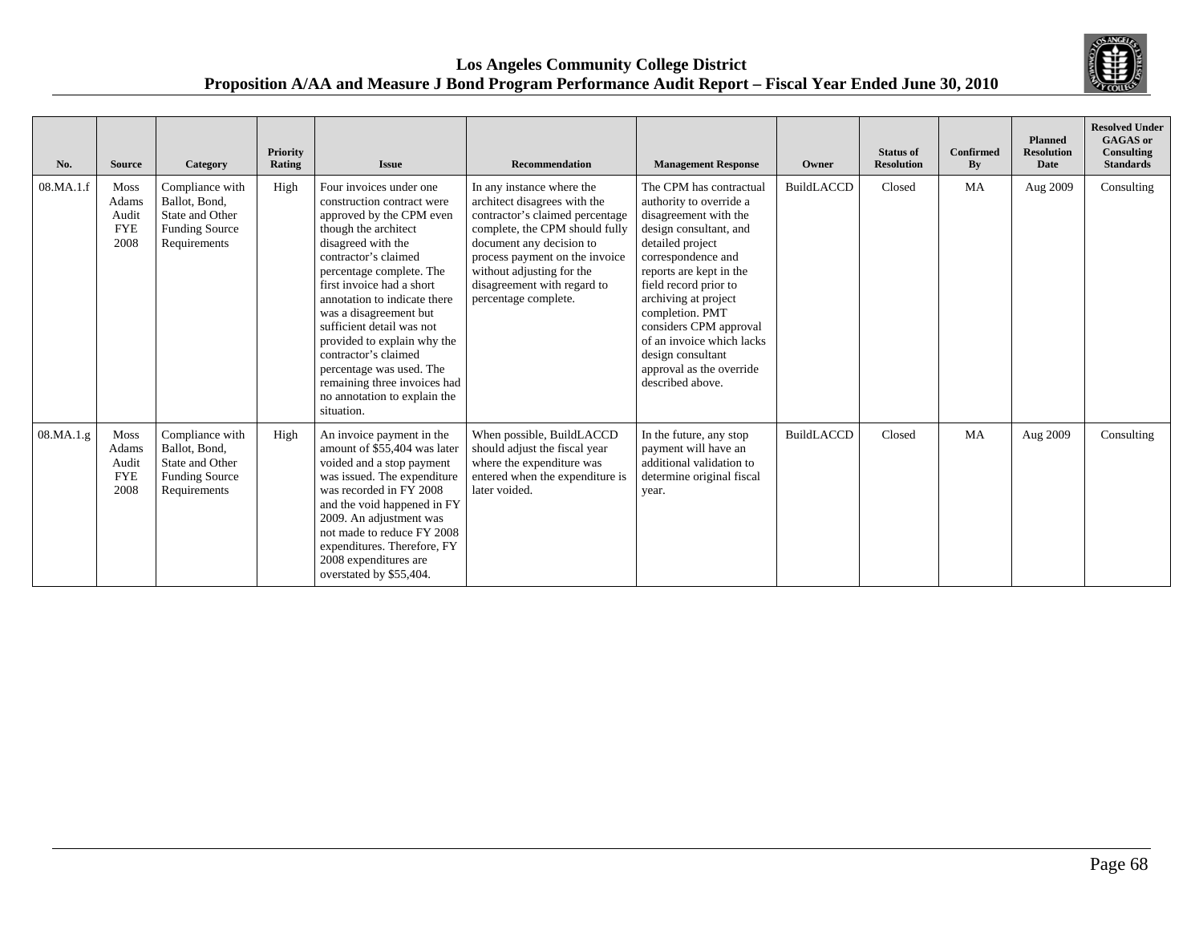| No. | Source | Category | Priority Rating | Issue | Recommendation | Management Response | Owner | Status of Resolution | Confirmed By | Planned Resolution Date | Resolved Under GAGAS or Consulting Standards |
|---|---|---|---|---|---|---|---|---|---|---|---|
| 08.MA.1.f | Moss Adams Audit FYE 2008 | Compliance with Ballot, Bond, State and Other Funding Source Requirements | High | Four invoices under one construction contract were approved by the CPM even though the architect disagreed with the contractor's claimed percentage complete. The first invoice had a short annotation to indicate there was a disagreement but sufficient detail was not provided to explain why the contractor's claimed percentage was used. The remaining three invoices had no annotation to explain the situation. | In any instance where the architect disagrees with the contractor's claimed percentage complete, the CPM should fully document any decision to process payment on the invoice without adjusting for the disagreement with regard to percentage complete. | The CPM has contractual authority to override a disagreement with the design consultant, and detailed project correspondence and reports are kept in the field record prior to archiving at project completion. PMT considers CPM approval of an invoice which lacks design consultant approval as the override described above. | BuildLACCD | Closed | MA | Aug 2009 | Consulting |
| 08.MA.1.g | Moss Adams Audit FYE 2008 | Compliance with Ballot, Bond, State and Other Funding Source Requirements | High | An invoice payment in the amount of $55,404 was later voided and a stop payment was issued. The expenditure was recorded in FY 2008 and the void happened in FY 2009. An adjustment was not made to reduce FY 2008 expenditures. Therefore, FY 2008 expenditures are overstated by $55,404. | When possible, BuildLACCD should adjust the fiscal year where the expenditure was entered when the expenditure is later voided. | In the future, any stop payment will have an additional validation to determine original fiscal year. | BuildLACCD | Closed | MA | Aug 2009 | Consulting |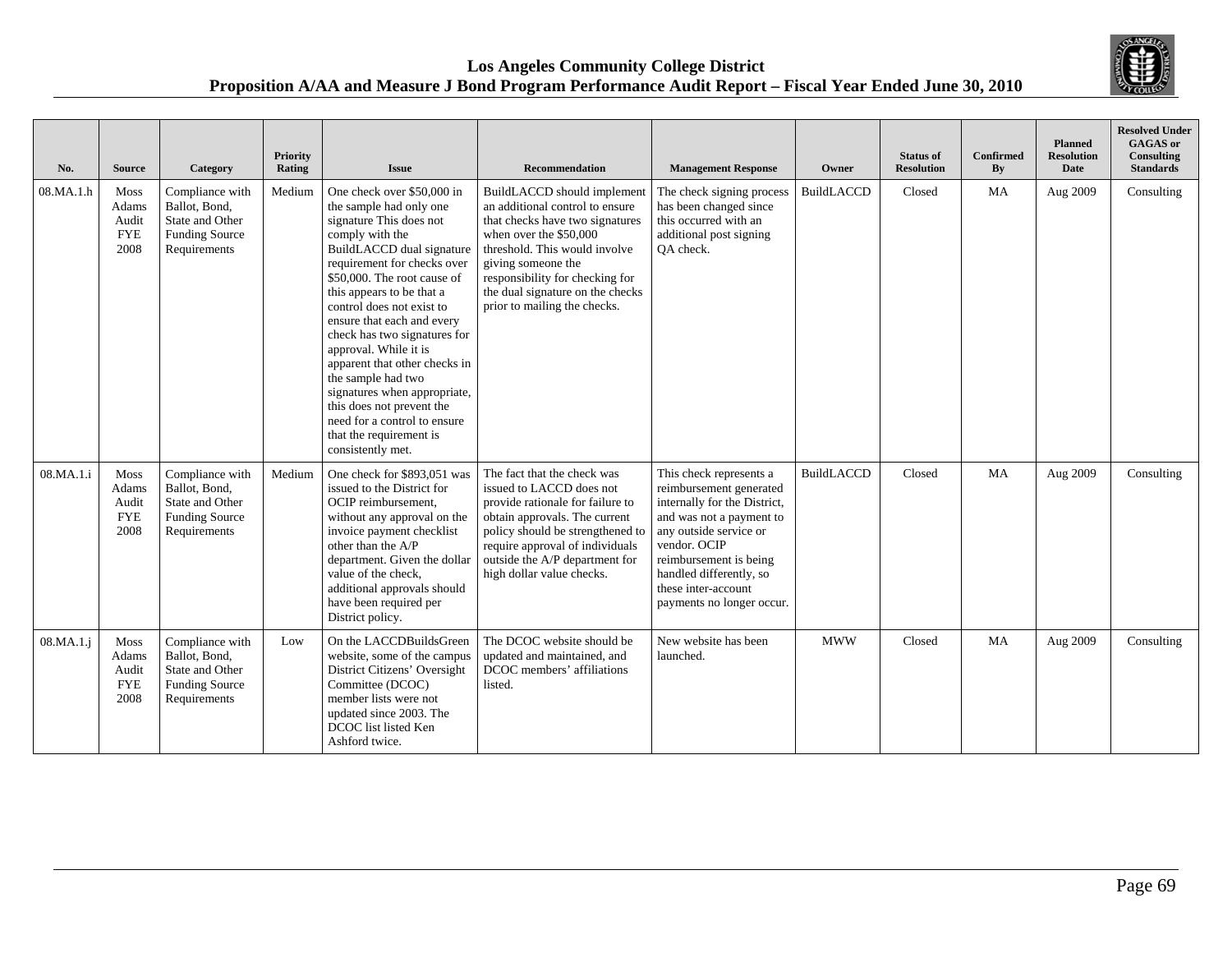| No. | Source | Category | Priority Rating | Issue | Recommendation | Management Response | Owner | Status of Resolution | Confirmed By | Planned Resolution Date | Resolved Under GAGAS or Consulting Standards |
|---|---|---|---|---|---|---|---|---|---|---|---|
| 08.MA.1.h | Moss Adams Audit FYE 2008 | Compliance with Ballot, Bond, State and Other Funding Source Requirements | Medium | One check over $50,000 in the sample had only one signature This does not comply with the BuildLACCD dual signature requirement for checks over $50,000. The root cause of this appears to be that a control does not exist to ensure that each and every check has two signatures for approval. While it is apparent that other checks in the sample had two signatures when appropriate, this does not prevent the need for a control to ensure that the requirement is consistently met. | BuildLACCD should implement an additional control to ensure that checks have two signatures when over the $50,000 threshold. This would involve giving someone the responsibility for checking for the dual signature on the checks prior to mailing the checks. | The check signing process has been changed since this occurred with an additional post signing QA check. | BuildLACCD | Closed | MA | Aug 2009 | Consulting |
| 08.MA.1.i | Moss Adams Audit FYE 2008 | Compliance with Ballot, Bond, State and Other Funding Source Requirements | Medium | One check for $893,051 was issued to the District for OCIP reimbursement, without any approval on the invoice payment checklist other than the A/P department. Given the dollar value of the check, additional approvals should have been required per District policy. | The fact that the check was issued to LACCD does not provide rationale for failure to obtain approvals. The current policy should be strengthened to require approval of individuals outside the A/P department for high dollar value checks. | This check represents a reimbursement generated internally for the District, and was not a payment to any outside service or vendor. OCIP reimbursement is being handled differently, so these inter-account payments no longer occur. | BuildLACCD | Closed | MA | Aug 2009 | Consulting |
| 08.MA.1.j | Moss Adams Audit FYE 2008 | Compliance with Ballot, Bond, State and Other Funding Source Requirements | Low | On the LACCDBuildsGreen website, some of the campus District Citizens' Oversight Committee (DCOC) member lists were not updated since 2003. The DCOC list listed Ken Ashford twice. | The DCOC website should be updated and maintained, and DCOC members' affiliations listed. | New website has been launched. | MWW | Closed | MA | Aug 2009 | Consulting |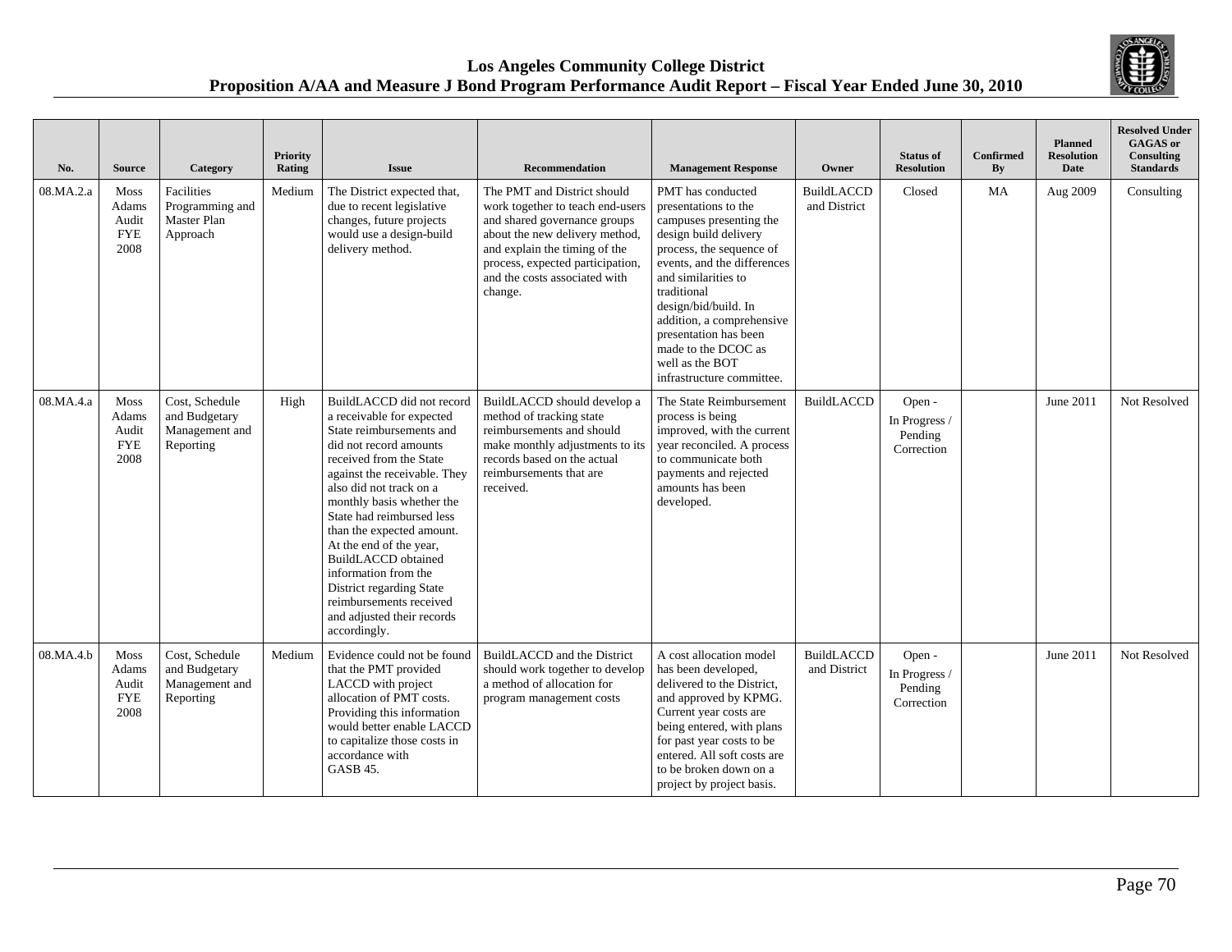| No. | Source | Category | Priority Rating | Issue | Recommendation | Management Response | Owner | Status of Resolution | Confirmed By | Planned Resolution Date | Resolved Under GAGAS or Consulting Standards |
|---|---|---|---|---|---|---|---|---|---|---|---|
| 08.MA.2.a | Moss Adams Audit FYE 2008 | Facilities Programming and Master Plan Approach | Medium | The District expected that, due to recent legislative changes, future projects would use a design-build delivery method. | The PMT and District should work together to teach end-users and shared governance groups about the new delivery method, and explain the timing of the process, expected participation, and the costs associated with change. | PMT has conducted presentations to the campuses presenting the design build delivery process, the sequence of events, and the differences and similarities to traditional design/bid/build. In addition, a comprehensive presentation has been made to the DCOC as well as the BOT infrastructure committee. | BuildLACCD and District | Closed | MA | Aug 2009 | Consulting |
| 08.MA.4.a | Moss Adams Audit FYE 2008 | Cost, Schedule and Budgetary Management and Reporting | High | BuildLACCD did not record a receivable for expected State reimbursements and did not record amounts received from the State against the receivable. They also did not track on a monthly basis whether the State had reimbursed less than the expected amount. At the end of the year, BuildLACCD obtained information from the District regarding State reimbursements received and adjusted their records accordingly. | BuildLACCD should develop a method of tracking state reimbursements and should make monthly adjustments to its records based on the actual reimbursements that are received. | The State Reimbursement process is being improved, with the current year reconciled. A process to communicate both payments and rejected amounts has been developed. | BuildLACCD | Open - In Progress / Pending Correction | | June 2011 | Not Resolved |
| 08.MA.4.b | Moss Adams Audit FYE 2008 | Cost, Schedule and Budgetary Management and Reporting | Medium | Evidence could not be found that the PMT provided LACCD with project allocation of PMT costs. Providing this information would better enable LACCD to capitalize those costs in accordance with GASB 45. | BuildLACCD and the District should work together to develop a method of allocation for program management costs | A cost allocation model has been developed, delivered to the District, and approved by KPMG. Current year costs are being entered, with plans for past year costs to be entered. All soft costs are to be broken down on a project by project basis. | BuildLACCD and District | Open - In Progress / Pending Correction | | June 2011 | Not Resolved |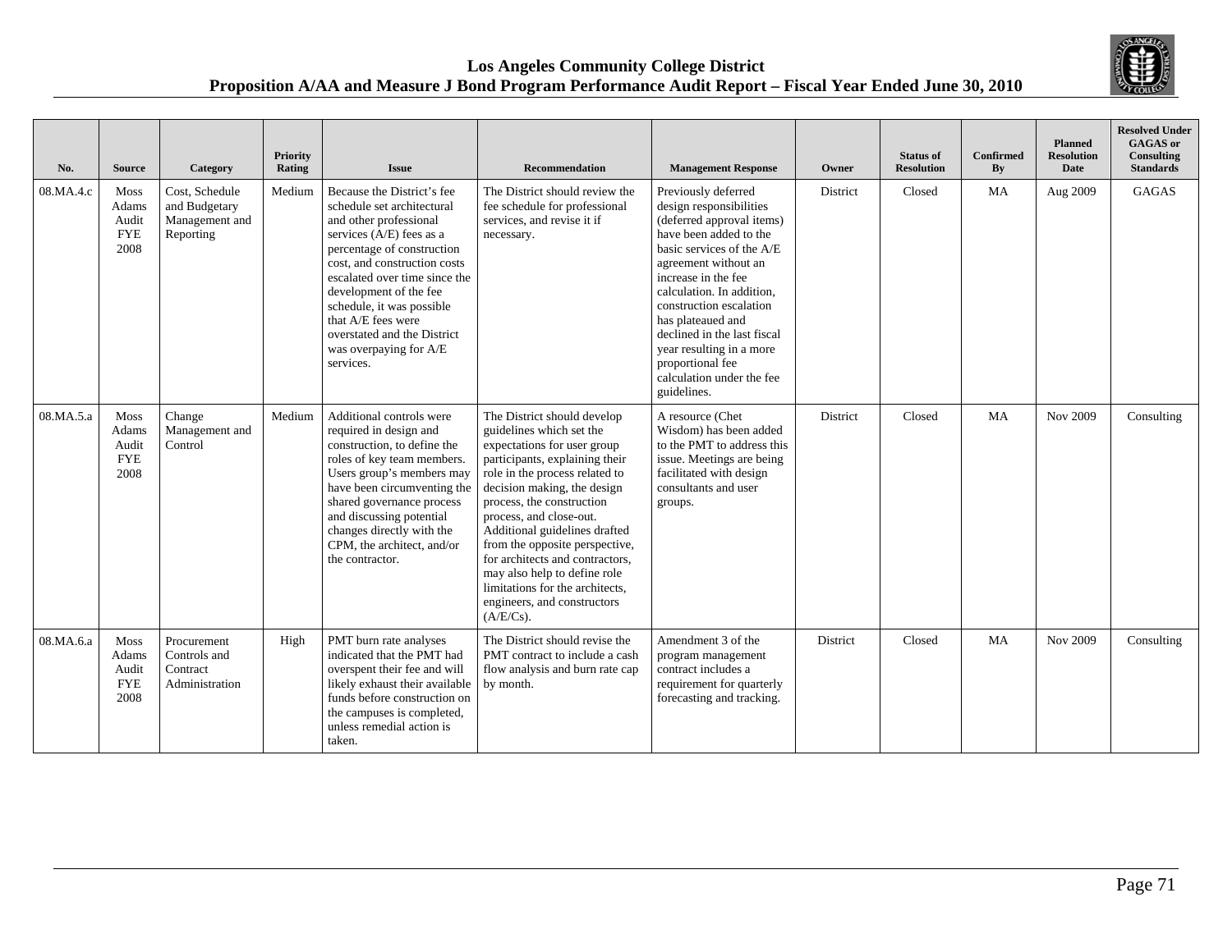| No. | Source | Category | Priority Rating | Issue | Recommendation | Management Response | Owner | Status of Resolution | Confirmed By | Planned Resolution Date | Resolved Under GAGAS or Consulting Standards |
|---|---|---|---|---|---|---|---|---|---|---|---|
| 08.MA.4.c | Moss Adams Audit FYE 2008 | Cost, Schedule and Budgetary Management and Reporting | Medium | Because the District's fee schedule set architectural and other professional services (A/E) fees as a percentage of construction cost, and construction costs escalated over time since the development of the fee schedule, it was possible that A/E fees were overstated and the District was overpaying for A/E services. | The District should review the fee schedule for professional services, and revise it if necessary. | Previously deferred design responsibilities (deferred approval items) have been added to the basic services of the A/E agreement without an increase in the fee calculation. In addition, construction escalation has plateaued and declined in the last fiscal year resulting in a more proportional fee calculation under the fee guidelines. | District | Closed | MA | Aug 2009 | GAGAS |
| 08.MA.5.a | Moss Adams Audit FYE 2008 | Change Management and Control | Medium | Additional controls were required in design and construction, to define the roles of key team members. Users group's members may have been circumventing the shared governance process and discussing potential changes directly with the CPM, the architect, and/or the contractor. | The District should develop guidelines which set the expectations for user group participants, explaining their role in the process related to decision making, the design process, the construction process, and close-out. Additional guidelines drafted from the opposite perspective, for architects and contractors, may also help to define role limitations for the architects, engineers, and constructors (A/E/Cs). | A resource (Chet Wisdom) has been added to the PMT to address this issue. Meetings are being facilitated with design consultants and user groups. | District | Closed | MA | Nov 2009 | Consulting |
| 08.MA.6.a | Moss Adams Audit FYE 2008 | Procurement Controls and Contract Administration | High | PMT burn rate analyses indicated that the PMT had overspent their fee and will likely exhaust their available funds before construction on the campuses is completed, unless remedial action is taken. | The District should revise the PMT contract to include a cash flow analysis and burn rate cap by month. | Amendment 3 of the program management contract includes a requirement for quarterly forecasting and tracking. | District | Closed | MA | Nov 2009 | Consulting |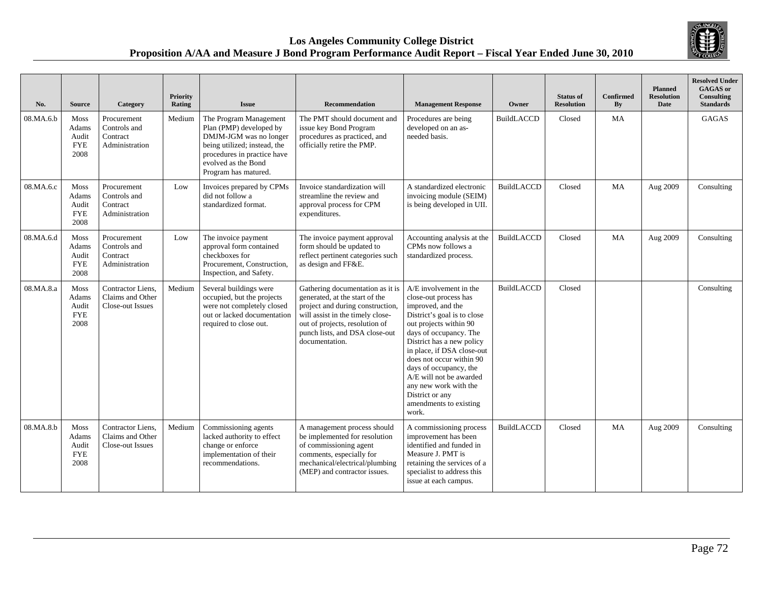| No. | Source | Category | Priority Rating | Issue | Recommendation | Management Response | Owner | Status of Resolution | Confirmed By | Planned Resolution Date | Resolved Under GAGAS or Consulting Standards |
|---|---|---|---|---|---|---|---|---|---|---|---|
| 08.MA.6.b | Moss Adams Audit FYE 2008 | Procurement Controls and Contract Administration | Medium | The Program Management Plan (PMP) developed by DMJM-JGM was no longer being utilized; instead, the procedures in practice have evolved as the Bond Program has matured. | The PMT should document and issue key Bond Program procedures as practiced, and officially retire the PMP. | Procedures are being developed on an as-needed basis. | BuildLACCD | Closed | MA | | GAGAS |
| 08.MA.6.c | Moss Adams Audit FYE 2008 | Procurement Controls and Contract Administration | Low | Invoices prepared by CPMs did not follow a standardized format. | Invoice standardization will streamline the review and approval process for CPM expenditures. | A standardized electronic invoicing module (SEIM) is being developed in UII. | BuildLACCD | Closed | MA | Aug 2009 | Consulting |
| 08.MA.6.d | Moss Adams Audit FYE 2008 | Procurement Controls and Contract Administration | Low | The invoice payment approval form contained checkboxes for Procurement, Construction, Inspection, and Safety. | The invoice payment approval form should be updated to reflect pertinent categories such as design and FF&E. | Accounting analysis at the CPMs now follows a standardized process. | BuildLACCD | Closed | MA | Aug 2009 | Consulting |
| 08.MA.8.a | Moss Adams Audit FYE 2008 | Contractor Liens, Claims and Other Close-out Issues | Medium | Several buildings were occupied, but the projects were not completely closed out or lacked documentation required to close out. | Gathering documentation as it is generated, at the start of the project and during construction, will assist in the timely close-out of projects, resolution of punch lists, and DSA close-out documentation. | A/E involvement in the close-out process has improved, and the District's goal is to close out projects within 90 days of occupancy. The District has a new policy in place, if DSA close-out does not occur within 90 days of occupancy, the A/E will not be awarded any new work with the District or any amendments to existing work. | BuildLACCD | Closed | | | Consulting |
| 08.MA.8.b | Moss Adams Audit FYE 2008 | Contractor Liens, Claims and Other Close-out Issues | Medium | Commissioning agents lacked authority to effect change or enforce implementation of their recommendations. | A management process should be implemented for resolution of commissioning agent comments, especially for mechanical/electrical/plumbing (MEP) and contractor issues. | A commissioning process improvement has been identified and funded in Measure J. PMT is retaining the services of a specialist to address this issue at each campus. | BuildLACCD | Closed | MA | Aug 2009 | Consulting |